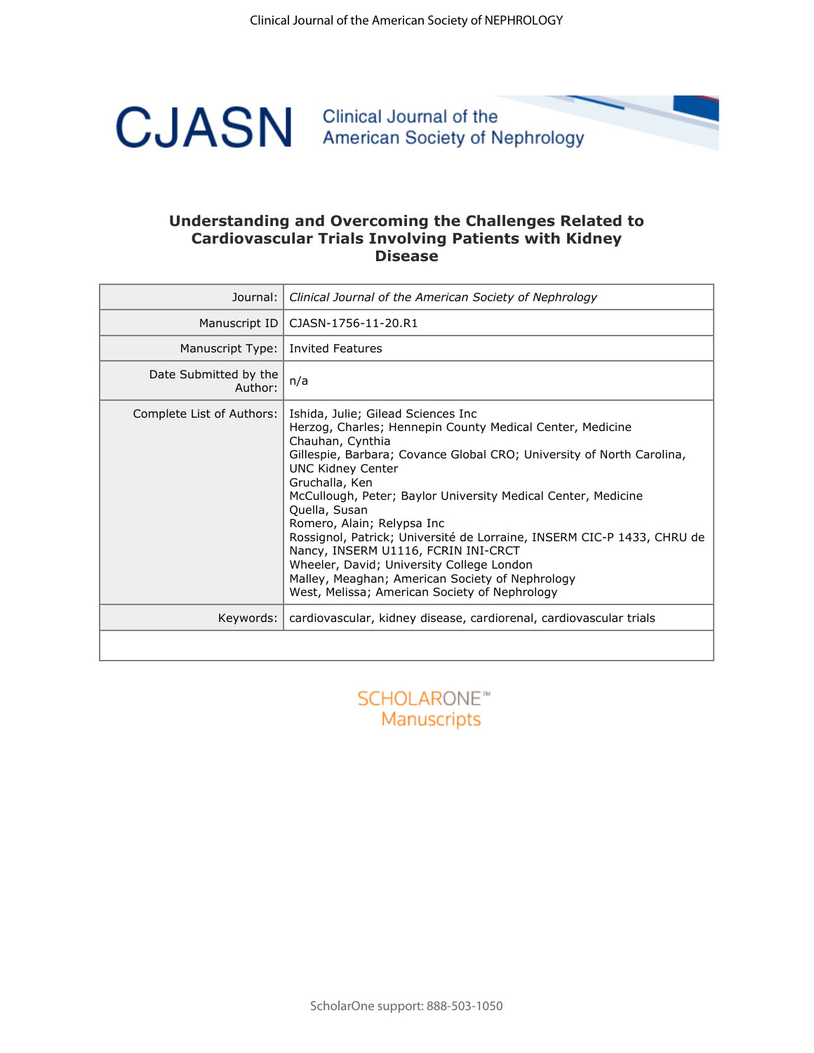# Understanding and Overcoming the Challenges Related to Cardiovascular Trials Involving Patients with Kidney Disease

| | |
|---|---|
| Journal: | *Clinical Journal of the American Society of Nephrology* |
| Manuscript ID | CJASN-1756-11-20.R1 |
| Manuscript Type: | Invited Features |
| Date Submitted by the Author: | n/a |
| Complete List of Authors: | Ishida, Julie; Gilead Sciences Inc<br>Herzog, Charles; Hennepin County Medical Center, Medicine<br>Chauhan, Cynthia<br>Gillespie, Barbara; Covance Global CRO; University of North Carolina, UNC Kidney Center<br>Gruchalla, Ken<br>McCullough, Peter; Baylor University Medical Center, Medicine<br>Quella, Susan<br>Romero, Alain; Relypsa Inc<br>Rossignol, Patrick; Université de Lorraine, INSERM CIC-P 1433, CHRU de Nancy, INSERM U1116, FCRIN INI-CRCT<br>Wheeler, David; University College London<br>Malley, Meaghan; American Society of Nephrology<br>West, Melissa; American Society of Nephrology |
| Keywords: | cardiovascular, kidney disease, cardiorenal, cardiovascular trials |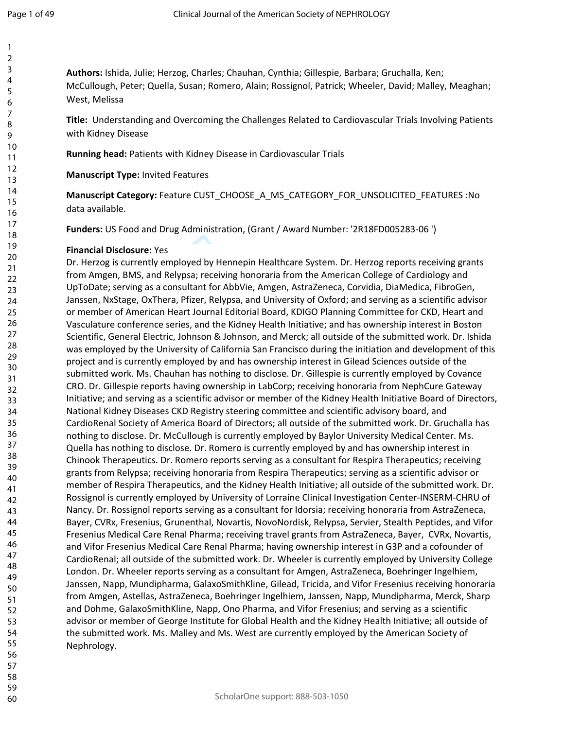**Authors:** Ishida, Julie; Herzog, Charles; Chauhan, Cynthia; Gillespie, Barbara; Gruchalla, Ken; McCullough, Peter; Quella, Susan; Romero, Alain; Rossignol, Patrick; Wheeler, David; Malley, Meaghan; West, Melissa

**Title:** Understanding and Overcoming the Challenges Related to Cardiovascular Trials Involving Patients with Kidney Disease

**Running head:** Patients with Kidney Disease in Cardiovascular Trials

**Manuscript Type:** Invited Features

**Manuscript Category:** Feature CUST_CHOOSE_A_MS_CATEGORY_FOR_UNSOLICITED_FEATURES :No data available.

**Funders:** US Food and Drug Administration, (Grant / Award Number: '2R18FD005283-06 ')

**Financial Disclosure:** Yes

Dr. Herzog is currently employed by Hennepin Healthcare System. Dr. Herzog reports receiving grants from Amgen, BMS, and Relypsa; receiving honoraria from the American College of Cardiology and UpToDate; serving as a consultant for AbbVie, Amgen, AstraZeneca, Corvidia, DiaMedica, FibroGen, Janssen, NxStage, OxThera, Pfizer, Relypsa, and University of Oxford; and serving as a scientific advisor or member of American Heart Journal Editorial Board, KDIGO Planning Committee for CKD, Heart and Vasculature conference series, and the Kidney Health Initiative; and has ownership interest in Boston Scientific, General Electric, Johnson & Johnson, and Merck; all outside of the submitted work. Dr. Ishida was employed by the University of California San Francisco during the initiation and development of this project and is currently employed by and has ownership interest in Gilead Sciences outside of the submitted work. Ms. Chauhan has nothing to disclose. Dr. Gillespie is currently employed by Covance CRO. Dr. Gillespie reports having ownership in LabCorp; receiving honoraria from NephCure Gateway Initiative; and serving as a scientific advisor or member of the Kidney Health Initiative Board of Directors, National Kidney Diseases CKD Registry steering committee and scientific advisory board, and CardioRenal Society of America Board of Directors; all outside of the submitted work. Dr. Gruchalla has nothing to disclose. Dr. McCullough is currently employed by Baylor University Medical Center. Ms. Quella has nothing to disclose. Dr. Romero is currently employed by and has ownership interest in Chinook Therapeutics. Dr. Romero reports serving as a consultant for Respira Therapeutics; receiving grants from Relypsa; receiving honoraria from Respira Therapeutics; serving as a scientific advisor or member of Respira Therapeutics, and the Kidney Health Initiative; all outside of the submitted work. Dr. Rossignol is currently employed by University of Lorraine Clinical Investigation Center-INSERM-CHRU of Nancy. Dr. Rossignol reports serving as a consultant for Idorsia; receiving honoraria from AstraZeneca, Bayer, CVRx, Fresenius, Grunenthal, Novartis, NovoNordisk, Relypsa, Servier, Stealth Peptides, and Vifor Fresenius Medical Care Renal Pharma; receiving travel grants from AstraZeneca, Bayer, CVRx, Novartis, and Vifor Fresenius Medical Care Renal Pharma; having ownership interest in G3P and a cofounder of CardioRenal; all outside of the submitted work. Dr. Wheeler is currently employed by University College London. Dr. Wheeler reports serving as a consultant for Amgen, AstraZeneca, Boehringer Ingelhiem, Janssen, Napp, Mundipharma, GalaxoSmithKline, Gilead, Tricida, and Vifor Fresenius receiving honoraria from Amgen, Astellas, AstraZeneca, Boehringer Ingelhiem, Janssen, Napp, Mundipharma, Merck, Sharp and Dohme, GalaxoSmithKline, Napp, Ono Pharma, and Vifor Fresenius; and serving as a scientific advisor or member of George Institute for Global Health and the Kidney Health Initiative; all outside of the submitted work. Ms. Malley and Ms. West are currently employed by the American Society of Nephrology.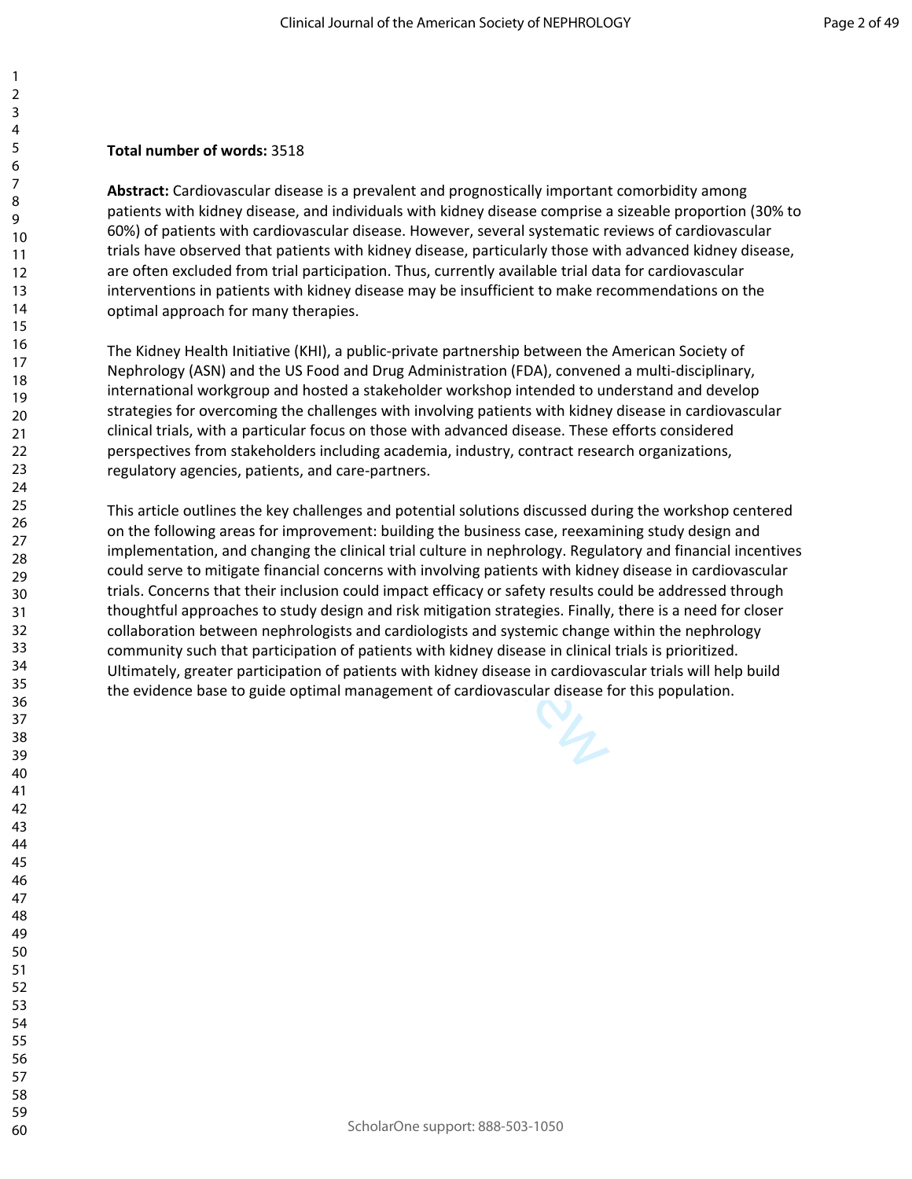**Total number of words:** 3518

**Abstract:** Cardiovascular disease is a prevalent and prognostically important comorbidity among patients with kidney disease, and individuals with kidney disease comprise a sizeable proportion (30% to 60%) of patients with cardiovascular disease. However, several systematic reviews of cardiovascular trials have observed that patients with kidney disease, particularly those with advanced kidney disease, are often excluded from trial participation. Thus, currently available trial data for cardiovascular interventions in patients with kidney disease may be insufficient to make recommendations on the optimal approach for many therapies.

The Kidney Health Initiative (KHI), a public-private partnership between the American Society of Nephrology (ASN) and the US Food and Drug Administration (FDA), convened a multi-disciplinary, international workgroup and hosted a stakeholder workshop intended to understand and develop strategies for overcoming the challenges with involving patients with kidney disease in cardiovascular clinical trials, with a particular focus on those with advanced disease. These efforts considered perspectives from stakeholders including academia, industry, contract research organizations, regulatory agencies, patients, and care-partners.

This article outlines the key challenges and potential solutions discussed during the workshop centered on the following areas for improvement: building the business case, reexamining study design and implementation, and changing the clinical trial culture in nephrology. Regulatory and financial incentives could serve to mitigate financial concerns with involving patients with kidney disease in cardiovascular trials. Concerns that their inclusion could impact efficacy or safety results could be addressed through thoughtful approaches to study design and risk mitigation strategies. Finally, there is a need for closer collaboration between nephrologists and cardiologists and systemic change within the nephrology community such that participation of patients with kidney disease in clinical trials is prioritized. Ultimately, greater participation of patients with kidney disease in cardiovascular trials will help build the evidence base to guide optimal management of cardiovascular disease for this population.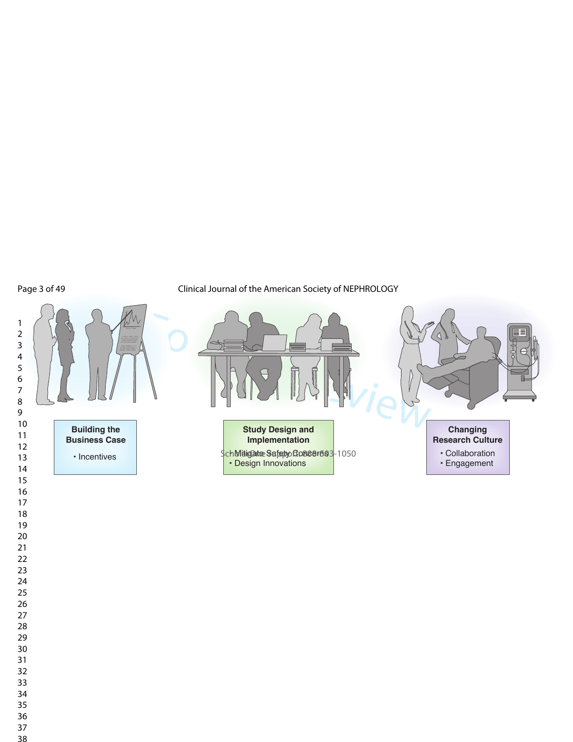**Building the Business Case**

- Incentives

**Study Design and Implementation**

- Mitigate Safety Concerns
- Design Innovations

**Changing Research Culture**

- Collaboration
- Engagement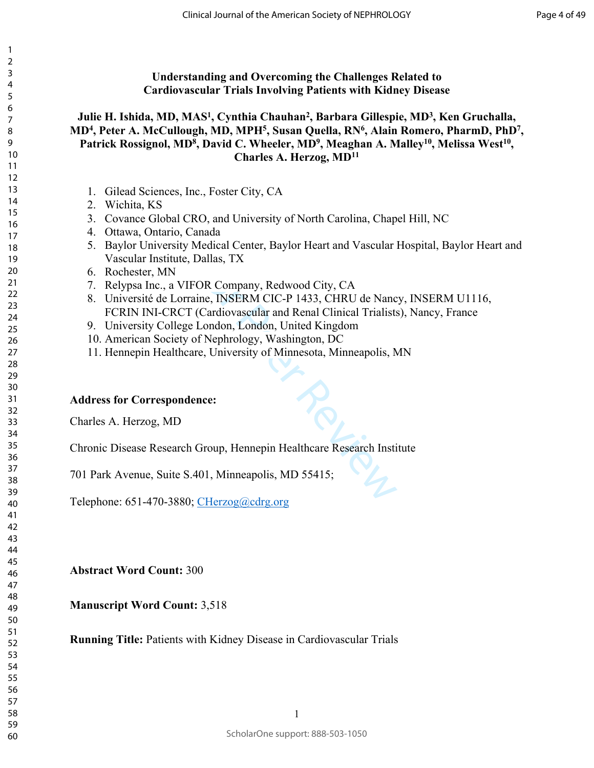# Understanding and Overcoming the Challenges Related to Cardiovascular Trials Involving Patients with Kidney Disease

**Julie H. Ishida, MD, MAS[1], Cynthia Chauhan[2], Barbara Gillespie, MD[3], Ken Gruchalla, MD[4], Peter A. McCullough, MD, MPH[5], Susan Quella, RN[6], Alain Romero, PharmD, PhD[7], Patrick Rossignol, MD[8], David C. Wheeler, MD[9], Meaghan A. Malley[10], Melissa West[10], Charles A. Herzog, MD[11]**

1. Gilead Sciences, Inc., Foster City, CA
2. Wichita, KS
3. Covance Global CRO, and University of North Carolina, Chapel Hill, NC
4. Ottawa, Ontario, Canada
5. Baylor University Medical Center, Baylor Heart and Vascular Hospital, Baylor Heart and Vascular Institute, Dallas, TX
6. Rochester, MN
7. Relypsa Inc., a VIFOR Company, Redwood City, CA
8. Université de Lorraine, INSERM CIC-P 1433, CHRU de Nancy, INSERM U1116, FCRIN INI-CRCT (Cardiovascular and Renal Clinical Trialists), Nancy, France
9. University College London, London, United Kingdom
10. American Society of Nephrology, Washington, DC
11. Hennepin Healthcare, University of Minnesota, Minneapolis, MN

**Address for Correspondence:**

Charles A. Herzog, MD

Chronic Disease Research Group, Hennepin Healthcare Research Institute

701 Park Avenue, Suite S.401, Minneapolis, MD 55415;

Telephone: 651-470-3880; CHerzog@cdrg.org

**Abstract Word Count:** 300

**Manuscript Word Count:** 3,518

**Running Title:** Patients with Kidney Disease in Cardiovascular Trials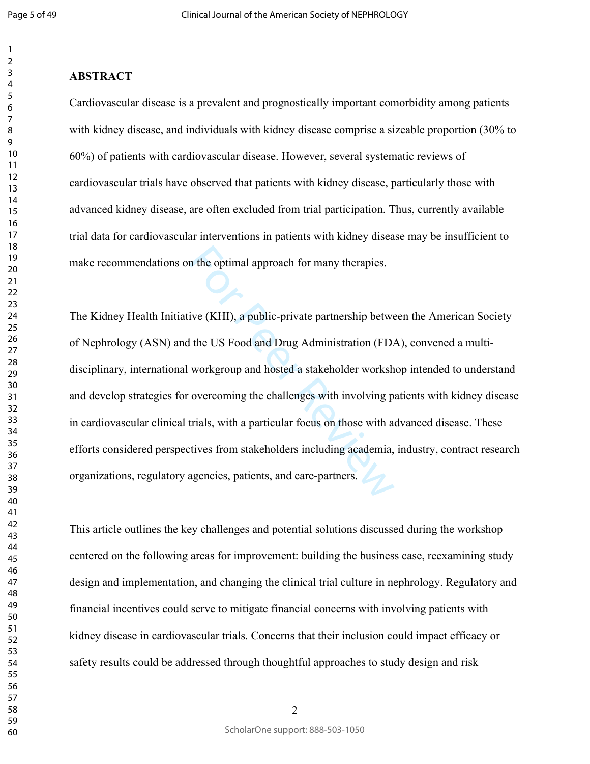## ABSTRACT

Cardiovascular disease is a prevalent and prognostically important comorbidity among patients with kidney disease, and individuals with kidney disease comprise a sizeable proportion (30% to 60%) of patients with cardiovascular disease. However, several systematic reviews of cardiovascular trials have observed that patients with kidney disease, particularly those with advanced kidney disease, are often excluded from trial participation. Thus, currently available trial data for cardiovascular interventions in patients with kidney disease may be insufficient to make recommendations on the optimal approach for many therapies.

The Kidney Health Initiative (KHI), a public-private partnership between the American Society of Nephrology (ASN) and the US Food and Drug Administration (FDA), convened a multi-disciplinary, international workgroup and hosted a stakeholder workshop intended to understand and develop strategies for overcoming the challenges with involving patients with kidney disease in cardiovascular clinical trials, with a particular focus on those with advanced disease. These efforts considered perspectives from stakeholders including academia, industry, contract research organizations, regulatory agencies, patients, and care-partners.

This article outlines the key challenges and potential solutions discussed during the workshop centered on the following areas for improvement: building the business case, reexamining study design and implementation, and changing the clinical trial culture in nephrology. Regulatory and financial incentives could serve to mitigate financial concerns with involving patients with kidney disease in cardiovascular trials. Concerns that their inclusion could impact efficacy or safety results could be addressed through thoughtful approaches to study design and risk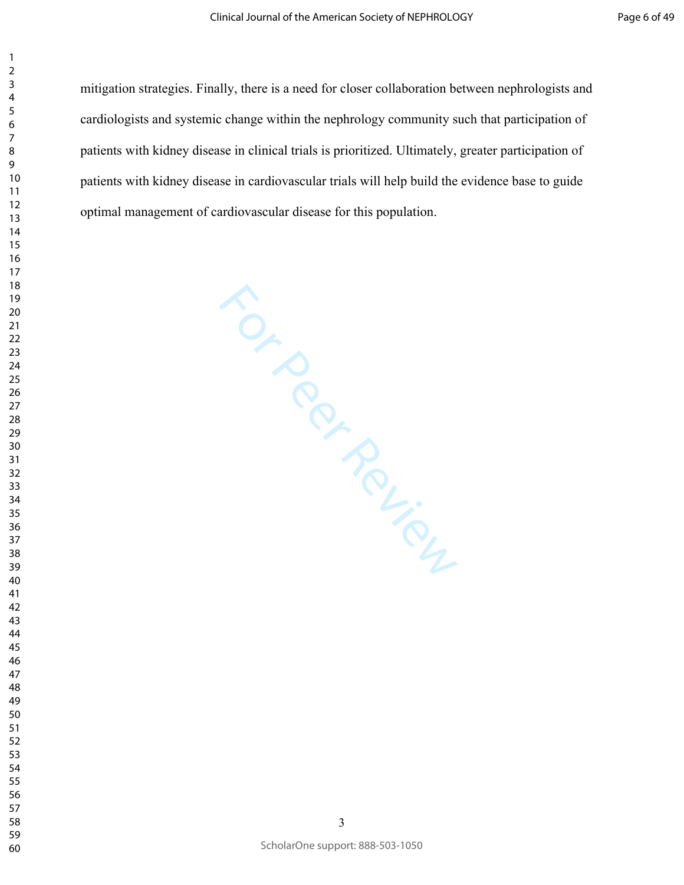mitigation strategies. Finally, there is a need for closer collaboration between nephrologists and cardiologists and systemic change within the nephrology community such that participation of patients with kidney disease in clinical trials is prioritized. Ultimately, greater participation of patients with kidney disease in cardiovascular trials will help build the evidence base to guide optimal management of cardiovascular disease for this population.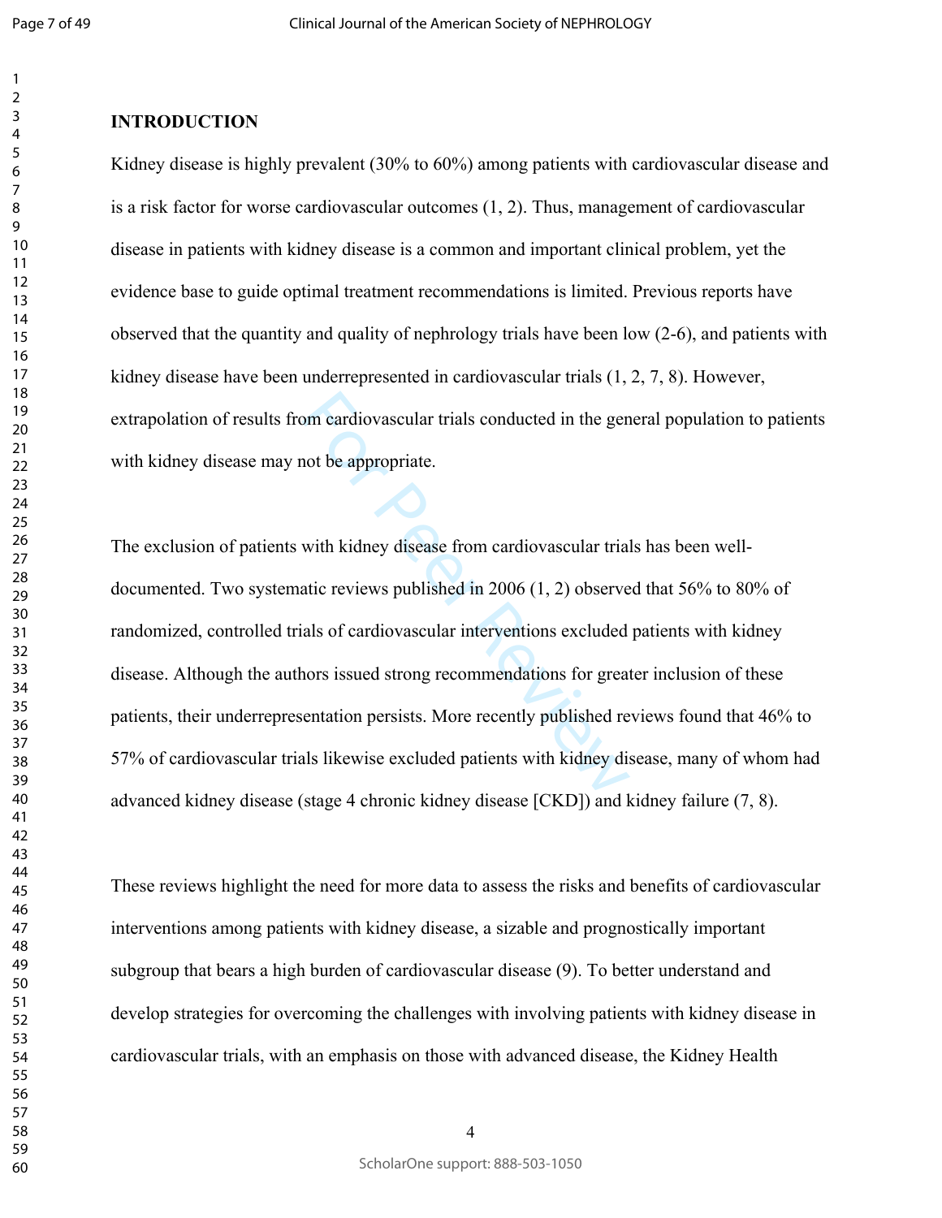## INTRODUCTION

Kidney disease is highly prevalent (30% to 60%) among patients with cardiovascular disease and is a risk factor for worse cardiovascular outcomes (1, 2). Thus, management of cardiovascular disease in patients with kidney disease is a common and important clinical problem, yet the evidence base to guide optimal treatment recommendations is limited. Previous reports have observed that the quantity and quality of nephrology trials have been low (2-6), and patients with kidney disease have been underrepresented in cardiovascular trials (1, 2, 7, 8). However, extrapolation of results from cardiovascular trials conducted in the general population to patients with kidney disease may not be appropriate.

The exclusion of patients with kidney disease from cardiovascular trials has been well-documented. Two systematic reviews published in 2006 (1, 2) observed that 56% to 80% of randomized, controlled trials of cardiovascular interventions excluded patients with kidney disease. Although the authors issued strong recommendations for greater inclusion of these patients, their underrepresentation persists. More recently published reviews found that 46% to 57% of cardiovascular trials likewise excluded patients with kidney disease, many of whom had advanced kidney disease (stage 4 chronic kidney disease [CKD]) and kidney failure (7, 8).

These reviews highlight the need for more data to assess the risks and benefits of cardiovascular interventions among patients with kidney disease, a sizable and prognostically important subgroup that bears a high burden of cardiovascular disease (9). To better understand and develop strategies for overcoming the challenges with involving patients with kidney disease in cardiovascular trials, with an emphasis on those with advanced disease, the Kidney Health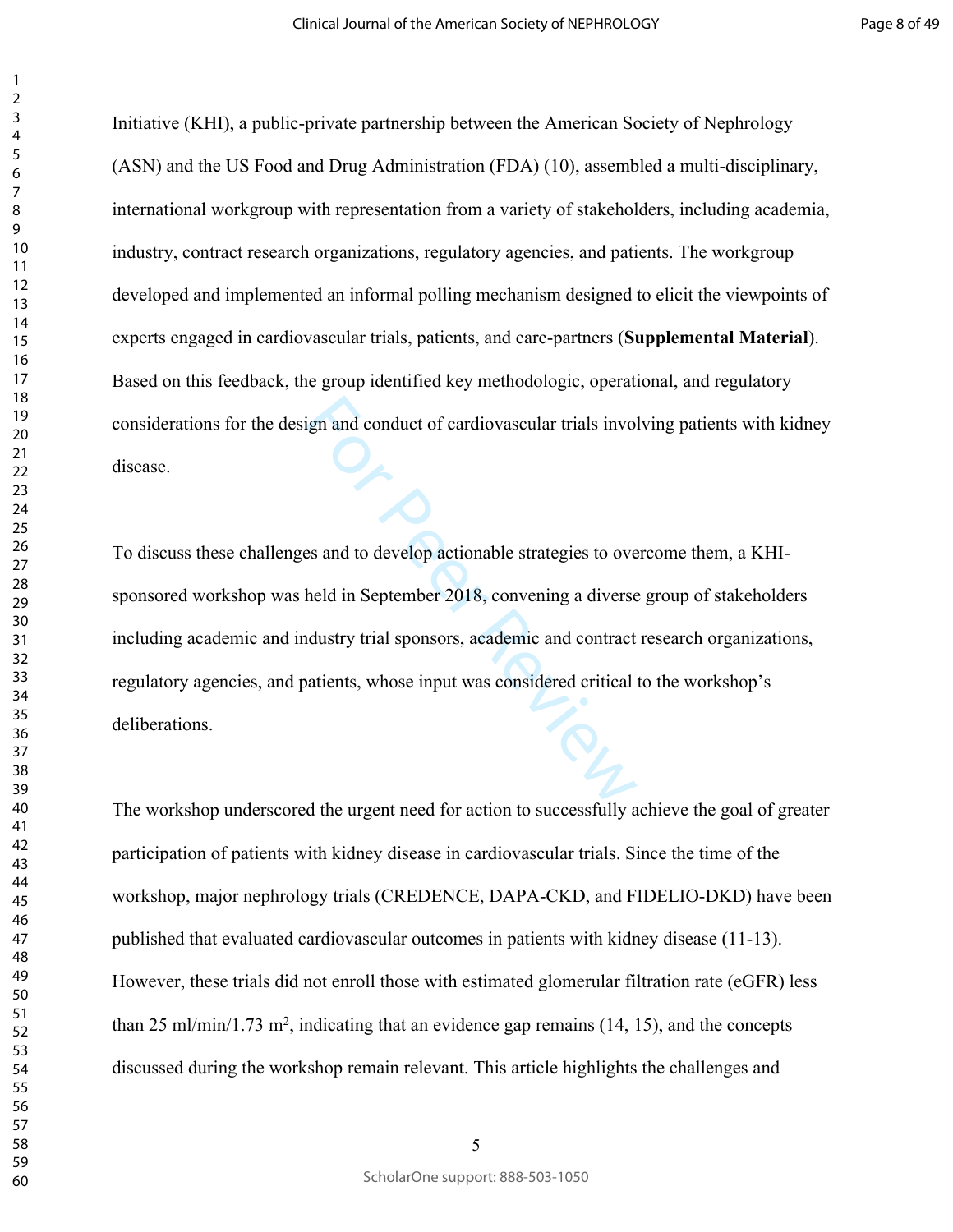Initiative (KHI), a public-private partnership between the American Society of Nephrology (ASN) and the US Food and Drug Administration (FDA) (10), assembled a multi-disciplinary, international workgroup with representation from a variety of stakeholders, including academia, industry, contract research organizations, regulatory agencies, and patients. The workgroup developed and implemented an informal polling mechanism designed to elicit the viewpoints of experts engaged in cardiovascular trials, patients, and care-partners (**Supplemental Material**). Based on this feedback, the group identified key methodologic, operational, and regulatory considerations for the design and conduct of cardiovascular trials involving patients with kidney disease.

To discuss these challenges and to develop actionable strategies to overcome them, a KHI-sponsored workshop was held in September 2018, convening a diverse group of stakeholders including academic and industry trial sponsors, academic and contract research organizations, regulatory agencies, and patients, whose input was considered critical to the workshop's deliberations.

The workshop underscored the urgent need for action to successfully achieve the goal of greater participation of patients with kidney disease in cardiovascular trials. Since the time of the workshop, major nephrology trials (CREDENCE, DAPA-CKD, and FIDELIO-DKD) have been published that evaluated cardiovascular outcomes in patients with kidney disease (11-13). However, these trials did not enroll those with estimated glomerular filtration rate (eGFR) less than 25 ml/min/1.73 $m^2$, indicating that an evidence gap remains (14, 15), and the concepts discussed during the workshop remain relevant. This article highlights the challenges and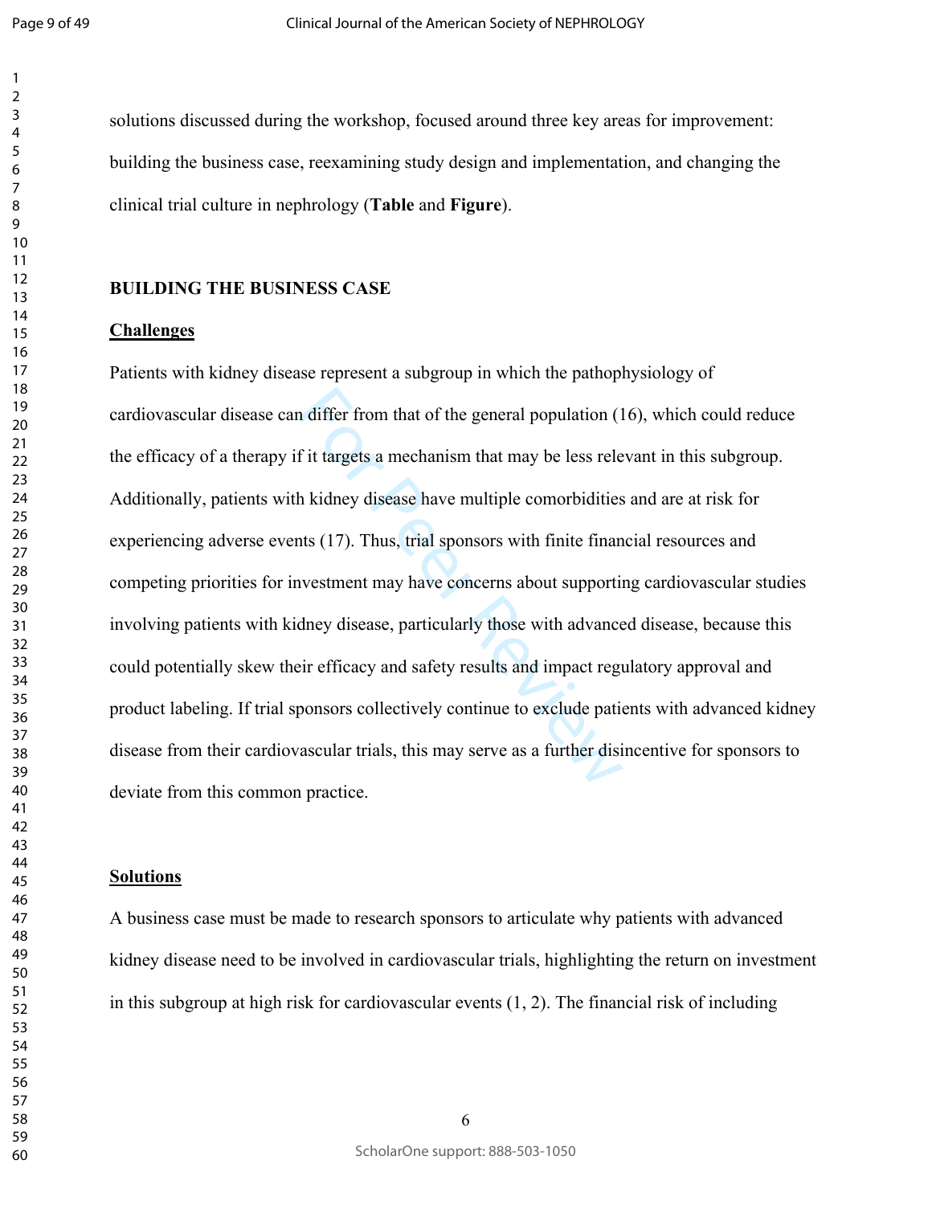solutions discussed during the workshop, focused around three key areas for improvement: building the business case, reexamining study design and implementation, and changing the clinical trial culture in nephrology (**Table** and **Figure**).

## BUILDING THE BUSINESS CASE

### Challenges

Patients with kidney disease represent a subgroup in which the pathophysiology of cardiovascular disease can differ from that of the general population (16), which could reduce the efficacy of a therapy if it targets a mechanism that may be less relevant in this subgroup. Additionally, patients with kidney disease have multiple comorbidities and are at risk for experiencing adverse events (17). Thus, trial sponsors with finite financial resources and competing priorities for investment may have concerns about supporting cardiovascular studies involving patients with kidney disease, particularly those with advanced disease, because this could potentially skew their efficacy and safety results and impact regulatory approval and product labeling. If trial sponsors collectively continue to exclude patients with advanced kidney disease from their cardiovascular trials, this may serve as a further disincentive for sponsors to deviate from this common practice.

### Solutions

A business case must be made to research sponsors to articulate why patients with advanced kidney disease need to be involved in cardiovascular trials, highlighting the return on investment in this subgroup at high risk for cardiovascular events (1, 2). The financial risk of including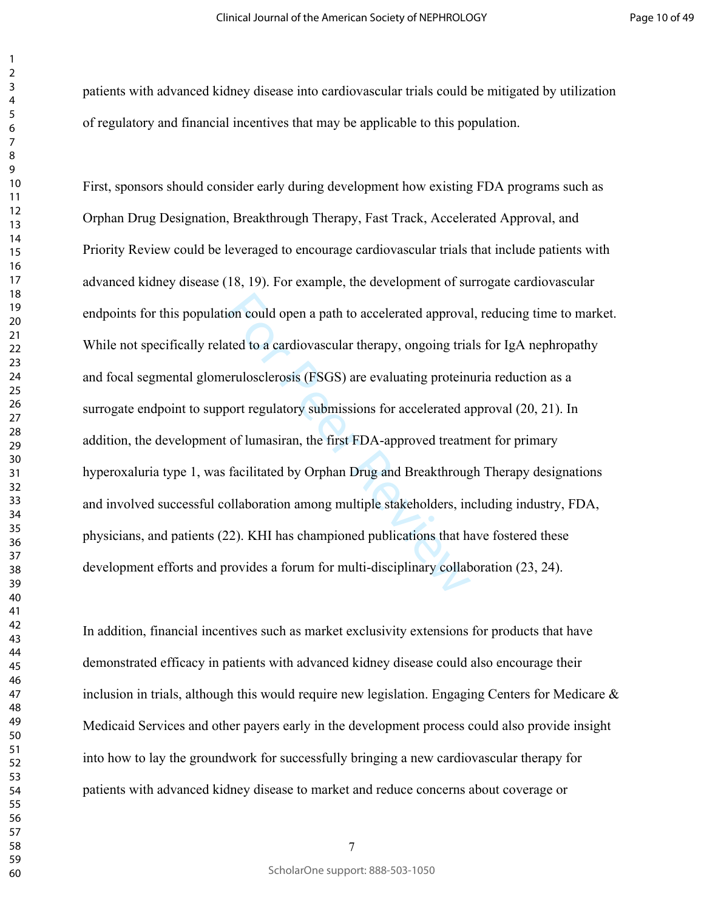patients with advanced kidney disease into cardiovascular trials could be mitigated by utilization of regulatory and financial incentives that may be applicable to this population.

First, sponsors should consider early during development how existing FDA programs such as Orphan Drug Designation, Breakthrough Therapy, Fast Track, Accelerated Approval, and Priority Review could be leveraged to encourage cardiovascular trials that include patients with advanced kidney disease (18, 19). For example, the development of surrogate cardiovascular endpoints for this population could open a path to accelerated approval, reducing time to market. While not specifically related to a cardiovascular therapy, ongoing trials for IgA nephropathy and focal segmental glomerulosclerosis (FSGS) are evaluating proteinuria reduction as a surrogate endpoint to support regulatory submissions for accelerated approval (20, 21). In addition, the development of lumasiran, the first FDA-approved treatment for primary hyperoxaluria type 1, was facilitated by Orphan Drug and Breakthrough Therapy designations and involved successful collaboration among multiple stakeholders, including industry, FDA, physicians, and patients (22). KHI has championed publications that have fostered these development efforts and provides a forum for multi-disciplinary collaboration (23, 24).

In addition, financial incentives such as market exclusivity extensions for products that have demonstrated efficacy in patients with advanced kidney disease could also encourage their inclusion in trials, although this would require new legislation. Engaging Centers for Medicare & Medicaid Services and other payers early in the development process could also provide insight into how to lay the groundwork for successfully bringing a new cardiovascular therapy for patients with advanced kidney disease to market and reduce concerns about coverage or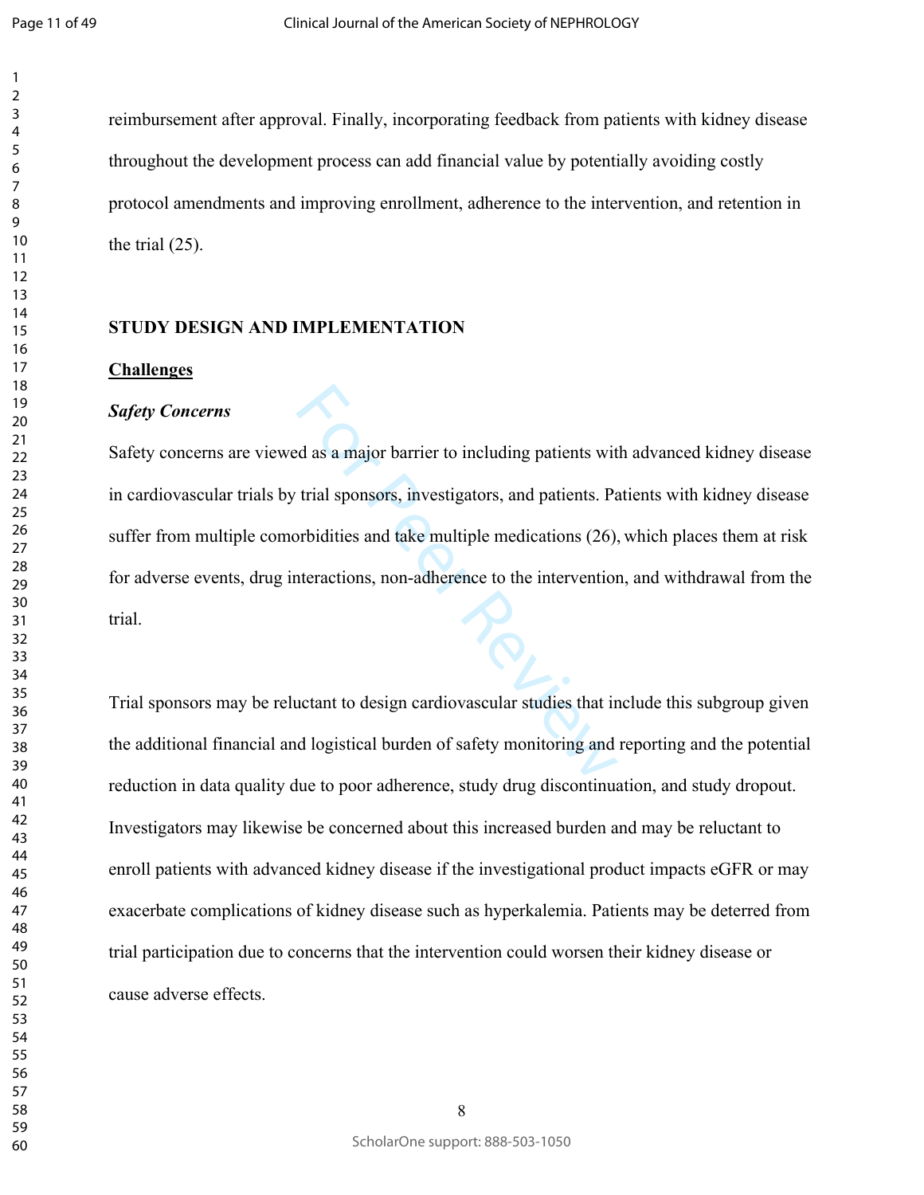reimbursement after approval. Finally, incorporating feedback from patients with kidney disease throughout the development process can add financial value by potentially avoiding costly protocol amendments and improving enrollment, adherence to the intervention, and retention in the trial (25).

## STUDY DESIGN AND IMPLEMENTATION

### Challenges

#### *Safety Concerns*

Safety concerns are viewed as a major barrier to including patients with advanced kidney disease in cardiovascular trials by trial sponsors, investigators, and patients. Patients with kidney disease suffer from multiple comorbidities and take multiple medications (26), which places them at risk for adverse events, drug interactions, non-adherence to the intervention, and withdrawal from the trial.

Trial sponsors may be reluctant to design cardiovascular studies that include this subgroup given the additional financial and logistical burden of safety monitoring and reporting and the potential reduction in data quality due to poor adherence, study drug discontinuation, and study dropout. Investigators may likewise be concerned about this increased burden and may be reluctant to enroll patients with advanced kidney disease if the investigational product impacts eGFR or may exacerbate complications of kidney disease such as hyperkalemia. Patients may be deterred from trial participation due to concerns that the intervention could worsen their kidney disease or cause adverse effects.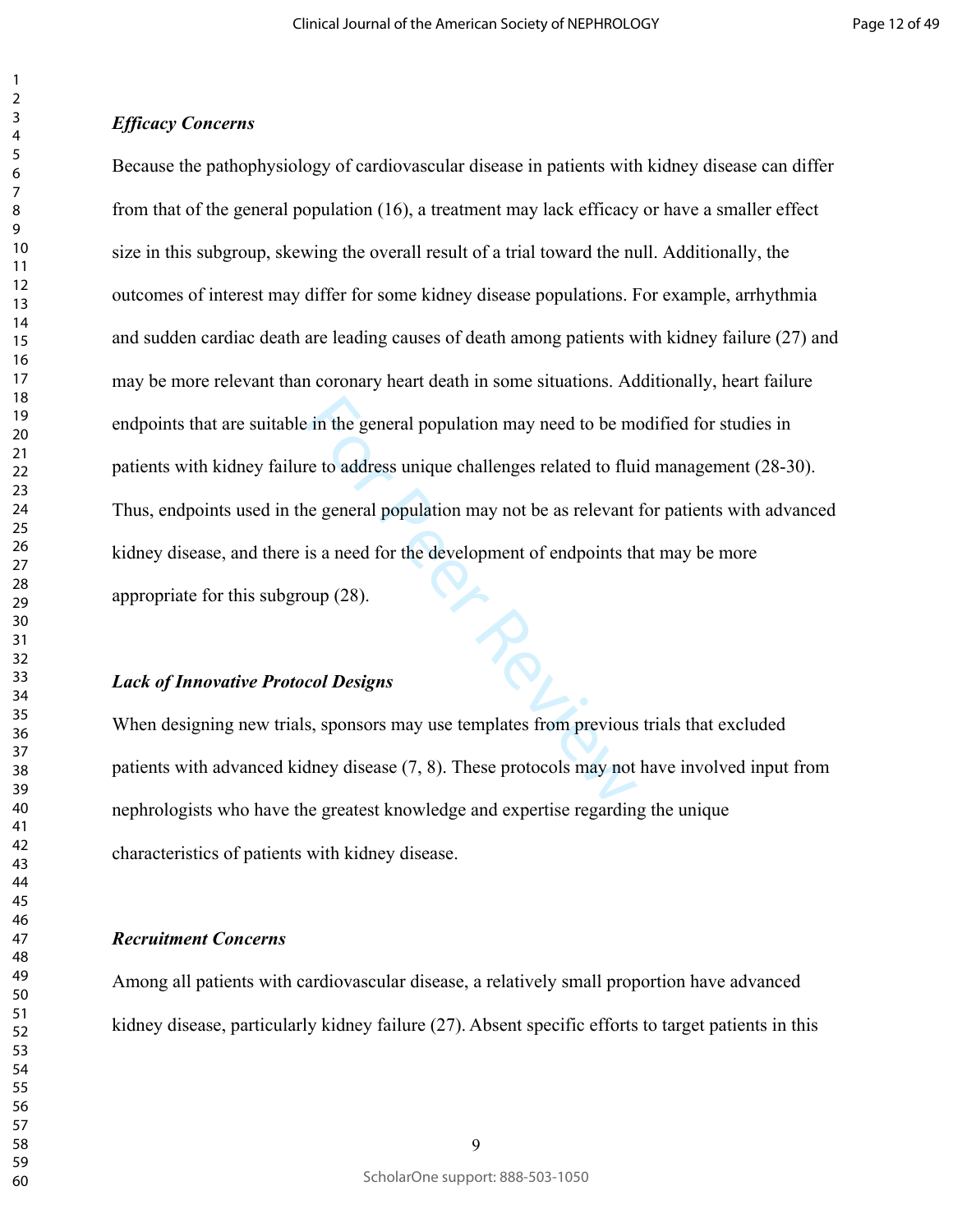### *Efficacy Concerns*

Because the pathophysiology of cardiovascular disease in patients with kidney disease can differ from that of the general population (16), a treatment may lack efficacy or have a smaller effect size in this subgroup, skewing the overall result of a trial toward the null. Additionally, the outcomes of interest may differ for some kidney disease populations. For example, arrhythmia and sudden cardiac death are leading causes of death among patients with kidney failure (27) and may be more relevant than coronary heart death in some situations. Additionally, heart failure endpoints that are suitable in the general population may need to be modified for studies in patients with kidney failure to address unique challenges related to fluid management (28-30). Thus, endpoints used in the general population may not be as relevant for patients with advanced kidney disease, and there is a need for the development of endpoints that may be more appropriate for this subgroup (28).

### *Lack of Innovative Protocol Designs*

When designing new trials, sponsors may use templates from previous trials that excluded patients with advanced kidney disease (7, 8). These protocols may not have involved input from nephrologists who have the greatest knowledge and expertise regarding the unique characteristics of patients with kidney disease.

### *Recruitment Concerns*

Among all patients with cardiovascular disease, a relatively small proportion have advanced kidney disease, particularly kidney failure (27). Absent specific efforts to target patients in this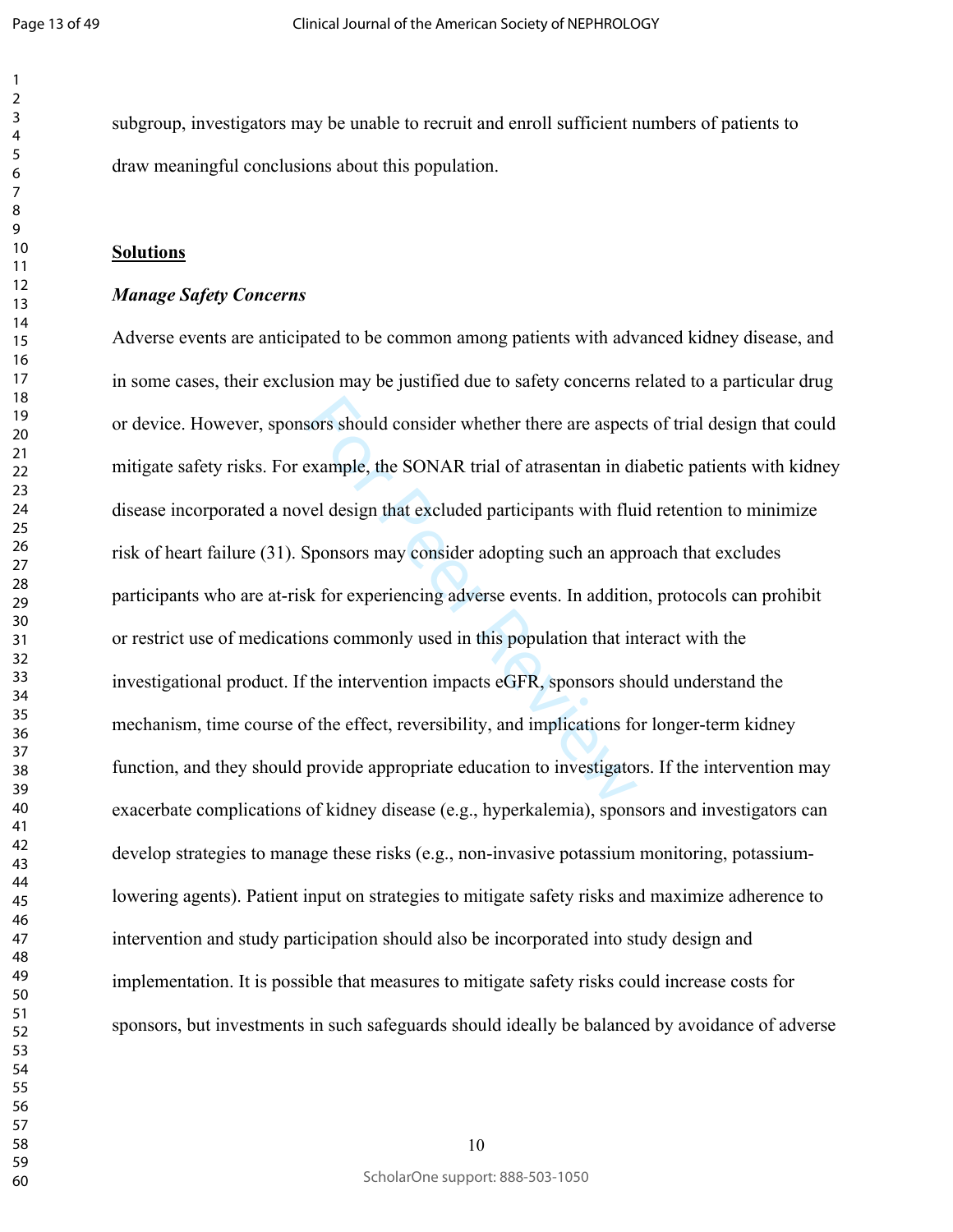subgroup, investigators may be unable to recruit and enroll sufficient numbers of patients to draw meaningful conclusions about this population.

## Solutions

### *Manage Safety Concerns*

Adverse events are anticipated to be common among patients with advanced kidney disease, and in some cases, their exclusion may be justified due to safety concerns related to a particular drug or device. However, sponsors should consider whether there are aspects of trial design that could mitigate safety risks. For example, the SONAR trial of atrasentan in diabetic patients with kidney disease incorporated a novel design that excluded participants with fluid retention to minimize risk of heart failure (31). Sponsors may consider adopting such an approach that excludes participants who are at-risk for experiencing adverse events. In addition, protocols can prohibit or restrict use of medications commonly used in this population that interact with the investigational product. If the intervention impacts eGFR, sponsors should understand the mechanism, time course of the effect, reversibility, and implications for longer-term kidney function, and they should provide appropriate education to investigators. If the intervention may exacerbate complications of kidney disease (e.g., hyperkalemia), sponsors and investigators can develop strategies to manage these risks (e.g., non-invasive potassium monitoring, potassium-lowering agents). Patient input on strategies to mitigate safety risks and maximize adherence to intervention and study participation should also be incorporated into study design and implementation. It is possible that measures to mitigate safety risks could increase costs for sponsors, but investments in such safeguards should ideally be balanced by avoidance of adverse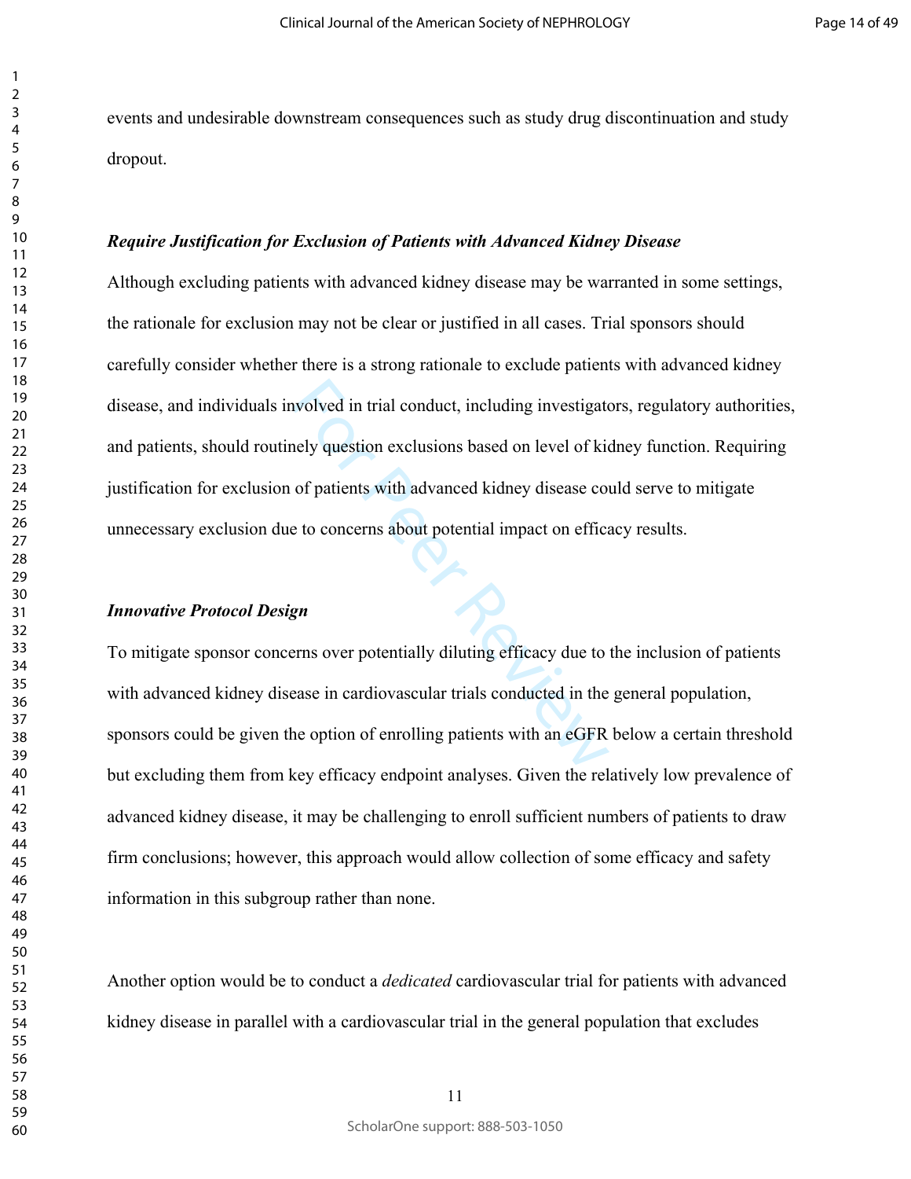events and undesirable downstream consequences such as study drug discontinuation and study dropout.

***Require Justification for Exclusion of Patients with Advanced Kidney Disease***

Although excluding patients with advanced kidney disease may be warranted in some settings, the rationale for exclusion may not be clear or justified in all cases. Trial sponsors should carefully consider whether there is a strong rationale to exclude patients with advanced kidney disease, and individuals involved in trial conduct, including investigators, regulatory authorities, and patients, should routinely question exclusions based on level of kidney function. Requiring justification for exclusion of patients with advanced kidney disease could serve to mitigate unnecessary exclusion due to concerns about potential impact on efficacy results.

***Innovative Protocol Design***

To mitigate sponsor concerns over potentially diluting efficacy due to the inclusion of patients with advanced kidney disease in cardiovascular trials conducted in the general population, sponsors could be given the option of enrolling patients with an eGFR below a certain threshold but excluding them from key efficacy endpoint analyses. Given the relatively low prevalence of advanced kidney disease, it may be challenging to enroll sufficient numbers of patients to draw firm conclusions; however, this approach would allow collection of some efficacy and safety information in this subgroup rather than none.

Another option would be to conduct a *dedicated* cardiovascular trial for patients with advanced kidney disease in parallel with a cardiovascular trial in the general population that excludes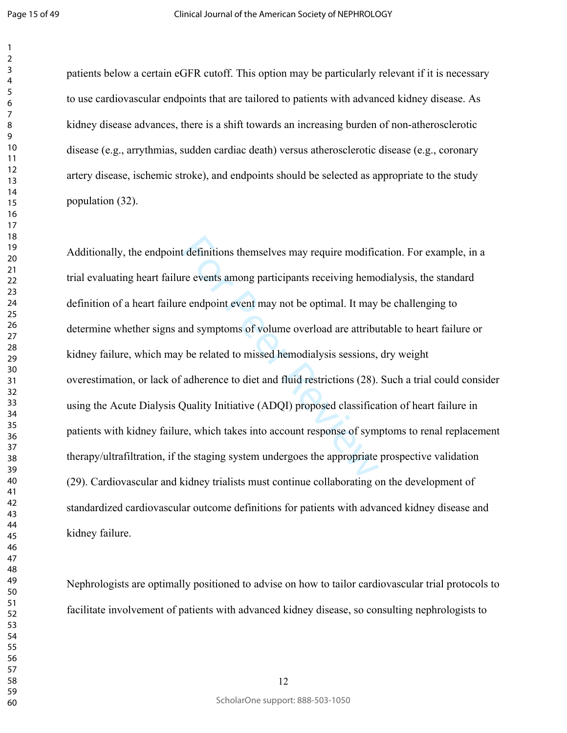patients below a certain eGFR cutoff. This option may be particularly relevant if it is necessary to use cardiovascular endpoints that are tailored to patients with advanced kidney disease. As kidney disease advances, there is a shift towards an increasing burden of non-atherosclerotic disease (e.g., arrythmias, sudden cardiac death) versus atherosclerotic disease (e.g., coronary artery disease, ischemic stroke), and endpoints should be selected as appropriate to the study population (32).

Additionally, the endpoint definitions themselves may require modification. For example, in a trial evaluating heart failure events among participants receiving hemodialysis, the standard definition of a heart failure endpoint event may not be optimal. It may be challenging to determine whether signs and symptoms of volume overload are attributable to heart failure or kidney failure, which may be related to missed hemodialysis sessions, dry weight overestimation, or lack of adherence to diet and fluid restrictions (28). Such a trial could consider using the Acute Dialysis Quality Initiative (ADQI) proposed classification of heart failure in patients with kidney failure, which takes into account response of symptoms to renal replacement therapy/ultrafiltration, if the staging system undergoes the appropriate prospective validation (29). Cardiovascular and kidney trialists must continue collaborating on the development of standardized cardiovascular outcome definitions for patients with advanced kidney disease and kidney failure.

Nephrologists are optimally positioned to advise on how to tailor cardiovascular trial protocols to facilitate involvement of patients with advanced kidney disease, so consulting nephrologists to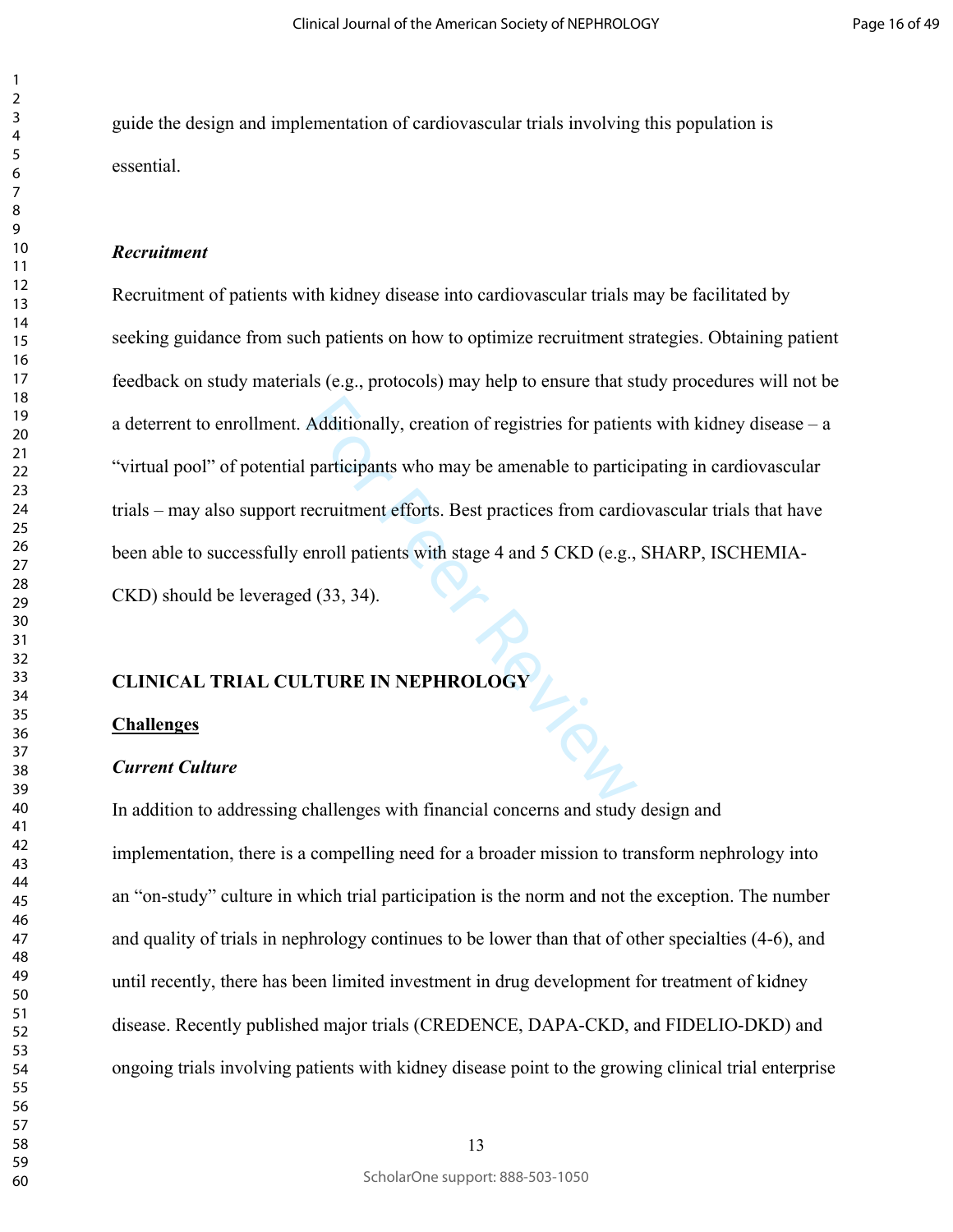guide the design and implementation of cardiovascular trials involving this population is essential.

*Recruitment*

Recruitment of patients with kidney disease into cardiovascular trials may be facilitated by seeking guidance from such patients on how to optimize recruitment strategies. Obtaining patient feedback on study materials (e.g., protocols) may help to ensure that study procedures will not be a deterrent to enrollment. Additionally, creation of registries for patients with kidney disease – a "virtual pool" of potential participants who may be amenable to participating in cardiovascular trials – may also support recruitment efforts. Best practices from cardiovascular trials that have been able to successfully enroll patients with stage 4 and 5 CKD (e.g., SHARP, ISCHEMIA-CKD) should be leveraged (33, 34).

## CLINICAL TRIAL CULTURE IN NEPHROLOGY

### Challenges

*Current Culture*

In addition to addressing challenges with financial concerns and study design and implementation, there is a compelling need for a broader mission to transform nephrology into an "on-study" culture in which trial participation is the norm and not the exception. The number and quality of trials in nephrology continues to be lower than that of other specialties (4-6), and until recently, there has been limited investment in drug development for treatment of kidney disease. Recently published major trials (CREDENCE, DAPA-CKD, and FIDELIO-DKD) and ongoing trials involving patients with kidney disease point to the growing clinical trial enterprise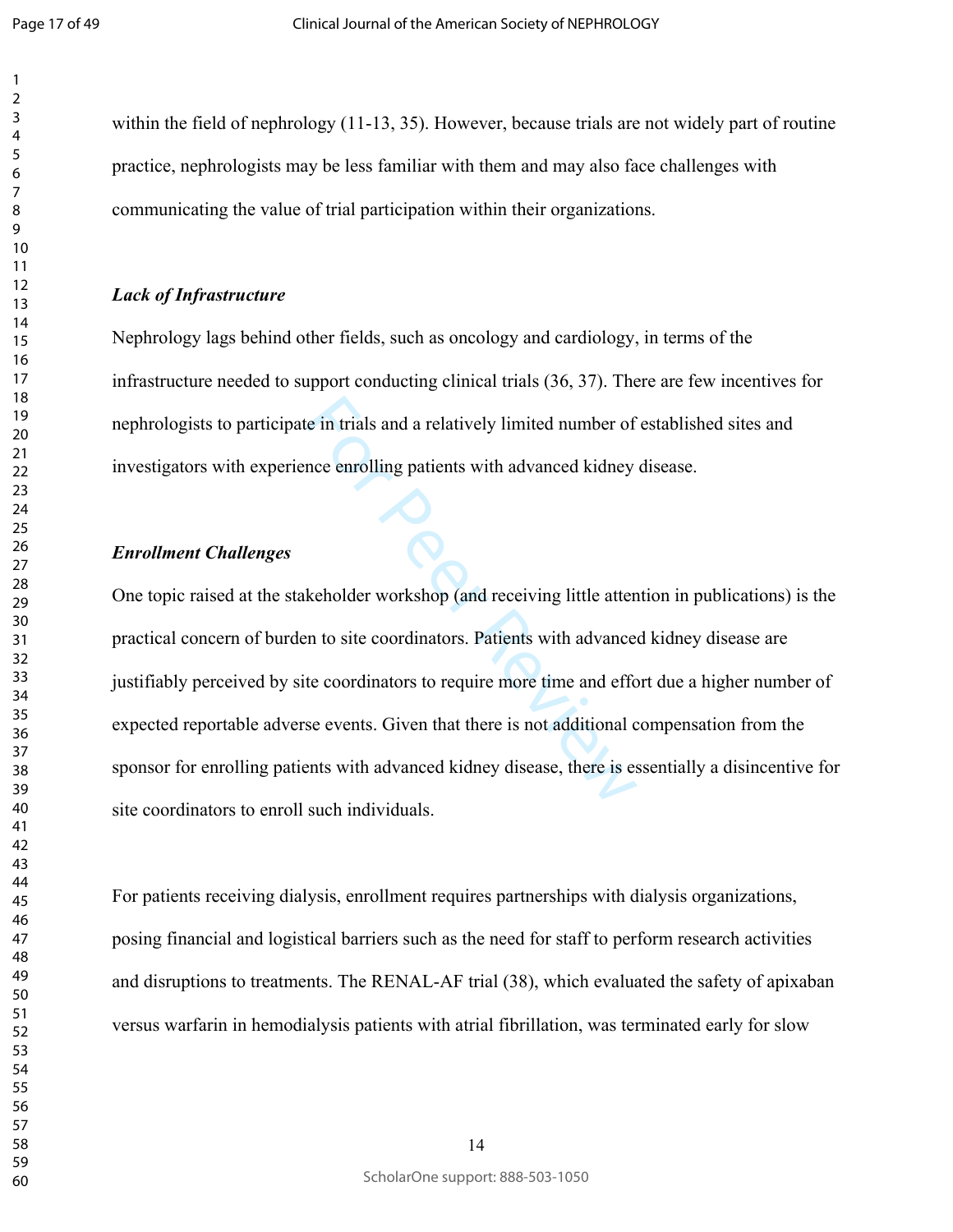within the field of nephrology (11-13, 35). However, because trials are not widely part of routine practice, nephrologists may be less familiar with them and may also face challenges with communicating the value of trial participation within their organizations.

***Lack of Infrastructure***

Nephrology lags behind other fields, such as oncology and cardiology, in terms of the infrastructure needed to support conducting clinical trials (36, 37). There are few incentives for nephrologists to participate in trials and a relatively limited number of established sites and investigators with experience enrolling patients with advanced kidney disease.

***Enrollment Challenges***

One topic raised at the stakeholder workshop (and receiving little attention in publications) is the practical concern of burden to site coordinators. Patients with advanced kidney disease are justifiably perceived by site coordinators to require more time and effort due a higher number of expected reportable adverse events. Given that there is not additional compensation from the sponsor for enrolling patients with advanced kidney disease, there is essentially a disincentive for site coordinators to enroll such individuals.

For patients receiving dialysis, enrollment requires partnerships with dialysis organizations, posing financial and logistical barriers such as the need for staff to perform research activities and disruptions to treatments. The RENAL-AF trial (38), which evaluated the safety of apixaban versus warfarin in hemodialysis patients with atrial fibrillation, was terminated early for slow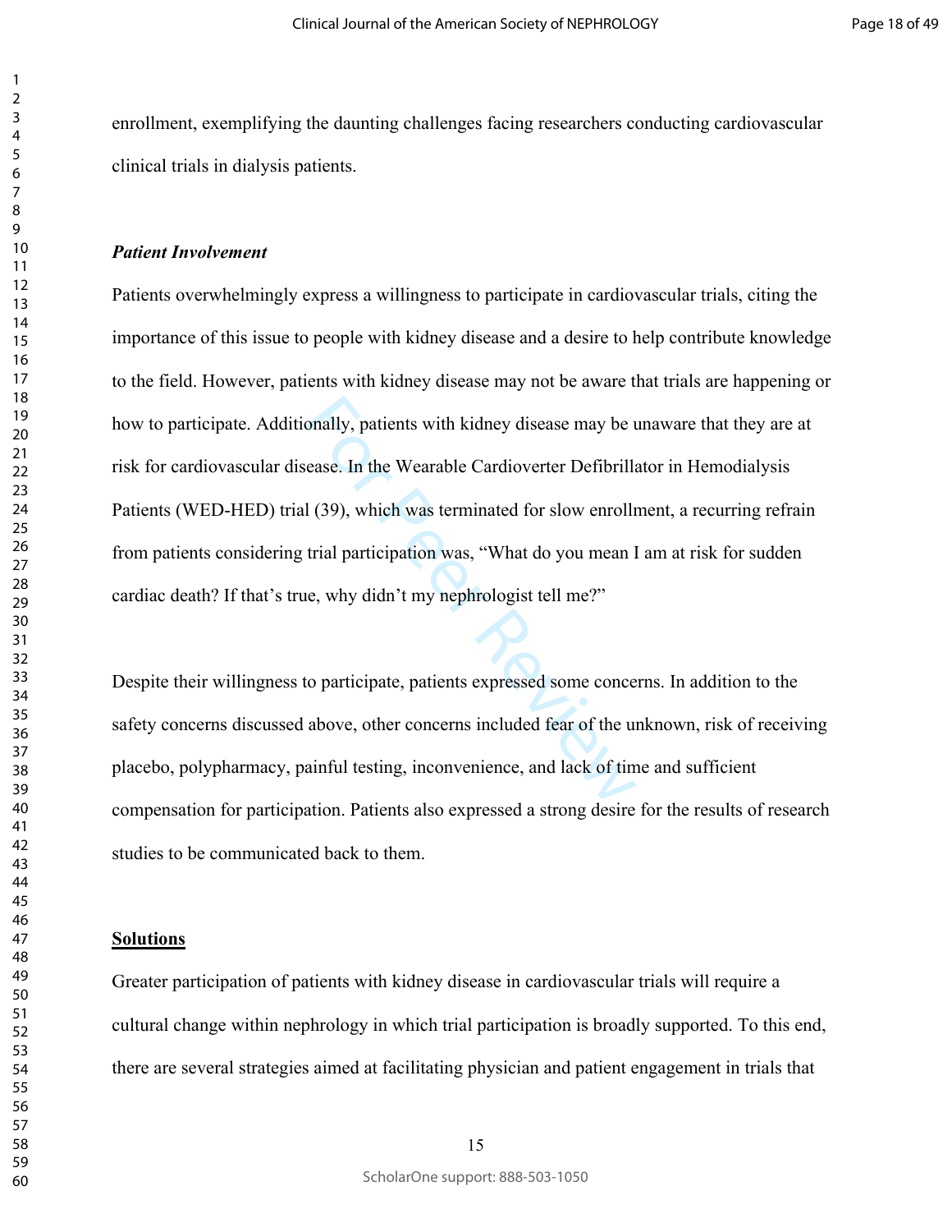enrollment, exemplifying the daunting challenges facing researchers conducting cardiovascular clinical trials in dialysis patients.

***Patient Involvement***

Patients overwhelmingly express a willingness to participate in cardiovascular trials, citing the importance of this issue to people with kidney disease and a desire to help contribute knowledge to the field. However, patients with kidney disease may not be aware that trials are happening or how to participate. Additionally, patients with kidney disease may be unaware that they are at risk for cardiovascular disease. In the Wearable Cardioverter Defibrillator in Hemodialysis Patients (WED-HED) trial (39), which was terminated for slow enrollment, a recurring refrain from patients considering trial participation was, "What do you mean I am at risk for sudden cardiac death? If that's true, why didn't my nephrologist tell me?"

Despite their willingness to participate, patients expressed some concerns. In addition to the safety concerns discussed above, other concerns included fear of the unknown, risk of receiving placebo, polypharmacy, painful testing, inconvenience, and lack of time and sufficient compensation for participation. Patients also expressed a strong desire for the results of research studies to be communicated back to them.

## Solutions

Greater participation of patients with kidney disease in cardiovascular trials will require a cultural change within nephrology in which trial participation is broadly supported. To this end, there are several strategies aimed at facilitating physician and patient engagement in trials that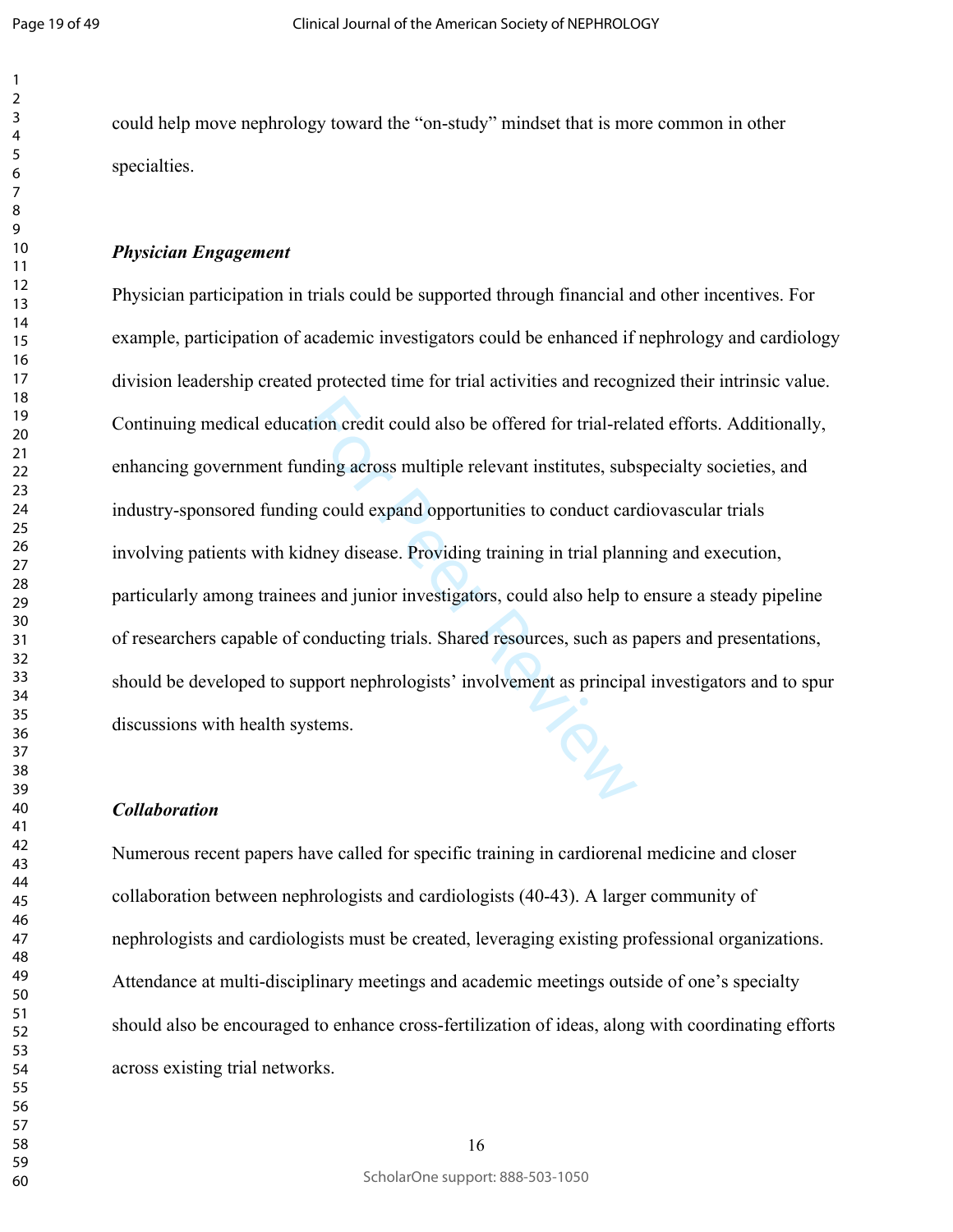could help move nephrology toward the "on-study" mindset that is more common in other specialties.

***Physician Engagement***

Physician participation in trials could be supported through financial and other incentives. For example, participation of academic investigators could be enhanced if nephrology and cardiology division leadership created protected time for trial activities and recognized their intrinsic value. Continuing medical education credit could also be offered for trial-related efforts. Additionally, enhancing government funding across multiple relevant institutes, subspecialty societies, and industry-sponsored funding could expand opportunities to conduct cardiovascular trials involving patients with kidney disease. Providing training in trial planning and execution, particularly among trainees and junior investigators, could also help to ensure a steady pipeline of researchers capable of conducting trials. Shared resources, such as papers and presentations, should be developed to support nephrologists' involvement as principal investigators and to spur discussions with health systems.

***Collaboration***

Numerous recent papers have called for specific training in cardiorenal medicine and closer collaboration between nephrologists and cardiologists (40-43). A larger community of nephrologists and cardiologists must be created, leveraging existing professional organizations. Attendance at multi-disciplinary meetings and academic meetings outside of one's specialty should also be encouraged to enhance cross-fertilization of ideas, along with coordinating efforts across existing trial networks.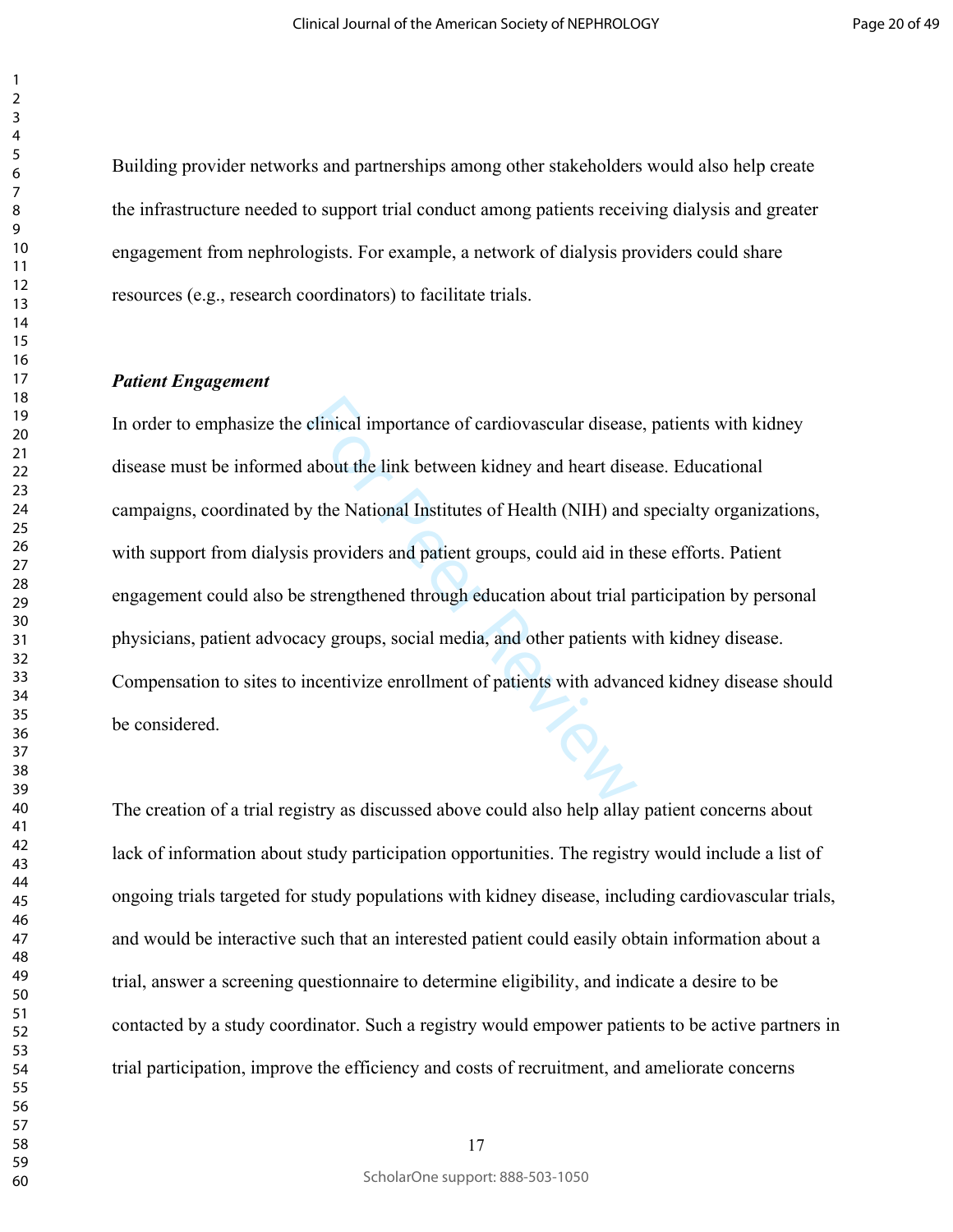Building provider networks and partnerships among other stakeholders would also help create the infrastructure needed to support trial conduct among patients receiving dialysis and greater engagement from nephrologists. For example, a network of dialysis providers could share resources (e.g., research coordinators) to facilitate trials.

***Patient Engagement***

In order to emphasize the clinical importance of cardiovascular disease, patients with kidney disease must be informed about the link between kidney and heart disease. Educational campaigns, coordinated by the National Institutes of Health (NIH) and specialty organizations, with support from dialysis providers and patient groups, could aid in these efforts. Patient engagement could also be strengthened through education about trial participation by personal physicians, patient advocacy groups, social media, and other patients with kidney disease. Compensation to sites to incentivize enrollment of patients with advanced kidney disease should be considered.

The creation of a trial registry as discussed above could also help allay patient concerns about lack of information about study participation opportunities. The registry would include a list of ongoing trials targeted for study populations with kidney disease, including cardiovascular trials, and would be interactive such that an interested patient could easily obtain information about a trial, answer a screening questionnaire to determine eligibility, and indicate a desire to be contacted by a study coordinator. Such a registry would empower patients to be active partners in trial participation, improve the efficiency and costs of recruitment, and ameliorate concerns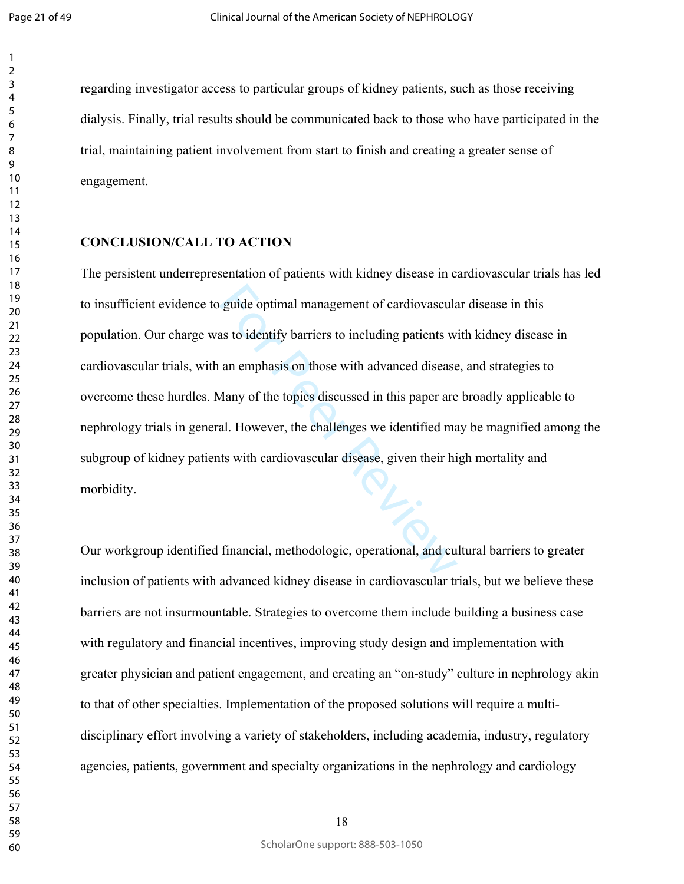regarding investigator access to particular groups of kidney patients, such as those receiving dialysis. Finally, trial results should be communicated back to those who have participated in the trial, maintaining patient involvement from start to finish and creating a greater sense of engagement.

## CONCLUSION/CALL TO ACTION

The persistent underrepresentation of patients with kidney disease in cardiovascular trials has led to insufficient evidence to guide optimal management of cardiovascular disease in this population. Our charge was to identify barriers to including patients with kidney disease in cardiovascular trials, with an emphasis on those with advanced disease, and strategies to overcome these hurdles. Many of the topics discussed in this paper are broadly applicable to nephrology trials in general. However, the challenges we identified may be magnified among the subgroup of kidney patients with cardiovascular disease, given their high mortality and morbidity.

Our workgroup identified financial, methodologic, operational, and cultural barriers to greater inclusion of patients with advanced kidney disease in cardiovascular trials, but we believe these barriers are not insurmountable. Strategies to overcome them include building a business case with regulatory and financial incentives, improving study design and implementation with greater physician and patient engagement, and creating an "on-study" culture in nephrology akin to that of other specialties. Implementation of the proposed solutions will require a multi-disciplinary effort involving a variety of stakeholders, including academia, industry, regulatory agencies, patients, government and specialty organizations in the nephrology and cardiology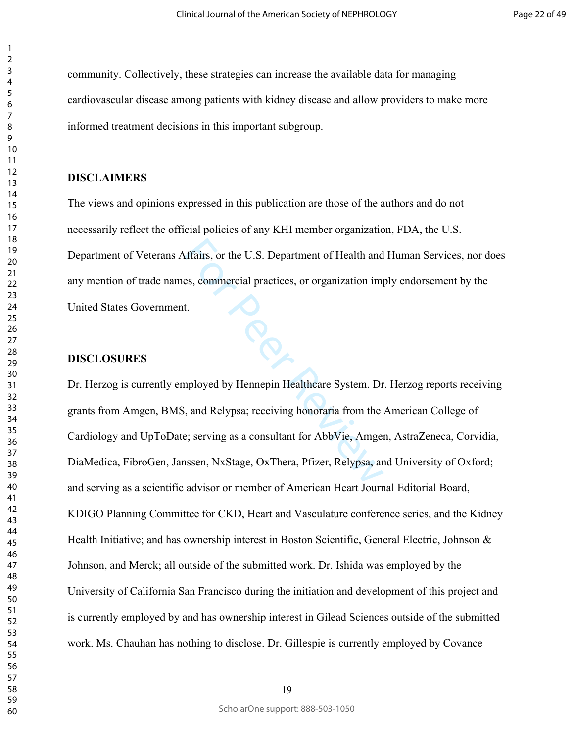community. Collectively, these strategies can increase the available data for managing cardiovascular disease among patients with kidney disease and allow providers to make more informed treatment decisions in this important subgroup.

## DISCLAIMERS

The views and opinions expressed in this publication are those of the authors and do not necessarily reflect the official policies of any KHI member organization, FDA, the U.S. Department of Veterans Affairs, or the U.S. Department of Health and Human Services, nor does any mention of trade names, commercial practices, or organization imply endorsement by the United States Government.

## DISCLOSURES

Dr. Herzog is currently employed by Hennepin Healthcare System. Dr. Herzog reports receiving grants from Amgen, BMS, and Relypsa; receiving honoraria from the American College of Cardiology and UpToDate; serving as a consultant for AbbVie, Amgen, AstraZeneca, Corvidia, DiaMedica, FibroGen, Janssen, NxStage, OxThera, Pfizer, Relypsa, and University of Oxford; and serving as a scientific advisor or member of American Heart Journal Editorial Board, KDIGO Planning Committee for CKD, Heart and Vasculature conference series, and the Kidney Health Initiative; and has ownership interest in Boston Scientific, General Electric, Johnson & Johnson, and Merck; all outside of the submitted work. Dr. Ishida was employed by the University of California San Francisco during the initiation and development of this project and is currently employed by and has ownership interest in Gilead Sciences outside of the submitted work. Ms. Chauhan has nothing to disclose. Dr. Gillespie is currently employed by Covance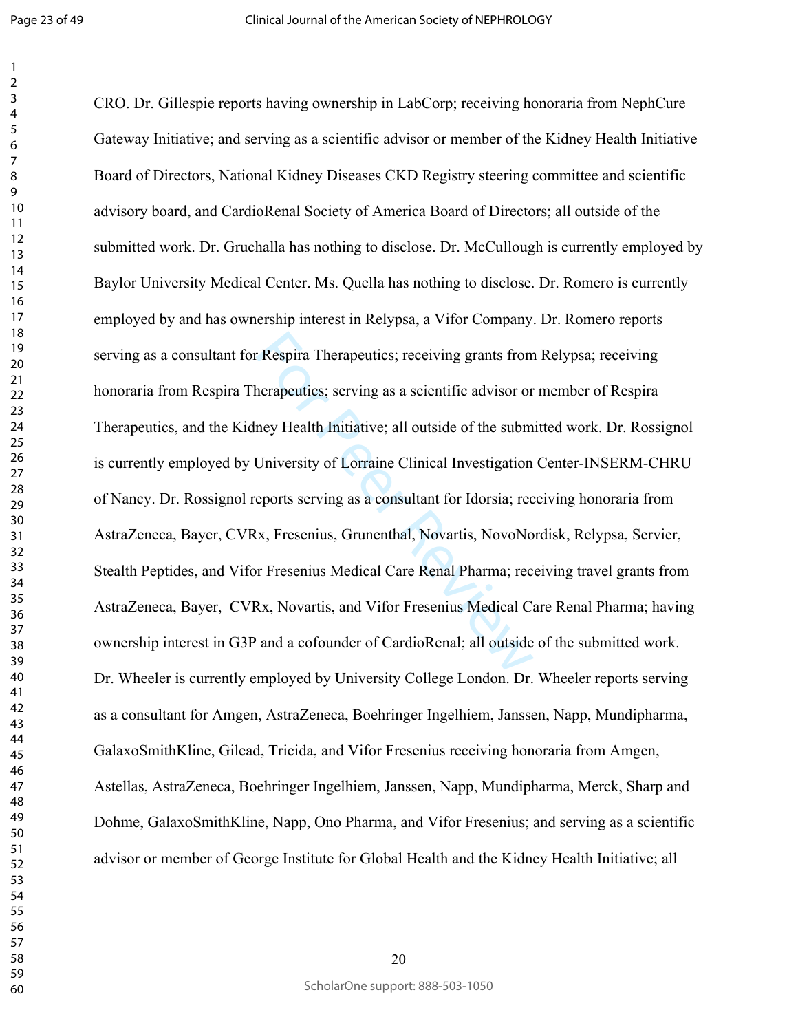CRO. Dr. Gillespie reports having ownership in LabCorp; receiving honoraria from NephCure Gateway Initiative; and serving as a scientific advisor or member of the Kidney Health Initiative Board of Directors, National Kidney Diseases CKD Registry steering committee and scientific advisory board, and CardioRenal Society of America Board of Directors; all outside of the submitted work. Dr. Gruchalla has nothing to disclose. Dr. McCullough is currently employed by Baylor University Medical Center. Ms. Quella has nothing to disclose. Dr. Romero is currently employed by and has ownership interest in Relypsa, a Vifor Company. Dr. Romero reports serving as a consultant for Respira Therapeutics; receiving grants from Relypsa; receiving honoraria from Respira Therapeutics; serving as a scientific advisor or member of Respira Therapeutics, and the Kidney Health Initiative; all outside of the submitted work. Dr. Rossignol is currently employed by University of Lorraine Clinical Investigation Center-INSERM-CHRU of Nancy. Dr. Rossignol reports serving as a consultant for Idorsia; receiving honoraria from AstraZeneca, Bayer, CVRx, Fresenius, Grunenthal, Novartis, NovoNordisk, Relypsa, Servier, Stealth Peptides, and Vifor Fresenius Medical Care Renal Pharma; receiving travel grants from AstraZeneca, Bayer, CVRx, Novartis, and Vifor Fresenius Medical Care Renal Pharma; having ownership interest in G3P and a cofounder of CardioRenal; all outside of the submitted work. Dr. Wheeler is currently employed by University College London. Dr. Wheeler reports serving as a consultant for Amgen, AstraZeneca, Boehringer Ingelhiem, Janssen, Napp, Mundipharma, GalaxoSmithKline, Gilead, Tricida, and Vifor Fresenius receiving honoraria from Amgen, Astellas, AstraZeneca, Boehringer Ingelhiem, Janssen, Napp, Mundipharma, Merck, Sharp and Dohme, GalaxoSmithKline, Napp, Ono Pharma, and Vifor Fresenius; and serving as a scientific advisor or member of George Institute for Global Health and the Kidney Health Initiative; all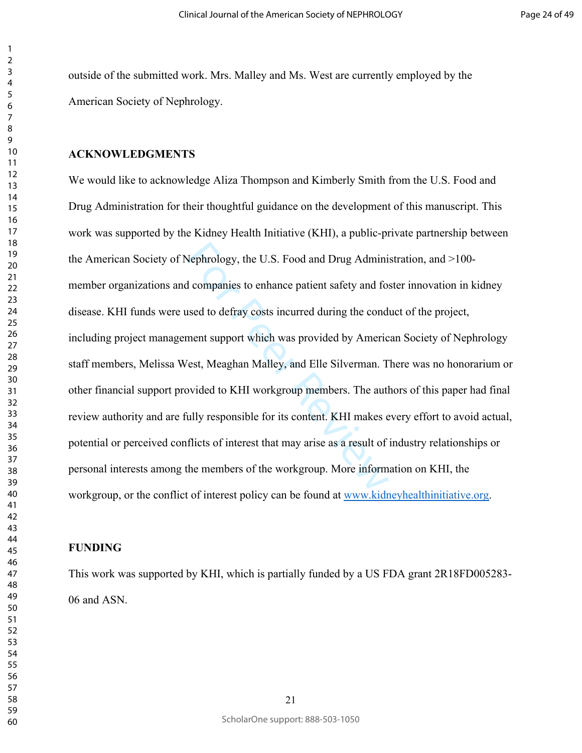outside of the submitted work. Mrs. Malley and Ms. West are currently employed by the American Society of Nephrology.

## ACKNOWLEDGMENTS

We would like to acknowledge Aliza Thompson and Kimberly Smith from the U.S. Food and Drug Administration for their thoughtful guidance on the development of this manuscript. This work was supported by the Kidney Health Initiative (KHI), a public-private partnership between the American Society of Nephrology, the U.S. Food and Drug Administration, and >100-member organizations and companies to enhance patient safety and foster innovation in kidney disease. KHI funds were used to defray costs incurred during the conduct of the project, including project management support which was provided by American Society of Nephrology staff members, Melissa West, Meaghan Malley, and Elle Silverman. There was no honorarium or other financial support provided to KHI workgroup members. The authors of this paper had final review authority and are fully responsible for its content. KHI makes every effort to avoid actual, potential or perceived conflicts of interest that may arise as a result of industry relationships or personal interests among the members of the workgroup. More information on KHI, the workgroup, or the conflict of interest policy can be found at www.kidneyhealthinitiative.org.

## FUNDING

This work was supported by KHI, which is partially funded by a US FDA grant 2R18FD005283-06 and ASN.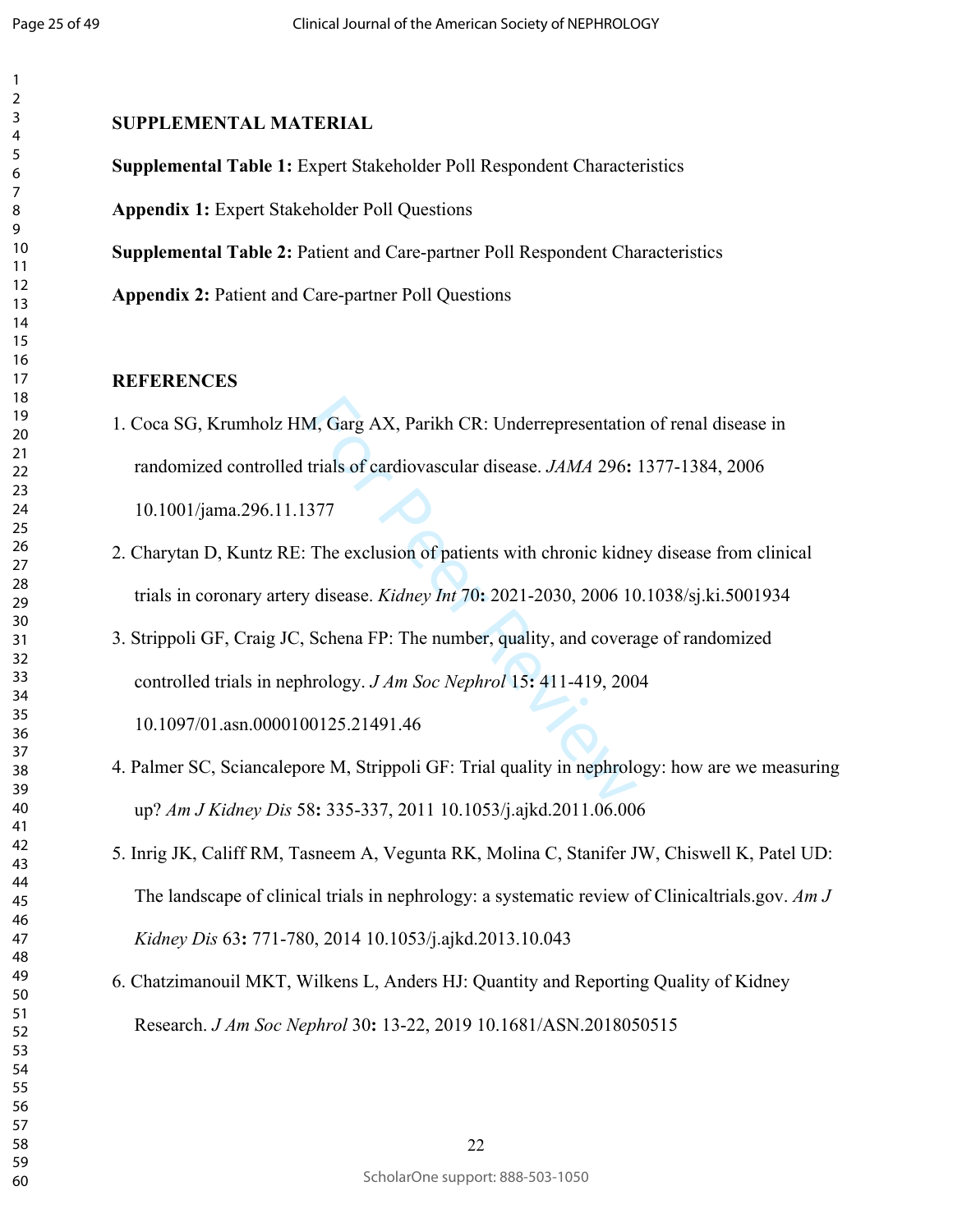## SUPPLEMENTAL MATERIAL

**Supplemental Table 1:** Expert Stakeholder Poll Respondent Characteristics

**Appendix 1:** Expert Stakeholder Poll Questions

**Supplemental Table 2:** Patient and Care-partner Poll Respondent Characteristics

**Appendix 2:** Patient and Care-partner Poll Questions

## REFERENCES

1. Coca SG, Krumholz HM, Garg AX, Parikh CR: Underrepresentation of renal disease in randomized controlled trials of cardiovascular disease. *JAMA* 296**:** 1377-1384, 2006 10.1001/jama.296.11.1377

2. Charytan D, Kuntz RE: The exclusion of patients with chronic kidney disease from clinical trials in coronary artery disease. *Kidney Int* 70**:** 2021-2030, 2006 10.1038/sj.ki.5001934

3. Strippoli GF, Craig JC, Schena FP: The number, quality, and coverage of randomized controlled trials in nephrology. *J Am Soc Nephrol* 15**:** 411-419, 2004 10.1097/01.asn.0000100125.21491.46

4. Palmer SC, Sciancalepore M, Strippoli GF: Trial quality in nephrology: how are we measuring up? *Am J Kidney Dis* 58**:** 335-337, 2011 10.1053/j.ajkd.2011.06.006

5. Inrig JK, Califf RM, Tasneem A, Vegunta RK, Molina C, Stanifer JW, Chiswell K, Patel UD: The landscape of clinical trials in nephrology: a systematic review of Clinicaltrials.gov. *Am J Kidney Dis* 63**:** 771-780, 2014 10.1053/j.ajkd.2013.10.043

6. Chatzimanouil MKT, Wilkens L, Anders HJ: Quantity and Reporting Quality of Kidney Research. *J Am Soc Nephrol* 30**:** 13-22, 2019 10.1681/ASN.2018050515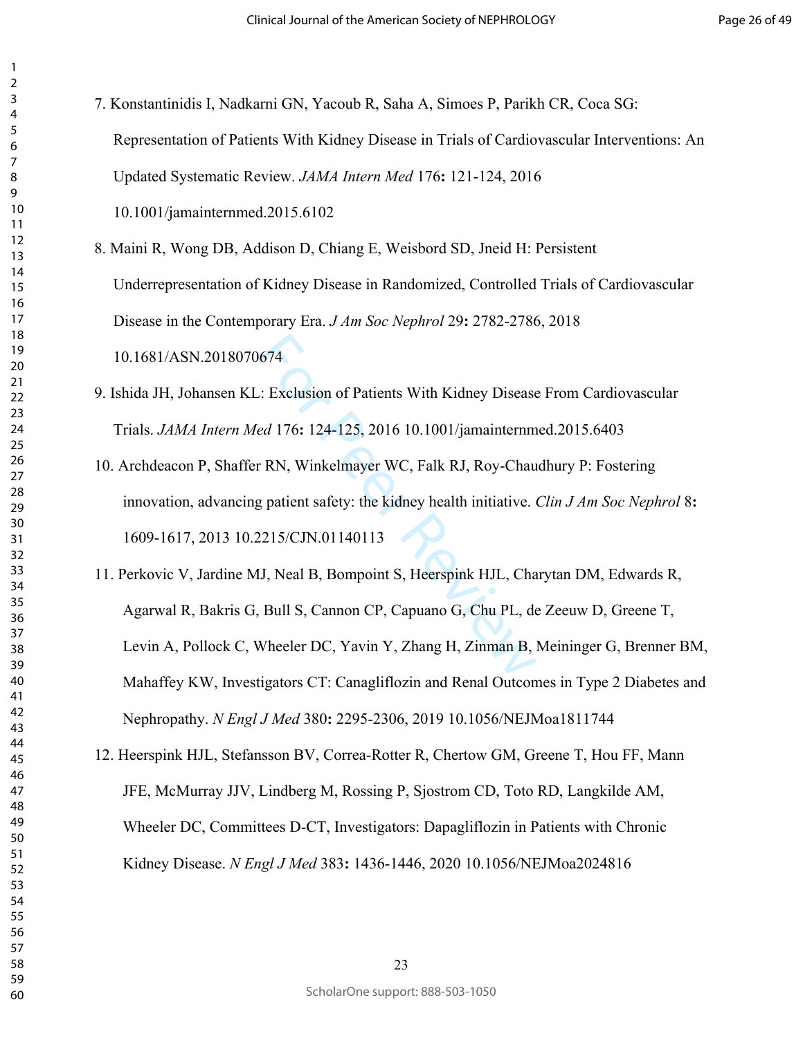7. Konstantinidis I, Nadkarni GN, Yacoub R, Saha A, Simoes P, Parikh CR, Coca SG: Representation of Patients With Kidney Disease in Trials of Cardiovascular Interventions: An Updated Systematic Review. *JAMA Intern Med* 176**:** 121-124, 2016 10.1001/jamainternmed.2015.6102

8. Maini R, Wong DB, Addison D, Chiang E, Weisbord SD, Jneid H: Persistent Underrepresentation of Kidney Disease in Randomized, Controlled Trials of Cardiovascular Disease in the Contemporary Era. *J Am Soc Nephrol* 29**:** 2782-2786, 2018 10.1681/ASN.2018070674

9. Ishida JH, Johansen KL: Exclusion of Patients With Kidney Disease From Cardiovascular Trials. *JAMA Intern Med* 176**:** 124-125, 2016 10.1001/jamainternmed.2015.6403

10. Archdeacon P, Shaffer RN, Winkelmayer WC, Falk RJ, Roy-Chaudhury P: Fostering innovation, advancing patient safety: the kidney health initiative. *Clin J Am Soc Nephrol* 8**:** 1609-1617, 2013 10.2215/CJN.01140113

11. Perkovic V, Jardine MJ, Neal B, Bompoint S, Heerspink HJL, Charytan DM, Edwards R, Agarwal R, Bakris G, Bull S, Cannon CP, Capuano G, Chu PL, de Zeeuw D, Greene T, Levin A, Pollock C, Wheeler DC, Yavin Y, Zhang H, Zinman B, Meininger G, Brenner BM, Mahaffey KW, Investigators CT: Canagliflozin and Renal Outcomes in Type 2 Diabetes and Nephropathy. *N Engl J Med* 380**:** 2295-2306, 2019 10.1056/NEJMoa1811744

12. Heerspink HJL, Stefansson BV, Correa-Rotter R, Chertow GM, Greene T, Hou FF, Mann JFE, McMurray JJV, Lindberg M, Rossing P, Sjostrom CD, Toto RD, Langkilde AM, Wheeler DC, Committees D-CT, Investigators: Dapagliflozin in Patients with Chronic Kidney Disease. *N Engl J Med* 383**:** 1436-1446, 2020 10.1056/NEJMoa2024816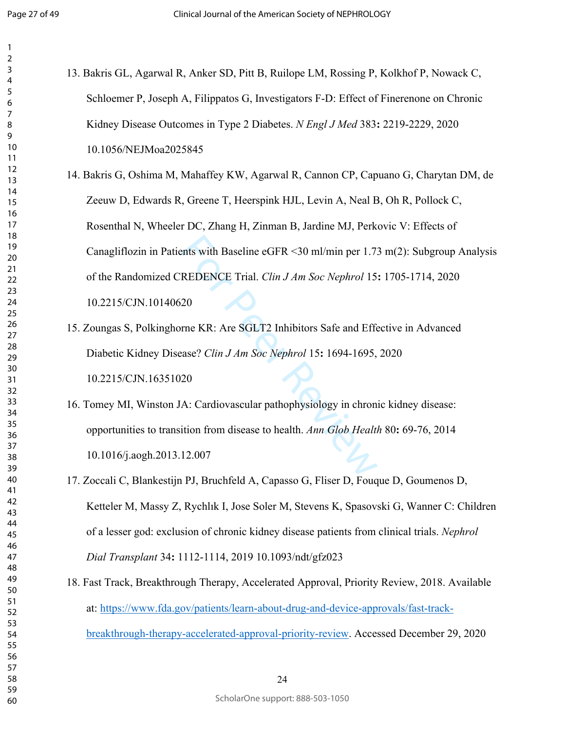13. Bakris GL, Agarwal R, Anker SD, Pitt B, Ruilope LM, Rossing P, Kolkhof P, Nowack C, Schloemer P, Joseph A, Filippatos G, Investigators F-D: Effect of Finerenone on Chronic Kidney Disease Outcomes in Type 2 Diabetes. *N Engl J Med* 383**:** 2219-2229, 2020 10.1056/NEJMoa2025845

14. Bakris G, Oshima M, Mahaffey KW, Agarwal R, Cannon CP, Capuano G, Charytan DM, de Zeeuw D, Edwards R, Greene T, Heerspink HJL, Levin A, Neal B, Oh R, Pollock C, Rosenthal N, Wheeler DC, Zhang H, Zinman B, Jardine MJ, Perkovic V: Effects of Canagliflozin in Patients with Baseline eGFR <30 ml/min per 1.73 m(2): Subgroup Analysis of the Randomized CREDENCE Trial. *Clin J Am Soc Nephrol* 15**:** 1705-1714, 2020 10.2215/CJN.10140620

15. Zoungas S, Polkinghorne KR: Are SGLT2 Inhibitors Safe and Effective in Advanced Diabetic Kidney Disease? *Clin J Am Soc Nephrol* 15**:** 1694-1695, 2020 10.2215/CJN.16351020

16. Tomey MI, Winston JA: Cardiovascular pathophysiology in chronic kidney disease: opportunities to transition from disease to health. *Ann Glob Health* 80**:** 69-76, 2014 10.1016/j.aogh.2013.12.007

17. Zoccali C, Blankestijn PJ, Bruchfeld A, Capasso G, Fliser D, Fouque D, Goumenos D, Ketteler M, Massy Z, Rychlık I, Jose Soler M, Stevens K, Spasovski G, Wanner C: Children of a lesser god: exclusion of chronic kidney disease patients from clinical trials. *Nephrol Dial Transplant* 34**:** 1112-1114, 2019 10.1093/ndt/gfz023

18. Fast Track, Breakthrough Therapy, Accelerated Approval, Priority Review, 2018. Available at: https://www.fda.gov/patients/learn-about-drug-and-device-approvals/fast-track-breakthrough-therapy-accelerated-approval-priority-review. Accessed December 29, 2020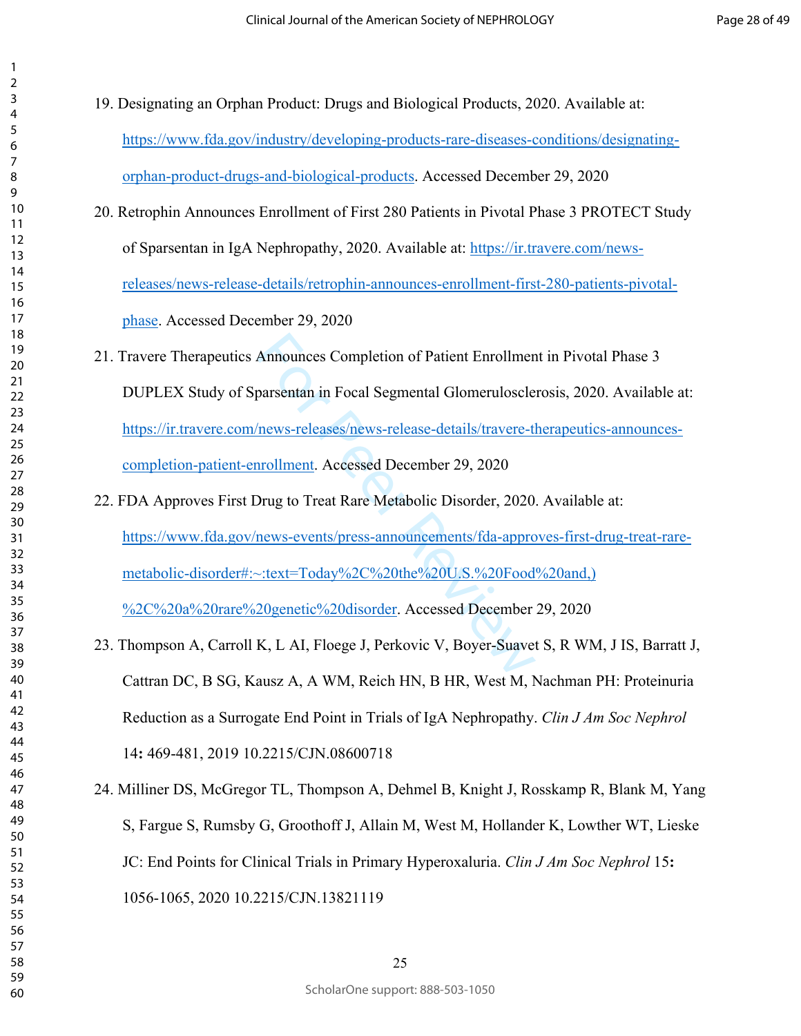19. Designating an Orphan Product: Drugs and Biological Products, 2020. Available at: https://www.fda.gov/industry/developing-products-rare-diseases-conditions/designating-orphan-product-drugs-and-biological-products. Accessed December 29, 2020

20. Retrophin Announces Enrollment of First 280 Patients in Pivotal Phase 3 PROTECT Study of Sparsentan in IgA Nephropathy, 2020. Available at: https://ir.travere.com/news-releases/news-release-details/retrophin-announces-enrollment-first-280-patients-pivotal-phase. Accessed December 29, 2020

21. Travere Therapeutics Announces Completion of Patient Enrollment in Pivotal Phase 3 DUPLEX Study of Sparsentan in Focal Segmental Glomerulosclerosis, 2020. Available at: https://ir.travere.com/news-releases/news-release-details/travere-therapeutics-announces-completion-patient-enrollment. Accessed December 29, 2020

22. FDA Approves First Drug to Treat Rare Metabolic Disorder, 2020. Available at: https://www.fda.gov/news-events/press-announcements/fda-approves-first-drug-treat-rare-metabolic-disorder#:~:text=Today%2C%20the%20U.S.%20Food%20and,)%2C%20a%20rare%20genetic%20disorder. Accessed December 29, 2020

23. Thompson A, Carroll K, L AI, Floege J, Perkovic V, Boyer-Suavet S, R WM, J IS, Barratt J, Cattran DC, B SG, Kausz A, A WM, Reich HN, B HR, West M, Nachman PH: Proteinuria Reduction as a Surrogate End Point in Trials of IgA Nephropathy. *Clin J Am Soc Nephrol* 14**:** 469-481, 2019 10.2215/CJN.08600718

24. Milliner DS, McGregor TL, Thompson A, Dehmel B, Knight J, Rosskamp R, Blank M, Yang S, Fargue S, Rumsby G, Groothoff J, Allain M, West M, Hollander K, Lowther WT, Lieske JC: End Points for Clinical Trials in Primary Hyperoxaluria. *Clin J Am Soc Nephrol* 15**:** 1056-1065, 2020 10.2215/CJN.13821119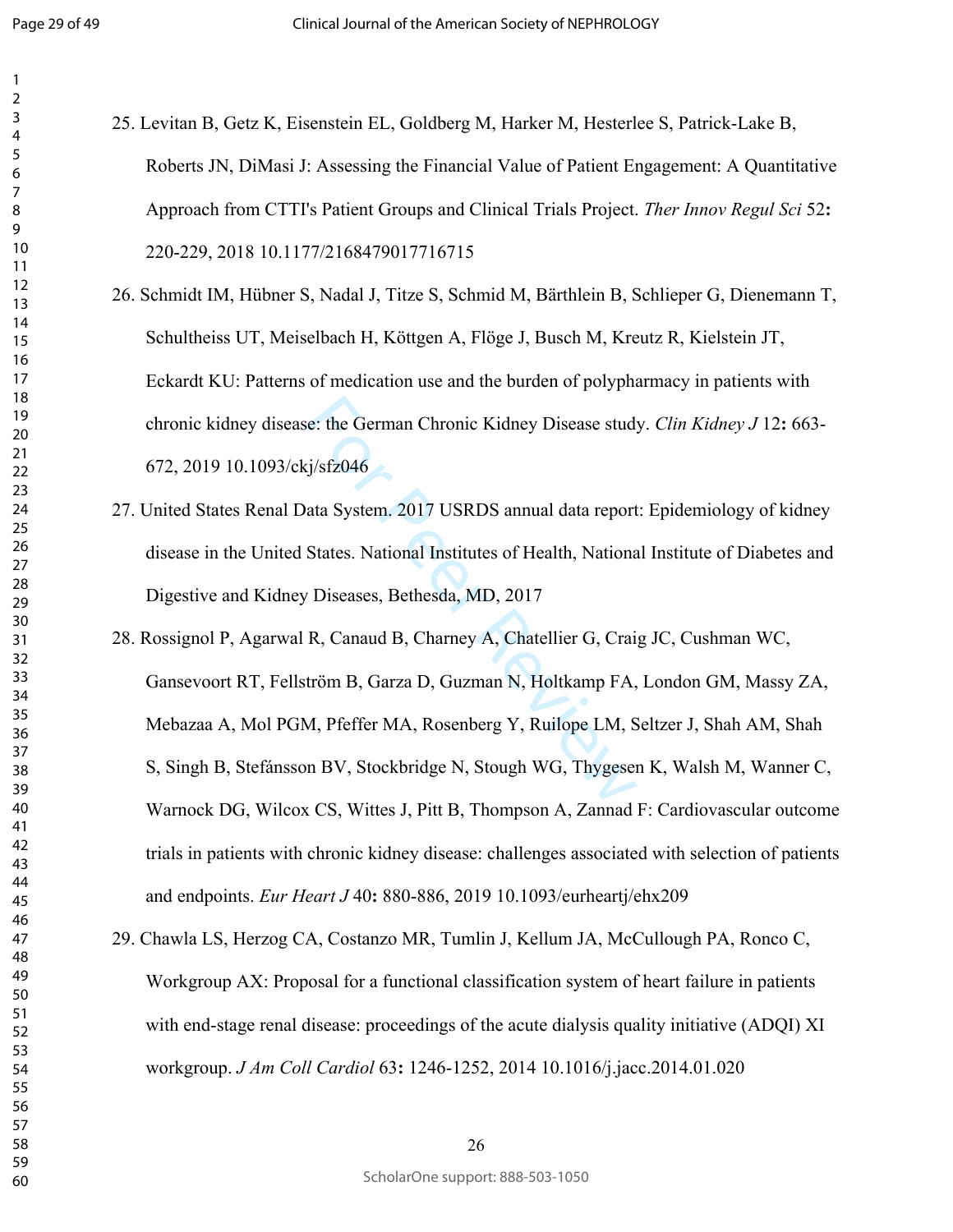25. Levitan B, Getz K, Eisenstein EL, Goldberg M, Harker M, Hesterlee S, Patrick-Lake B, Roberts JN, DiMasi J: Assessing the Financial Value of Patient Engagement: A Quantitative Approach from CTTI's Patient Groups and Clinical Trials Project. *Ther Innov Regul Sci* 52**:** 220-229, 2018 10.1177/2168479017716715

26. Schmidt IM, Hübner S, Nadal J, Titze S, Schmid M, Bärthlein B, Schlieper G, Dienemann T, Schultheiss UT, Meiselbach H, Köttgen A, Flöge J, Busch M, Kreutz R, Kielstein JT, Eckardt KU: Patterns of medication use and the burden of polypharmacy in patients with chronic kidney disease: the German Chronic Kidney Disease study. *Clin Kidney J* 12**:** 663-672, 2019 10.1093/ckj/sfz046

27. United States Renal Data System. 2017 USRDS annual data report: Epidemiology of kidney disease in the United States. National Institutes of Health, National Institute of Diabetes and Digestive and Kidney Diseases, Bethesda, MD, 2017

28. Rossignol P, Agarwal R, Canaud B, Charney A, Chatellier G, Craig JC, Cushman WC, Gansevoort RT, Fellström B, Garza D, Guzman N, Holtkamp FA, London GM, Massy ZA, Mebazaa A, Mol PGM, Pfeffer MA, Rosenberg Y, Ruilope LM, Seltzer J, Shah AM, Shah S, Singh B, Stefánsson BV, Stockbridge N, Stough WG, Thygesen K, Walsh M, Wanner C, Warnock DG, Wilcox CS, Wittes J, Pitt B, Thompson A, Zannad F: Cardiovascular outcome trials in patients with chronic kidney disease: challenges associated with selection of patients and endpoints. *Eur Heart J* 40**:** 880-886, 2019 10.1093/eurheartj/ehx209

29. Chawla LS, Herzog CA, Costanzo MR, Tumlin J, Kellum JA, McCullough PA, Ronco C, Workgroup AX: Proposal for a functional classification system of heart failure in patients with end-stage renal disease: proceedings of the acute dialysis quality initiative (ADQI) XI workgroup. *J Am Coll Cardiol* 63**:** 1246-1252, 2014 10.1016/j.jacc.2014.01.020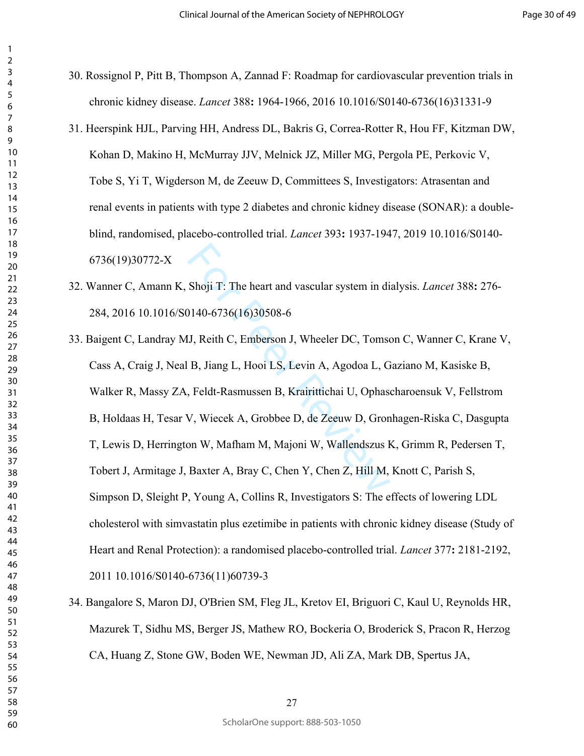30. Rossignol P, Pitt B, Thompson A, Zannad F: Roadmap for cardiovascular prevention trials in chronic kidney disease. *Lancet* 388**:** 1964-1966, 2016 10.1016/S0140-6736(16)31331-9

31. Heerspink HJL, Parving HH, Andress DL, Bakris G, Correa-Rotter R, Hou FF, Kitzman DW, Kohan D, Makino H, McMurray JJV, Melnick JZ, Miller MG, Pergola PE, Perkovic V, Tobe S, Yi T, Wigderson M, de Zeeuw D, Committees S, Investigators: Atrasentan and renal events in patients with type 2 diabetes and chronic kidney disease (SONAR): a double-blind, randomised, placebo-controlled trial. *Lancet* 393**:** 1937-1947, 2019 10.1016/S0140-6736(19)30772-X

32. Wanner C, Amann K, Shoji T: The heart and vascular system in dialysis. *Lancet* 388**:** 276-284, 2016 10.1016/S0140-6736(16)30508-6

33. Baigent C, Landray MJ, Reith C, Emberson J, Wheeler DC, Tomson C, Wanner C, Krane V, Cass A, Craig J, Neal B, Jiang L, Hooi LS, Levin A, Agodoa L, Gaziano M, Kasiske B, Walker R, Massy ZA, Feldt-Rasmussen B, Krairittichai U, Ophascharoensuk V, Fellstrom B, Holdaas H, Tesar V, Wiecek A, Grobbee D, de Zeeuw D, Gronhagen-Riska C, Dasgupta T, Lewis D, Herrington W, Mafham M, Majoni W, Wallendszus K, Grimm R, Pedersen T, Tobert J, Armitage J, Baxter A, Bray C, Chen Y, Chen Z, Hill M, Knott C, Parish S, Simpson D, Sleight P, Young A, Collins R, Investigators S: The effects of lowering LDL cholesterol with simvastatin plus ezetimibe in patients with chronic kidney disease (Study of Heart and Renal Protection): a randomised placebo-controlled trial. *Lancet* 377**:** 2181-2192, 2011 10.1016/S0140-6736(11)60739-3

34. Bangalore S, Maron DJ, O'Brien SM, Fleg JL, Kretov EI, Briguori C, Kaul U, Reynolds HR, Mazurek T, Sidhu MS, Berger JS, Mathew RO, Bockeria O, Broderick S, Pracon R, Herzog CA, Huang Z, Stone GW, Boden WE, Newman JD, Ali ZA, Mark DB, Spertus JA,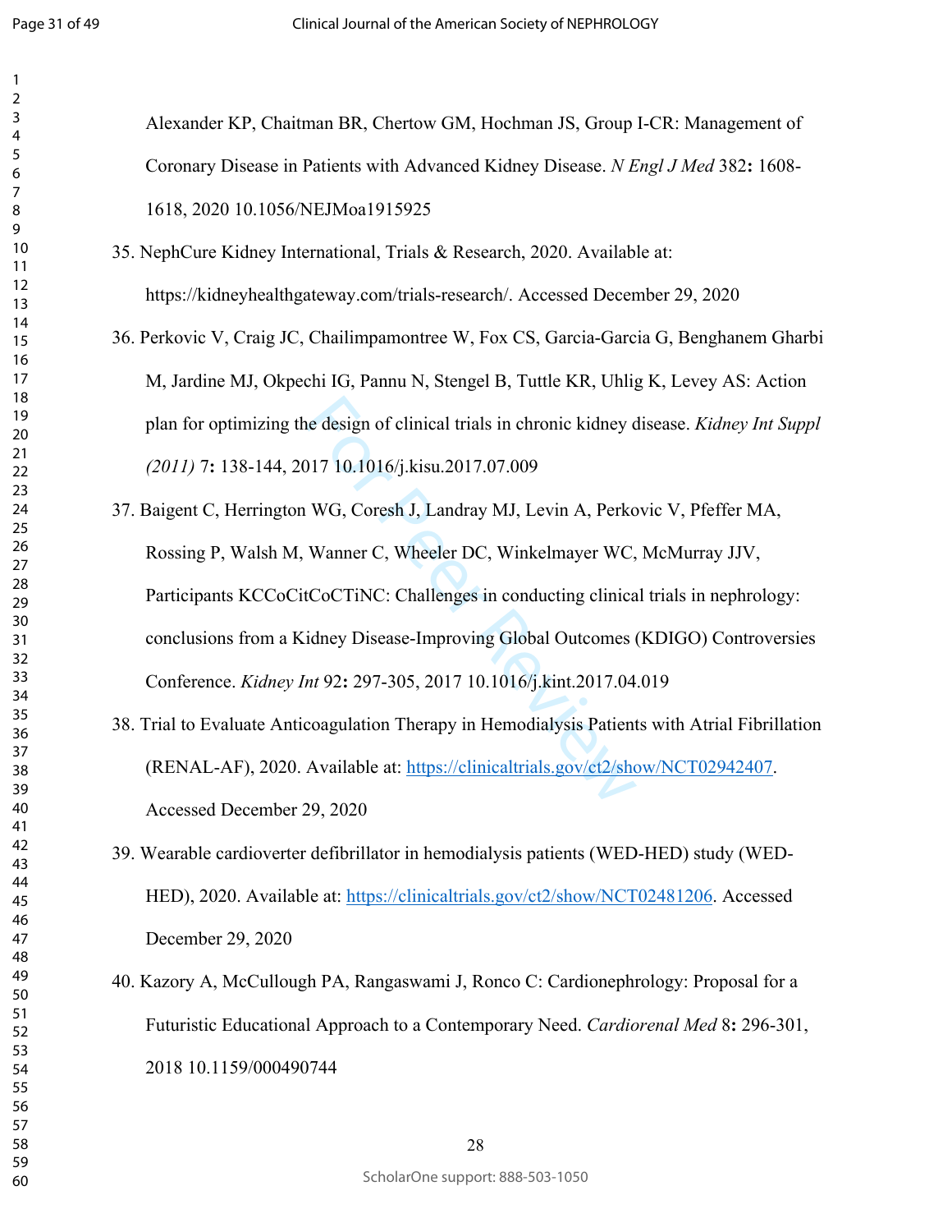Alexander KP, Chaitman BR, Chertow GM, Hochman JS, Group I-CR: Management of Coronary Disease in Patients with Advanced Kidney Disease. *N Engl J Med* 382**:** 1608-1618, 2020 10.1056/NEJMoa1915925

35. NephCure Kidney International, Trials & Research, 2020. Available at: https://kidneyhealthgateway.com/trials-research/. Accessed December 29, 2020

36. Perkovic V, Craig JC, Chailimpamontree W, Fox CS, Garcia-Garcia G, Benghanem Gharbi M, Jardine MJ, Okpechi IG, Pannu N, Stengel B, Tuttle KR, Uhlig K, Levey AS: Action plan for optimizing the design of clinical trials in chronic kidney disease. *Kidney Int Suppl (2011)* 7**:** 138-144, 2017 10.1016/j.kisu.2017.07.009

37. Baigent C, Herrington WG, Coresh J, Landray MJ, Levin A, Perkovic V, Pfeffer MA, Rossing P, Walsh M, Wanner C, Wheeler DC, Winkelmayer WC, McMurray JJV, Participants KCCoCitCoCTiNC: Challenges in conducting clinical trials in nephrology: conclusions from a Kidney Disease-Improving Global Outcomes (KDIGO) Controversies Conference. *Kidney Int* 92**:** 297-305, 2017 10.1016/j.kint.2017.04.019

38. Trial to Evaluate Anticoagulation Therapy in Hemodialysis Patients with Atrial Fibrillation (RENAL-AF), 2020. Available at: https://clinicaltrials.gov/ct2/show/NCT02942407. Accessed December 29, 2020

39. Wearable cardioverter defibrillator in hemodialysis patients (WED-HED) study (WED-HED), 2020. Available at: https://clinicaltrials.gov/ct2/show/NCT02481206. Accessed December 29, 2020

40. Kazory A, McCullough PA, Rangaswami J, Ronco C: Cardionephrology: Proposal for a Futuristic Educational Approach to a Contemporary Need. *Cardiorenal Med* 8**:** 296-301, 2018 10.1159/000490744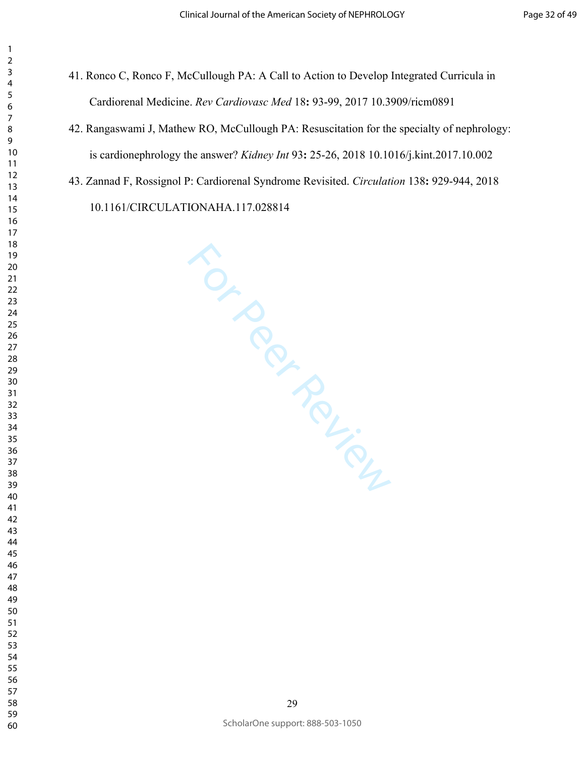41. Ronco C, Ronco F, McCullough PA: A Call to Action to Develop Integrated Curricula in Cardiorenal Medicine. *Rev Cardiovasc Med* 18**:** 93-99, 2017 10.3909/ricm0891

42. Rangaswami J, Mathew RO, McCullough PA: Resuscitation for the specialty of nephrology: is cardionephrology the answer? *Kidney Int* 93**:** 25-26, 2018 10.1016/j.kint.2017.10.002

43. Zannad F, Rossignol P: Cardiorenal Syndrome Revisited. *Circulation* 138**:** 929-944, 2018 10.1161/CIRCULATIONAHA.117.028814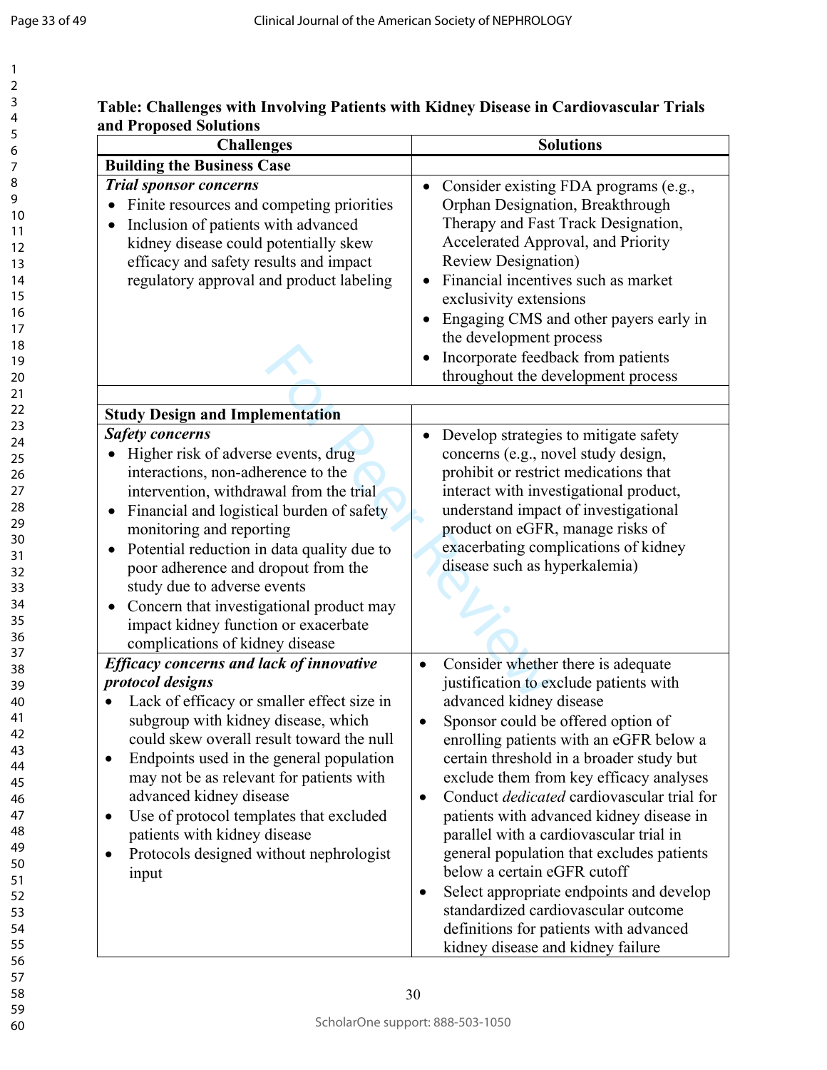**Table: Challenges with Involving Patients with Kidney Disease in Cardiovascular Trials and Proposed Solutions**

| Challenges | Solutions |
|---|---|
| **Building the Business Case** | |
| ***Trial sponsor concerns***<br>• Finite resources and competing priorities<br>• Inclusion of patients with advanced kidney disease could potentially skew efficacy and safety results and impact regulatory approval and product labeling | • Consider existing FDA programs (e.g., Orphan Designation, Breakthrough Therapy and Fast Track Designation, Accelerated Approval, and Priority Review Designation)<br>• Financial incentives such as market exclusivity extensions<br>• Engaging CMS and other payers early in the development process<br>• Incorporate feedback from patients throughout the development process |
| | |
| **Study Design and Implementation** | |
| ***Safety concerns***<br>• Higher risk of adverse events, drug interactions, non-adherence to the intervention, withdrawal from the trial<br>• Financial and logistical burden of safety monitoring and reporting<br>• Potential reduction in data quality due to poor adherence and dropout from the study due to adverse events<br>• Concern that investigational product may impact kidney function or exacerbate complications of kidney disease | • Develop strategies to mitigate safety concerns (e.g., novel study design, prohibit or restrict medications that interact with investigational product, understand impact of investigational product on eGFR, manage risks of exacerbating complications of kidney disease such as hyperkalemia) |
| ***Efficacy concerns and lack of innovative protocol designs***<br>• Lack of efficacy or smaller effect size in subgroup with kidney disease, which could skew overall result toward the null<br>• Endpoints used in the general population may not be as relevant for patients with advanced kidney disease<br>• Use of protocol templates that excluded patients with kidney disease<br>• Protocols designed without nephrologist input | • Consider whether there is adequate justification to exclude patients with advanced kidney disease<br>• Sponsor could be offered option of enrolling patients with an eGFR below a certain threshold in a broader study but exclude them from key efficacy analyses<br>• Conduct *dedicated* cardiovascular trial for patients with advanced kidney disease in parallel with a cardiovascular trial in general population that excludes patients below a certain eGFR cutoff<br>• Select appropriate endpoints and develop standardized cardiovascular outcome definitions for patients with advanced kidney disease and kidney failure |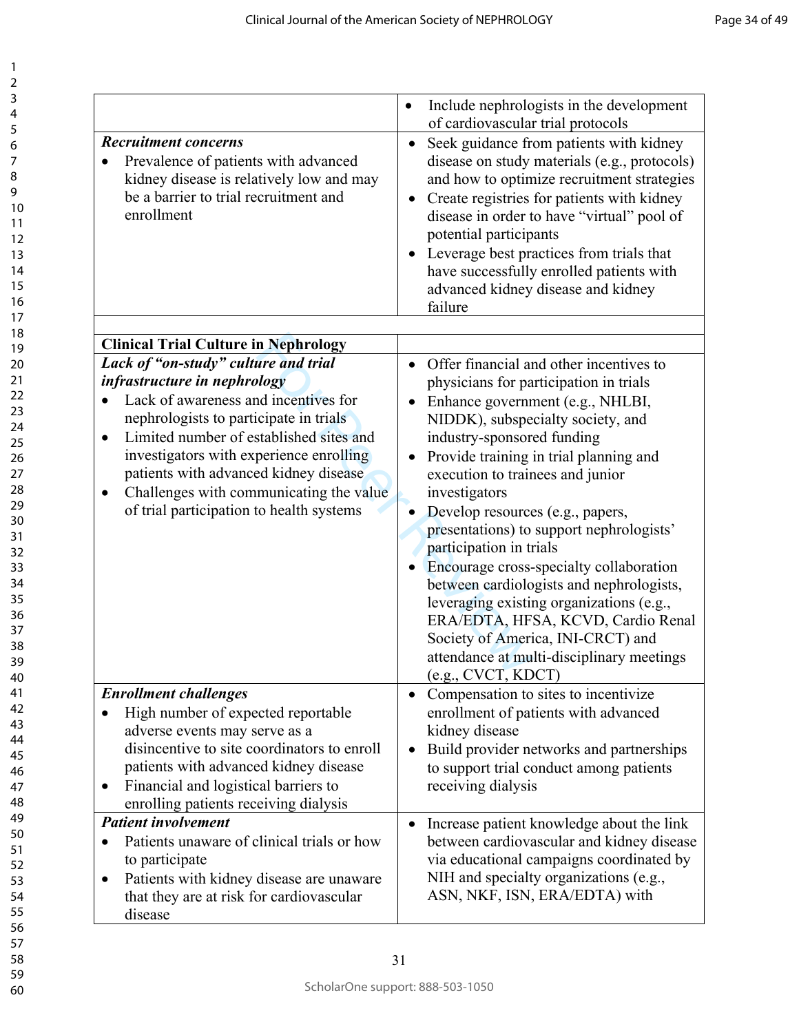| | |
|---|---|
| | • Include nephrologists in the development of cardiovascular trial protocols |
| ***Recruitment concerns*** <br> • Prevalence of patients with advanced kidney disease is relatively low and may be a barrier to trial recruitment and enrollment | • Seek guidance from patients with kidney disease on study materials (e.g., protocols) and how to optimize recruitment strategies <br> • Create registries for patients with kidney disease in order to have "virtual" pool of potential participants <br> • Leverage best practices from trials that have successfully enrolled patients with advanced kidney disease and kidney failure |
| | |
| **Clinical Trial Culture in Nephrology** | |
| ***Lack of "on-study" culture and trial infrastructure in nephrology*** <br> • Lack of awareness and incentives for nephrologists to participate in trials <br> • Limited number of established sites and investigators with experience enrolling patients with advanced kidney disease <br> • Challenges with communicating the value of trial participation to health systems | • Offer financial and other incentives to physicians for participation in trials <br> • Enhance government (e.g., NHLBI, NIDDK), subspecialty society, and industry-sponsored funding <br> • Provide training in trial planning and execution to trainees and junior investigators <br> • Develop resources (e.g., papers, presentations) to support nephrologists' participation in trials <br> • Encourage cross-specialty collaboration between cardiologists and nephrologists, leveraging existing organizations (e.g., ERA/EDTA, HFSA, KCVD, Cardio Renal Society of America, INI-CRCT) and attendance at multi-disciplinary meetings (e.g., CVCT, KDCT) |
| ***Enrollment challenges*** <br> • High number of expected reportable adverse events may serve as a disincentive to site coordinators to enroll patients with advanced kidney disease <br> • Financial and logistical barriers to enrolling patients receiving dialysis | • Compensation to sites to incentivize enrollment of patients with advanced kidney disease <br> • Build provider networks and partnerships to support trial conduct among patients receiving dialysis |
| ***Patient involvement*** <br> • Patients unaware of clinical trials or how to participate <br> • Patients with kidney disease are unaware that they are at risk for cardiovascular disease | • Increase patient knowledge about the link between cardiovascular and kidney disease via educational campaigns coordinated by NIH and specialty organizations (e.g., ASN, NKF, ISN, ERA/EDTA) with |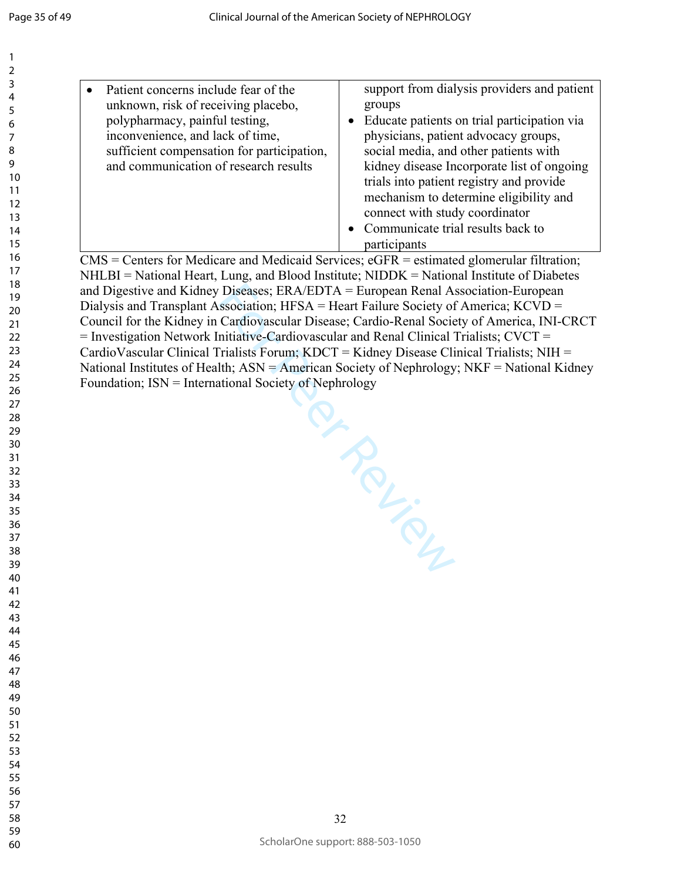| | |
|---|---|
| • Patient concerns include fear of the unknown, risk of receiving placebo, polypharmacy, painful testing, inconvenience, and lack of time, sufficient compensation for participation, and communication of research results | support from dialysis providers and patient groups<br>• Educate patients on trial participation via physicians, patient advocacy groups, social media, and other patients with kidney disease Incorporate list of ongoing trials into patient registry and provide mechanism to determine eligibility and connect with study coordinator<br>• Communicate trial results back to participants |

CMS = Centers for Medicare and Medicaid Services; eGFR = estimated glomerular filtration; NHLBI = National Heart, Lung, and Blood Institute; NIDDK = National Institute of Diabetes and Digestive and Kidney Diseases; ERA/EDTA = European Renal Association-European Dialysis and Transplant Association; HFSA = Heart Failure Society of America; KCVD = Council for the Kidney in Cardiovascular Disease; Cardio-Renal Society of America, INI-CRCT = Investigation Network Initiative-Cardiovascular and Renal Clinical Trialists; CVCT = CardioVascular Clinical Trialists Forum; KDCT = Kidney Disease Clinical Trialists; NIH = National Institutes of Health; ASN = American Society of Nephrology; NKF = National Kidney Foundation; ISN = International Society of Nephrology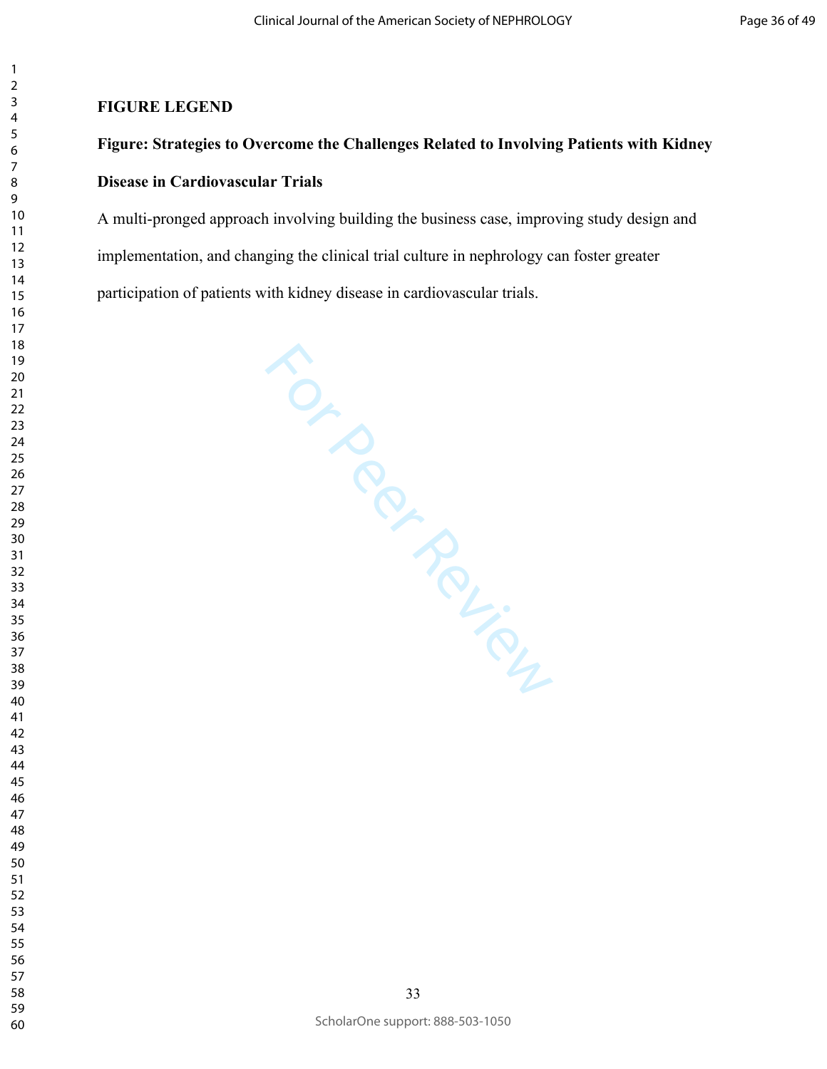**FIGURE LEGEND**

**Figure: Strategies to Overcome the Challenges Related to Involving Patients with Kidney Disease in Cardiovascular Trials**

A multi-pronged approach involving building the business case, improving study design and implementation, and changing the clinical trial culture in nephrology can foster greater participation of patients with kidney disease in cardiovascular trials.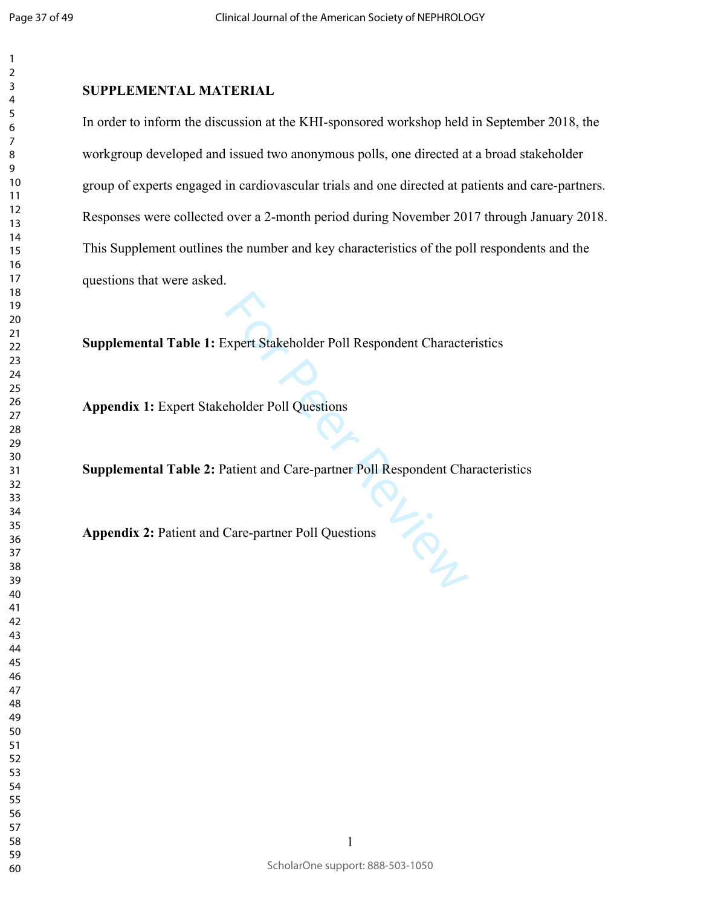**SUPPLEMENTAL MATERIAL**

In order to inform the discussion at the KHI-sponsored workshop held in September 2018, the workgroup developed and issued two anonymous polls, one directed at a broad stakeholder group of experts engaged in cardiovascular trials and one directed at patients and care-partners. Responses were collected over a 2-month period during November 2017 through January 2018. This Supplement outlines the number and key characteristics of the poll respondents and the questions that were asked.

**Supplemental Table 1:** Expert Stakeholder Poll Respondent Characteristics

**Appendix 1:** Expert Stakeholder Poll Questions

**Supplemental Table 2:** Patient and Care-partner Poll Respondent Characteristics

**Appendix 2:** Patient and Care-partner Poll Questions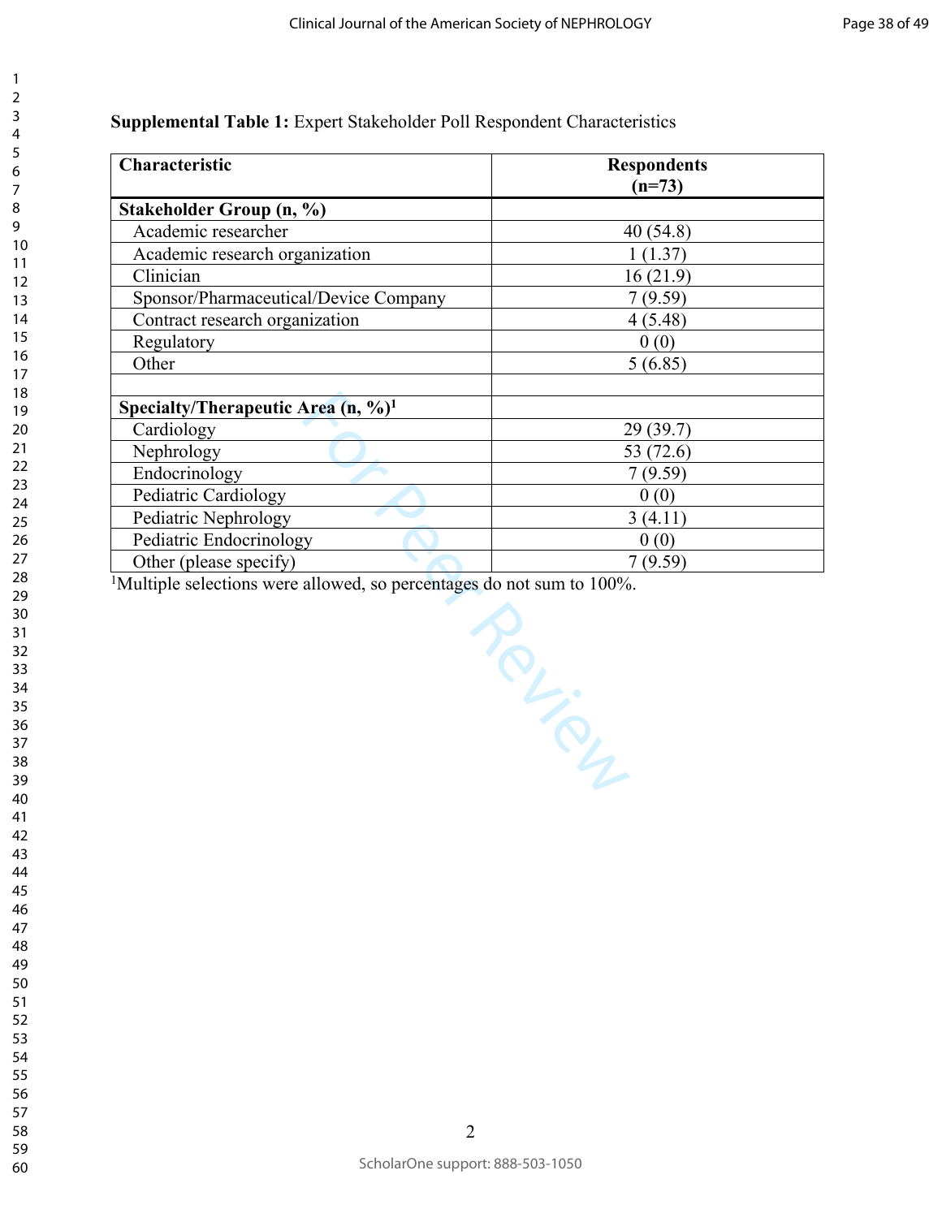**Supplemental Table 1:** Expert Stakeholder Poll Respondent Characteristics

| Characteristic | Respondents (n=73) |
|---|---|
| **Stakeholder Group (n, %)** | |
| Academic researcher | 40 (54.8) |
| Academic research organization | 1 (1.37) |
| Clinician | 16 (21.9) |
| Sponsor/Pharmaceutical/Device Company | 7 (9.59) |
| Contract research organization | 4 (5.48) |
| Regulatory | 0 (0) |
| Other | 5 (6.85) |
| | |
| **Specialty/Therapeutic Area (n, %)[1]** | |
| Cardiology | 29 (39.7) |
| Nephrology | 53 (72.6) |
| Endocrinology | 7 (9.59) |
| Pediatric Cardiology | 0 (0) |
| Pediatric Nephrology | 3 (4.11) |
| Pediatric Endocrinology | 0 (0) |
| Other (please specify) | 7 (9.59) |

[1]Multiple selections were allowed, so percentages do not sum to 100%.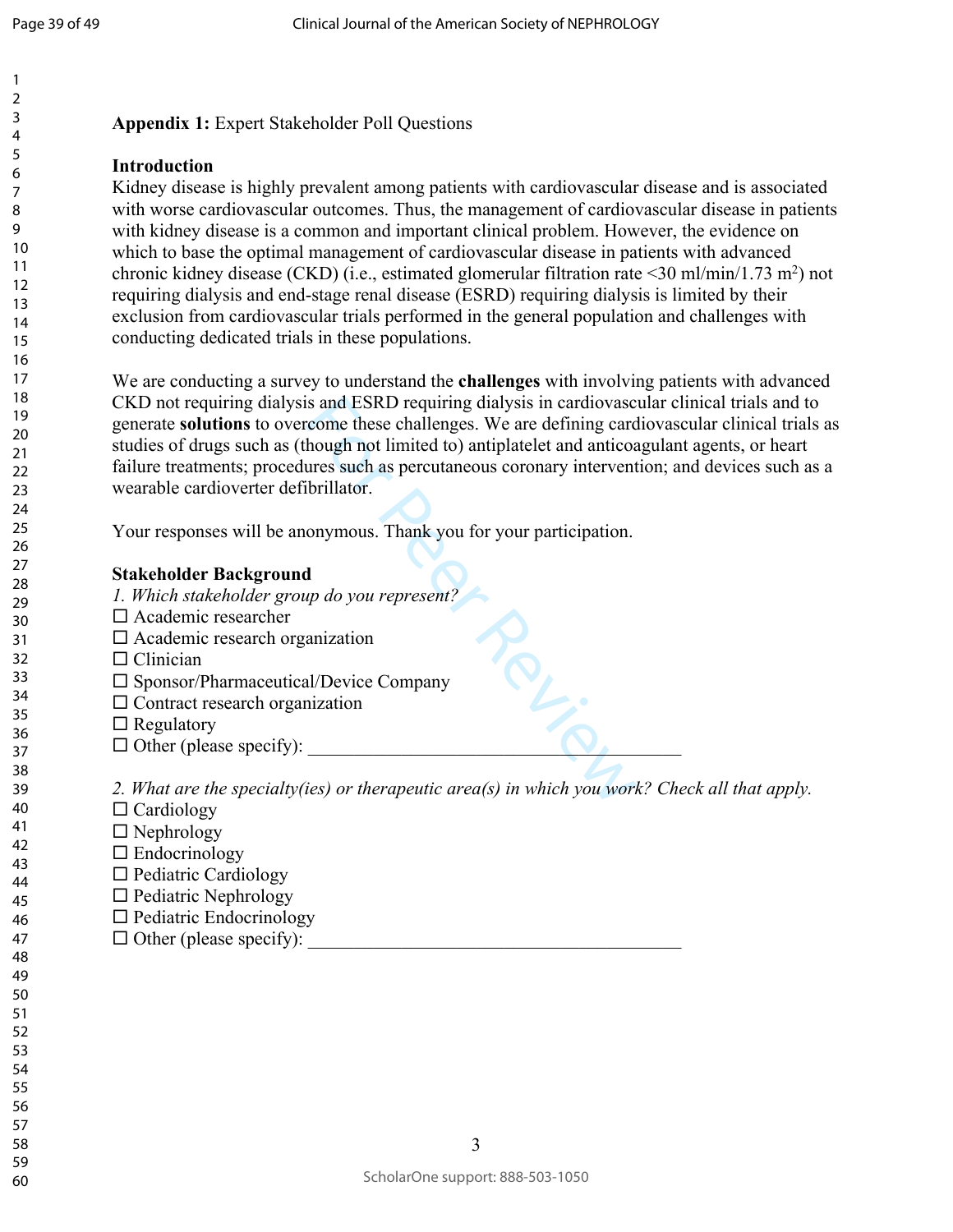**Appendix 1:** Expert Stakeholder Poll Questions

**Introduction**

Kidney disease is highly prevalent among patients with cardiovascular disease and is associated with worse cardiovascular outcomes. Thus, the management of cardiovascular disease in patients with kidney disease is a common and important clinical problem. However, the evidence on which to base the optimal management of cardiovascular disease in patients with advanced chronic kidney disease (CKD) (i.e., estimated glomerular filtration rate <30 ml/min/1.73 $m^2$) not requiring dialysis and end-stage renal disease (ESRD) requiring dialysis is limited by their exclusion from cardiovascular trials performed in the general population and challenges with conducting dedicated trials in these populations.

We are conducting a survey to understand the **challenges** with involving patients with advanced CKD not requiring dialysis and ESRD requiring dialysis in cardiovascular clinical trials and to generate **solutions** to overcome these challenges. We are defining cardiovascular clinical trials as studies of drugs such as (though not limited to) antiplatelet and anticoagulant agents, or heart failure treatments; procedures such as percutaneous coronary intervention; and devices such as a wearable cardioverter defibrillator.

Your responses will be anonymous. Thank you for your participation.

**Stakeholder Background**

*1. Which stakeholder group do you represent?*

☐ Academic researcher
☐ Academic research organization
☐ Clinician
☐ Sponsor/Pharmaceutical/Device Company
☐ Contract research organization
☐ Regulatory
☐ Other (please specify): ________________________________________

*2. What are the specialty(ies) or therapeutic area(s) in which you work? Check all that apply.*

☐ Cardiology
☐ Nephrology
☐ Endocrinology
☐ Pediatric Cardiology
☐ Pediatric Nephrology
☐ Pediatric Endocrinology
☐ Other (please specify): ________________________________________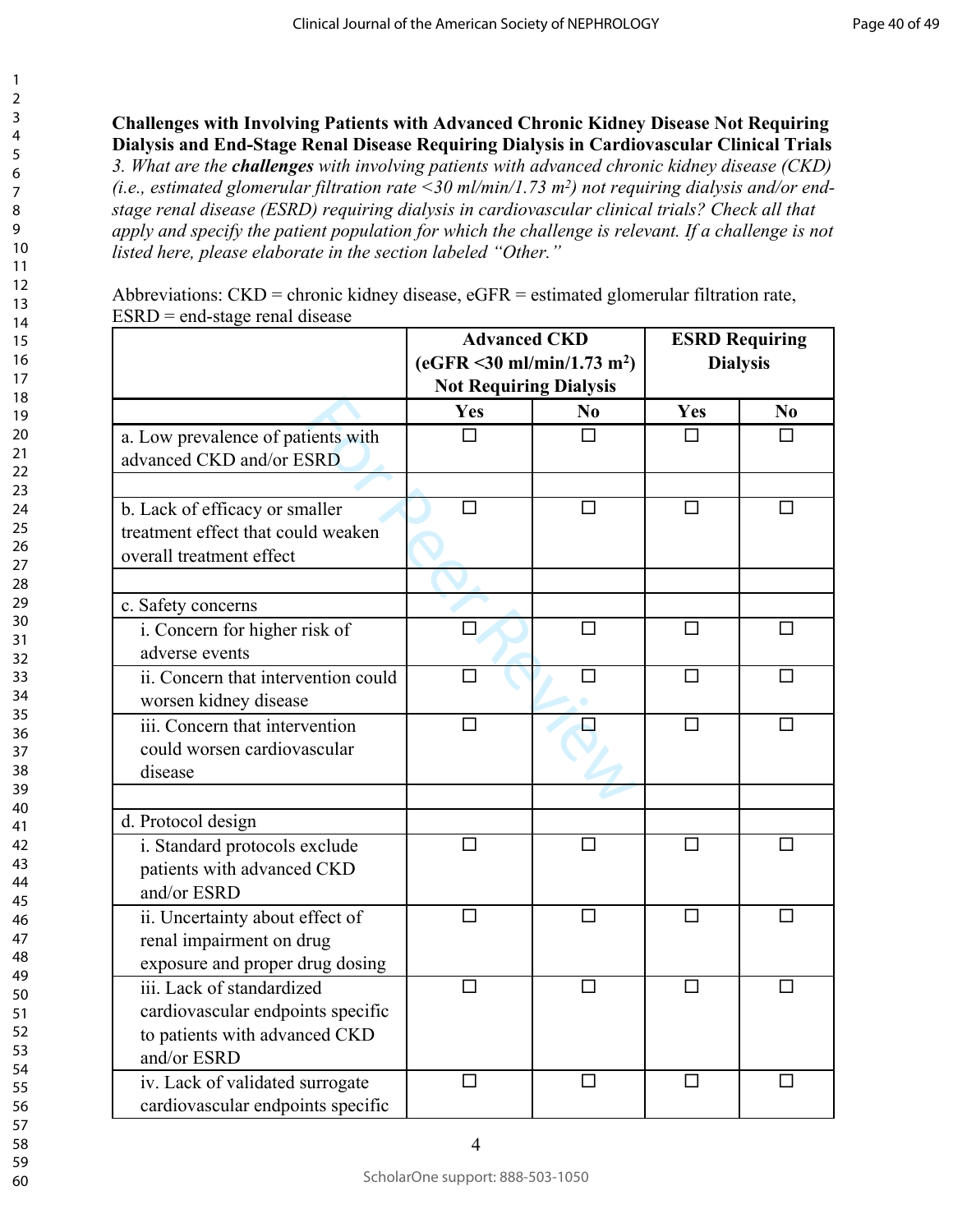**Challenges with Involving Patients with Advanced Chronic Kidney Disease Not Requiring Dialysis and End-Stage Renal Disease Requiring Dialysis in Cardiovascular Clinical Trials**

*3. What are the **challenges** with involving patients with advanced chronic kidney disease (CKD) (i.e., estimated glomerular filtration rate <30 ml/min/1.73 m²) not requiring dialysis and/or end-stage renal disease (ESRD) requiring dialysis in cardiovascular clinical trials? Check all that apply and specify the patient population for which the challenge is relevant. If a challenge is not listed here, please elaborate in the section labeled "Other."*

Abbreviations: CKD = chronic kidney disease, eGFR = estimated glomerular filtration rate, ESRD = end-stage renal disease

| | **Advanced CKD (eGFR <30 ml/min/1.73 m²) Not Requiring Dialysis** | | **ESRD Requiring Dialysis** | |
|---|---|---|---|---|
| | **Yes** | **No** | **Yes** | **No** |
| a. Low prevalence of patients with advanced CKD and/or ESRD | ☐ | ☐ | ☐ | ☐ |
| | | | | |
| b. Lack of efficacy or smaller treatment effect that could weaken overall treatment effect | ☐ | ☐ | ☐ | ☐ |
| | | | | |
| c. Safety concerns | | | | |
| i. Concern for higher risk of adverse events | ☐ | ☐ | ☐ | ☐ |
| ii. Concern that intervention could worsen kidney disease | ☐ | ☐ | ☐ | ☐ |
| iii. Concern that intervention could worsen cardiovascular disease | ☐ | ☐ | ☐ | ☐ |
| | | | | |
| d. Protocol design | | | | |
| i. Standard protocols exclude patients with advanced CKD and/or ESRD | ☐ | ☐ | ☐ | ☐ |
| ii. Uncertainty about effect of renal impairment on drug exposure and proper drug dosing | ☐ | ☐ | ☐ | ☐ |
| iii. Lack of standardized cardiovascular endpoints specific to patients with advanced CKD and/or ESRD | ☐ | ☐ | ☐ | ☐ |
| iv. Lack of validated surrogate cardiovascular endpoints specific | ☐ | ☐ | ☐ | ☐ |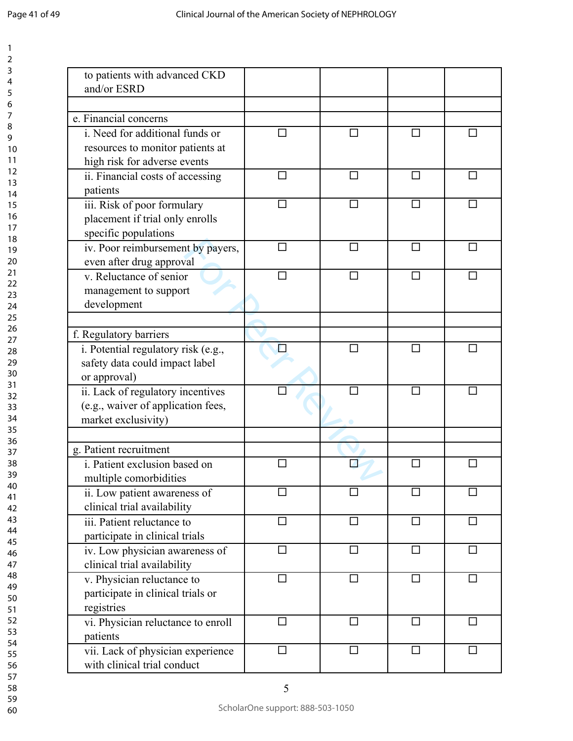| | | | | |
|---|---|---|---|---|
| to patients with advanced CKD and/or ESRD | | | | |
| | | | | |
| e. Financial concerns | | | | |
| i. Need for additional funds or resources to monitor patients at high risk for adverse events | ☐ | ☐ | ☐ | ☐ |
| ii. Financial costs of accessing patients | ☐ | ☐ | ☐ | ☐ |
| iii. Risk of poor formulary placement if trial only enrolls specific populations | ☐ | ☐ | ☐ | ☐ |
| iv. Poor reimbursement by payers, even after drug approval | ☐ | ☐ | ☐ | ☐ |
| v. Reluctance of senior management to support development | ☐ | ☐ | ☐ | ☐ |
| | | | | |
| f. Regulatory barriers | | | | |
| i. Potential regulatory risk (e.g., safety data could impact label or approval) | ☐ | ☐ | ☐ | ☐ |
| ii. Lack of regulatory incentives (e.g., waiver of application fees, market exclusivity) | ☐ | ☐ | ☐ | ☐ |
| | | | | |
| g. Patient recruitment | | | | |
| i. Patient exclusion based on multiple comorbidities | ☐ | ☐ | ☐ | ☐ |
| ii. Low patient awareness of clinical trial availability | ☐ | ☐ | ☐ | ☐ |
| iii. Patient reluctance to participate in clinical trials | ☐ | ☐ | ☐ | ☐ |
| iv. Low physician awareness of clinical trial availability | ☐ | ☐ | ☐ | ☐ |
| v. Physician reluctance to participate in clinical trials or registries | ☐ | ☐ | ☐ | ☐ |
| vi. Physician reluctance to enroll patients | ☐ | ☐ | ☐ | ☐ |
| vii. Lack of physician experience with clinical trial conduct | ☐ | ☐ | ☐ | ☐ |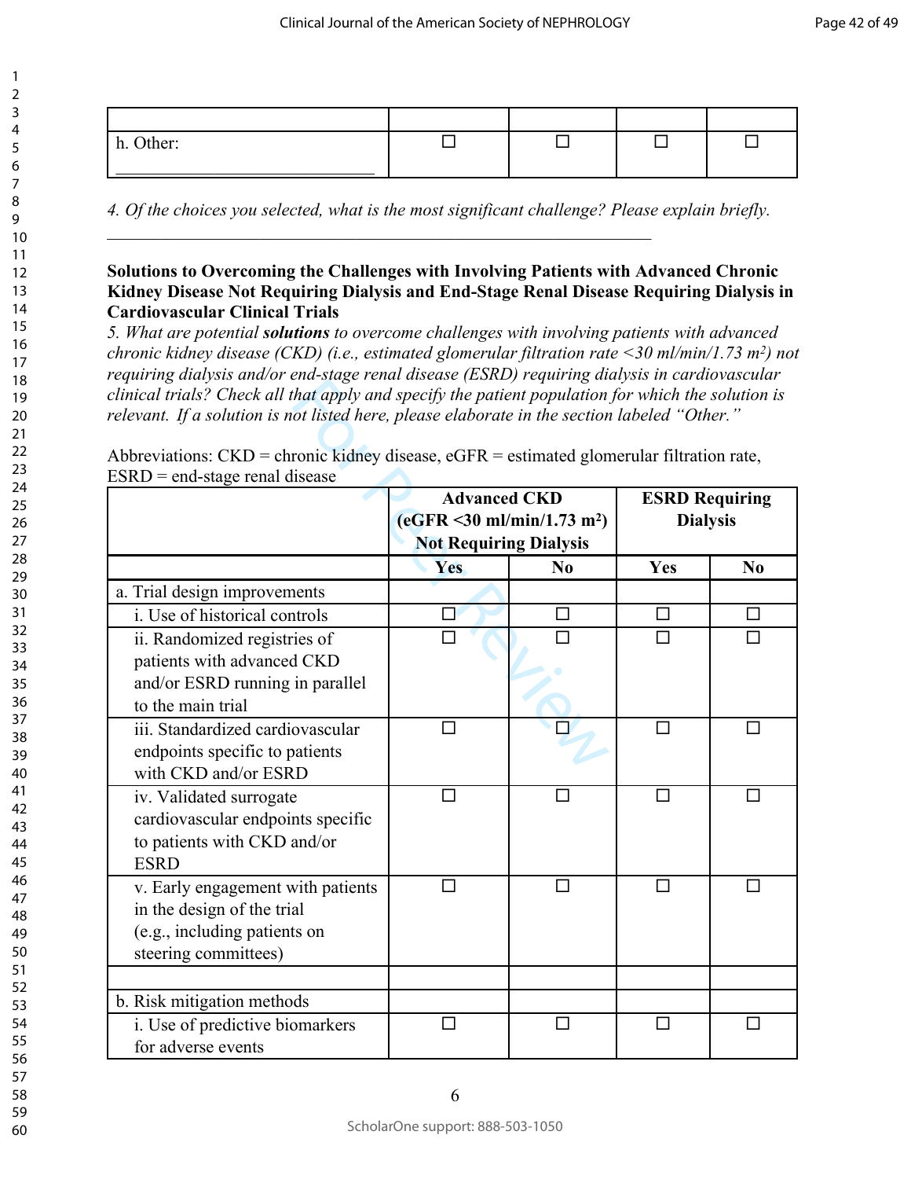| | | | | |
|---|---|---|---|---|
| h. Other: ___________________________ | ☐ | ☐ | ☐ | ☐ |

*4. Of the choices you selected, what is the most significant challenge? Please explain briefly.*

_______________________________________________________________

**Solutions to Overcoming the Challenges with Involving Patients with Advanced Chronic Kidney Disease Not Requiring Dialysis and End-Stage Renal Disease Requiring Dialysis in Cardiovascular Clinical Trials**

*5. What are potential **solutions** to overcome challenges with involving patients with advanced chronic kidney disease (CKD) (i.e., estimated glomerular filtration rate <30 ml/min/1.73 m$^2$) not requiring dialysis and/or end-stage renal disease (ESRD) requiring dialysis in cardiovascular clinical trials? Check all that apply and specify the patient population for which the solution is relevant. If a solution is not listed here, please elaborate in the section labeled "Other."*

Abbreviations: CKD = chronic kidney disease, eGFR = estimated glomerular filtration rate, ESRD = end-stage renal disease

| | **Advanced CKD (eGFR <30 ml/min/1.73 m$^2$) Not Requiring Dialysis** | | **ESRD Requiring Dialysis** | |
|---|---|---|---|---|
| | **Yes** | **No** | **Yes** | **No** |
| a. Trial design improvements | | | | |
| i. Use of historical controls | ☐ | ☐ | ☐ | ☐ |
| ii. Randomized registries of patients with advanced CKD and/or ESRD running in parallel to the main trial | ☐ | ☐ | ☐ | ☐ |
| iii. Standardized cardiovascular endpoints specific to patients with CKD and/or ESRD | ☐ | ☐ | ☐ | ☐ |
| iv. Validated surrogate cardiovascular endpoints specific to patients with CKD and/or ESRD | ☐ | ☐ | ☐ | ☐ |
| v. Early engagement with patients in the design of the trial (e.g., including patients on steering committees) | ☐ | ☐ | ☐ | ☐ |
| | | | | |
| b. Risk mitigation methods | | | | |
| i. Use of predictive biomarkers for adverse events | ☐ | ☐ | ☐ | ☐ |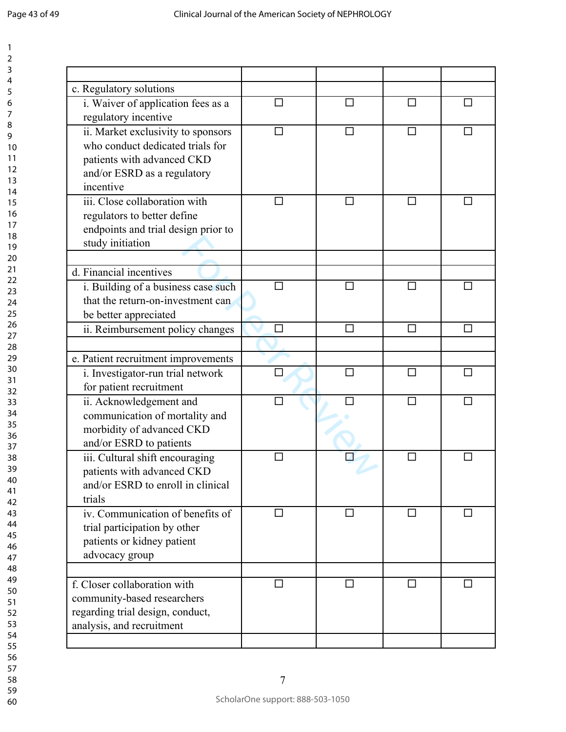| | | | | |
|---|---|---|---|---|
| c. Regulatory solutions | | | | |
| i. Waiver of application fees as a regulatory incentive | ☐ | ☐ | ☐ | ☐ |
| ii. Market exclusivity to sponsors who conduct dedicated trials for patients with advanced CKD and/or ESRD as a regulatory incentive | ☐ | ☐ | ☐ | ☐ |
| iii. Close collaboration with regulators to better define endpoints and trial design prior to study initiation | ☐ | ☐ | ☐ | ☐ |
| | | | | |
| d. Financial incentives | | | | |
| i. Building of a business case such that the return-on-investment can be better appreciated | ☐ | ☐ | ☐ | ☐ |
| ii. Reimbursement policy changes | ☐ | ☐ | ☐ | ☐ |
| | | | | |
| e. Patient recruitment improvements | | | | |
| i. Investigator-run trial network for patient recruitment | ☐ | ☐ | ☐ | ☐ |
| ii. Acknowledgement and communication of mortality and morbidity of advanced CKD and/or ESRD to patients | ☐ | ☐ | ☐ | ☐ |
| iii. Cultural shift encouraging patients with advanced CKD and/or ESRD to enroll in clinical trials | ☐ | ☐ | ☐ | ☐ |
| iv. Communication of benefits of trial participation by other patients or kidney patient advocacy group | ☐ | ☐ | ☐ | ☐ |
| | | | | |
| f. Closer collaboration with community-based researchers regarding trial design, conduct, analysis, and recruitment | ☐ | ☐ | ☐ | ☐ |
| | | | | |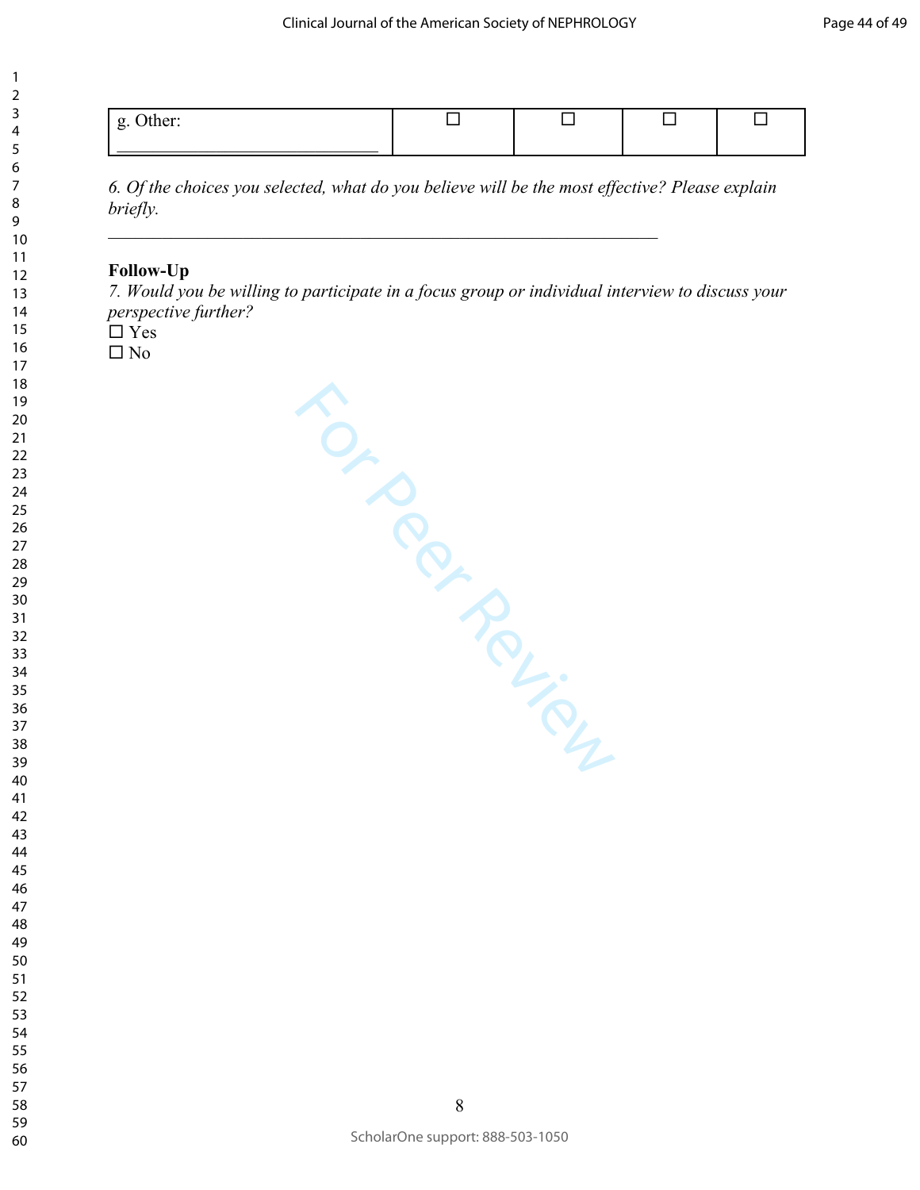| g. Other: ____________________________ | ☐ | ☐ | ☐ | ☐ |
|---|---|---|---|---|

*6. Of the choices you selected, what do you believe will be the most effective? Please explain briefly.*

_______________________________________________________________

**Follow-Up**

*7. Would you be willing to participate in a focus group or individual interview to discuss your perspective further?*

☐ Yes
☐ No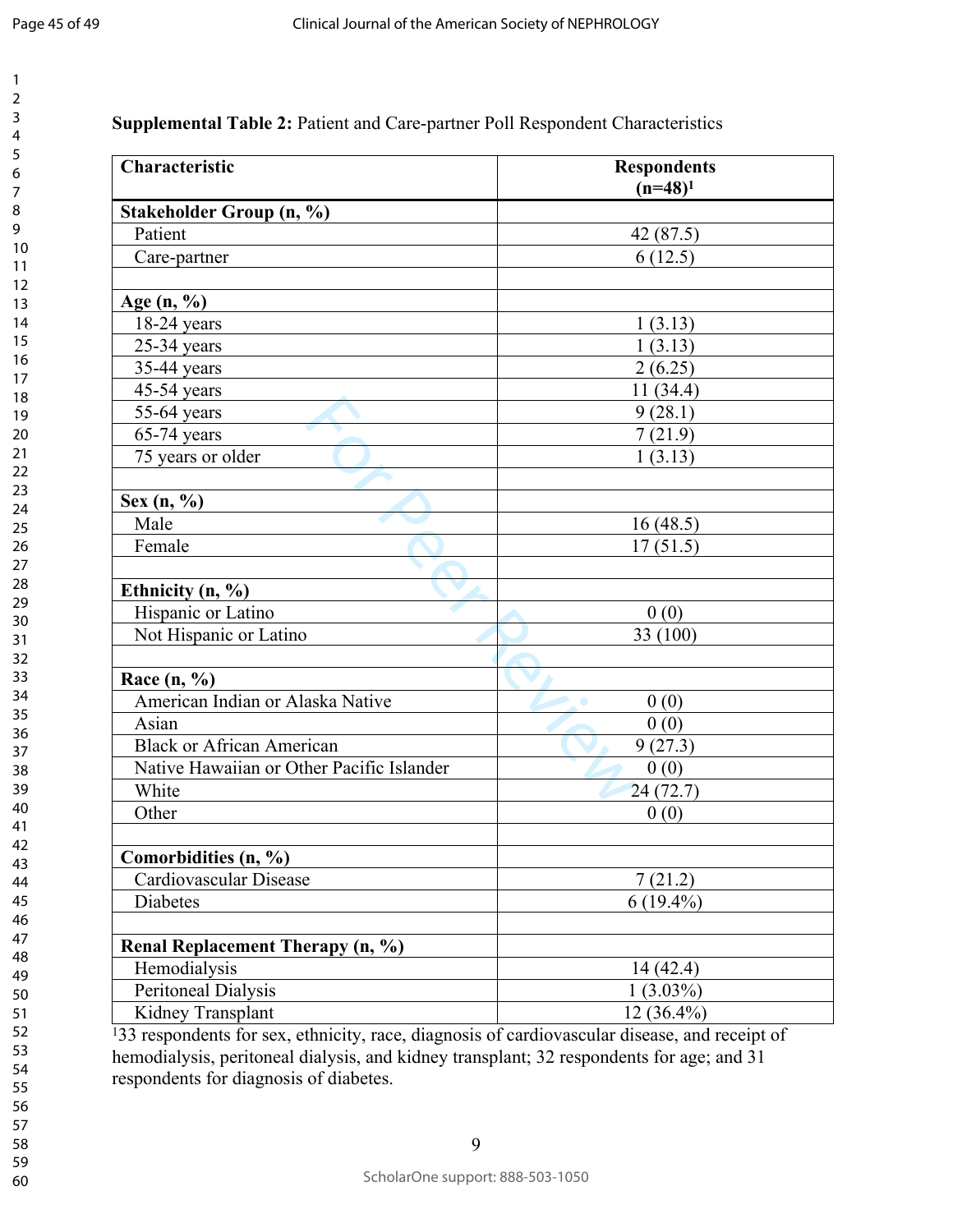**Supplemental Table 2:** Patient and Care-partner Poll Respondent Characteristics

| Characteristic | Respondents (n=48)[1] |
|---|---|
| **Stakeholder Group (n, %)** | |
| Patient | 42 (87.5) |
| Care-partner | 6 (12.5) |
| | |
| **Age (n, %)** | |
| 18-24 years | 1 (3.13) |
| 25-34 years | 1 (3.13) |
| 35-44 years | 2 (6.25) |
| 45-54 years | 11 (34.4) |
| 55-64 years | 9 (28.1) |
| 65-74 years | 7 (21.9) |
| 75 years or older | 1 (3.13) |
| | |
| **Sex (n, %)** | |
| Male | 16 (48.5) |
| Female | 17 (51.5) |
| | |
| **Ethnicity (n, %)** | |
| Hispanic or Latino | 0 (0) |
| Not Hispanic or Latino | 33 (100) |
| | |
| **Race (n, %)** | |
| American Indian or Alaska Native | 0 (0) |
| Asian | 0 (0) |
| Black or African American | 9 (27.3) |
| Native Hawaiian or Other Pacific Islander | 0 (0) |
| White | 24 (72.7) |
| Other | 0 (0) |
| | |
| **Comorbidities (n, %)** | |
| Cardiovascular Disease | 7 (21.2) |
| Diabetes | 6 (19.4%) |
| | |
| **Renal Replacement Therapy (n, %)** | |
| Hemodialysis | 14 (42.4) |
| Peritoneal Dialysis | 1 (3.03%) |
| Kidney Transplant | 12 (36.4%) |

[1]33 respondents for sex, ethnicity, race, diagnosis of cardiovascular disease, and receipt of hemodialysis, peritoneal dialysis, and kidney transplant; 32 respondents for age; and 31 respondents for diagnosis of diabetes.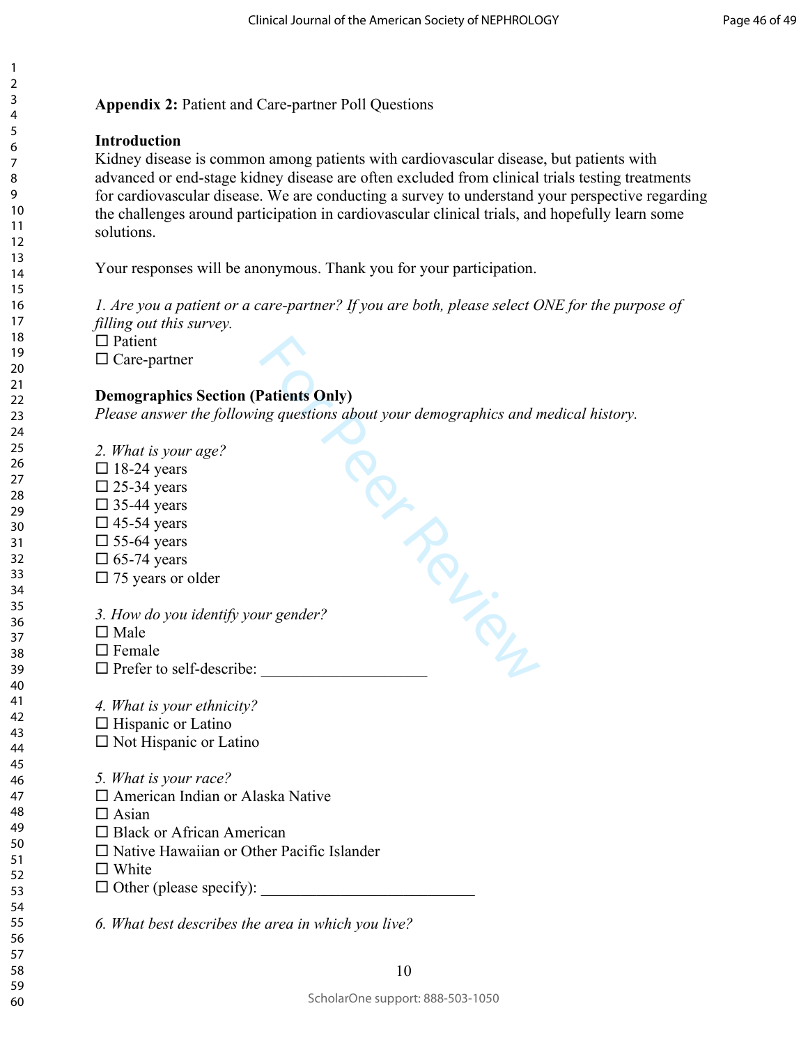**Appendix 2:** Patient and Care-partner Poll Questions

**Introduction**

Kidney disease is common among patients with cardiovascular disease, but patients with advanced or end-stage kidney disease are often excluded from clinical trials testing treatments for cardiovascular disease. We are conducting a survey to understand your perspective regarding the challenges around participation in cardiovascular clinical trials, and hopefully learn some solutions.

Your responses will be anonymous. Thank you for your participation.

*1. Are you a patient or a care-partner? If you are both, please select ONE for the purpose of filling out this survey.*

☐ Patient
☐ Care-partner

**Demographics Section (Patients Only)**

*Please answer the following questions about your demographics and medical history.*

*2. What is your age?*

☐ 18-24 years
☐ 25-34 years
☐ 35-44 years
☐ 45-54 years
☐ 55-64 years
☐ 65-74 years
☐ 75 years or older

*3. How do you identify your gender?*

☐ Male
☐ Female
☐ Prefer to self-describe: ____________________

*4. What is your ethnicity?*

☐ Hispanic or Latino
☐ Not Hispanic or Latino

*5. What is your race?*

☐ American Indian or Alaska Native
☐ Asian
☐ Black or African American
☐ Native Hawaiian or Other Pacific Islander
☐ White
☐ Other (please specify): __________________________

*6. What best describes the area in which you live?*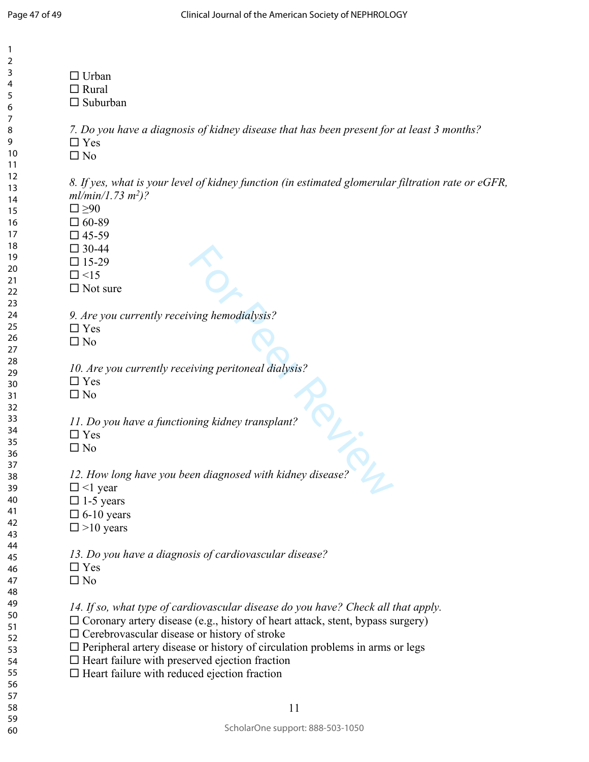☐ Urban
☐ Rural
☐ Suburban

*7. Do you have a diagnosis of kidney disease that has been present for at least 3 months?*
☐ Yes
☐ No

*8. If yes, what is your level of kidney function (in estimated glomerular filtration rate or eGFR, ml/min/1.73 m$^2$)?*
☐ ≥90
☐ 60-89
☐ 45-59
☐ 30-44
☐ 15-29
☐ <15
☐ Not sure

*9. Are you currently receiving hemodialysis?*
☐ Yes
☐ No

*10. Are you currently receiving peritoneal dialysis?*
☐ Yes
☐ No

*11. Do you have a functioning kidney transplant?*
☐ Yes
☐ No

*12. How long have you been diagnosed with kidney disease?*
☐ <1 year
☐ 1-5 years
☐ 6-10 years
☐ >10 years

*13. Do you have a diagnosis of cardiovascular disease?*
☐ Yes
☐ No

*14. If so, what type of cardiovascular disease do you have? Check all that apply.*
☐ Coronary artery disease (e.g., history of heart attack, stent, bypass surgery)
☐ Cerebrovascular disease or history of stroke
☐ Peripheral artery disease or history of circulation problems in arms or legs
☐ Heart failure with preserved ejection fraction
☐ Heart failure with reduced ejection fraction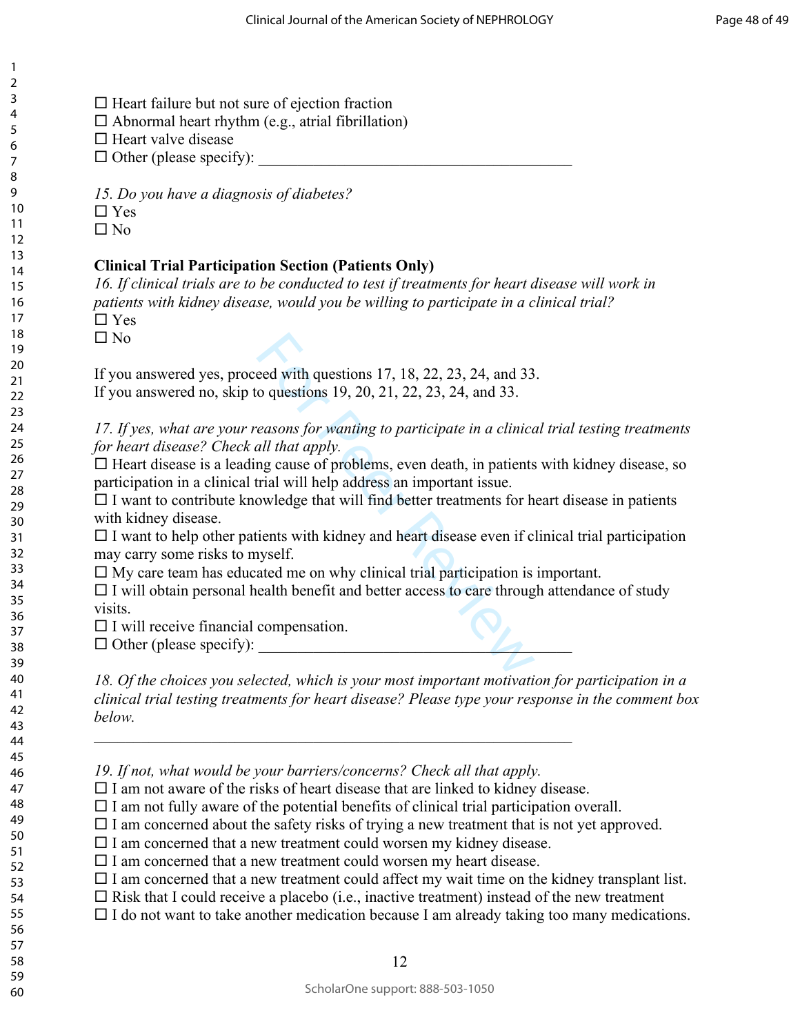☐ Heart failure but not sure of ejection fraction
☐ Abnormal heart rhythm (e.g., atrial fibrillation)
☐ Heart valve disease
☐ Other (please specify): ________________________________________

*15. Do you have a diagnosis of diabetes?*
☐ Yes
☐ No

**Clinical Trial Participation Section (Patients Only)**

*16. If clinical trials are to be conducted to test if treatments for heart disease will work in patients with kidney disease, would you be willing to participate in a clinical trial?*
☐ Yes
☐ No

If you answered yes, proceed with questions 17, 18, 22, 23, 24, and 33.
If you answered no, skip to questions 19, 20, 21, 22, 23, 24, and 33.

*17. If yes, what are your reasons for wanting to participate in a clinical trial testing treatments for heart disease? Check all that apply.*
☐ Heart disease is a leading cause of problems, even death, in patients with kidney disease, so participation in a clinical trial will help address an important issue.
☐ I want to contribute knowledge that will find better treatments for heart disease in patients with kidney disease.
☐ I want to help other patients with kidney and heart disease even if clinical trial participation may carry some risks to myself.
☐ My care team has educated me on why clinical trial participation is important.
☐ I will obtain personal health benefit and better access to care through attendance of study visits.
☐ I will receive financial compensation.
☐ Other (please specify): ________________________________________

*18. Of the choices you selected, which is your most important motivation for participation in a clinical trial testing treatments for heart disease? Please type your response in the comment box below.*

____________________________________________________________

*19. If not, what would be your barriers/concerns? Check all that apply.*
☐ I am not aware of the risks of heart disease that are linked to kidney disease.
☐ I am not fully aware of the potential benefits of clinical trial participation overall.
☐ I am concerned about the safety risks of trying a new treatment that is not yet approved.
☐ I am concerned that a new treatment could worsen my kidney disease.
☐ I am concerned that a new treatment could worsen my heart disease.
☐ I am concerned that a new treatment could affect my wait time on the kidney transplant list.
☐ Risk that I could receive a placebo (i.e., inactive treatment) instead of the new treatment
☐ I do not want to take another medication because I am already taking too many medications.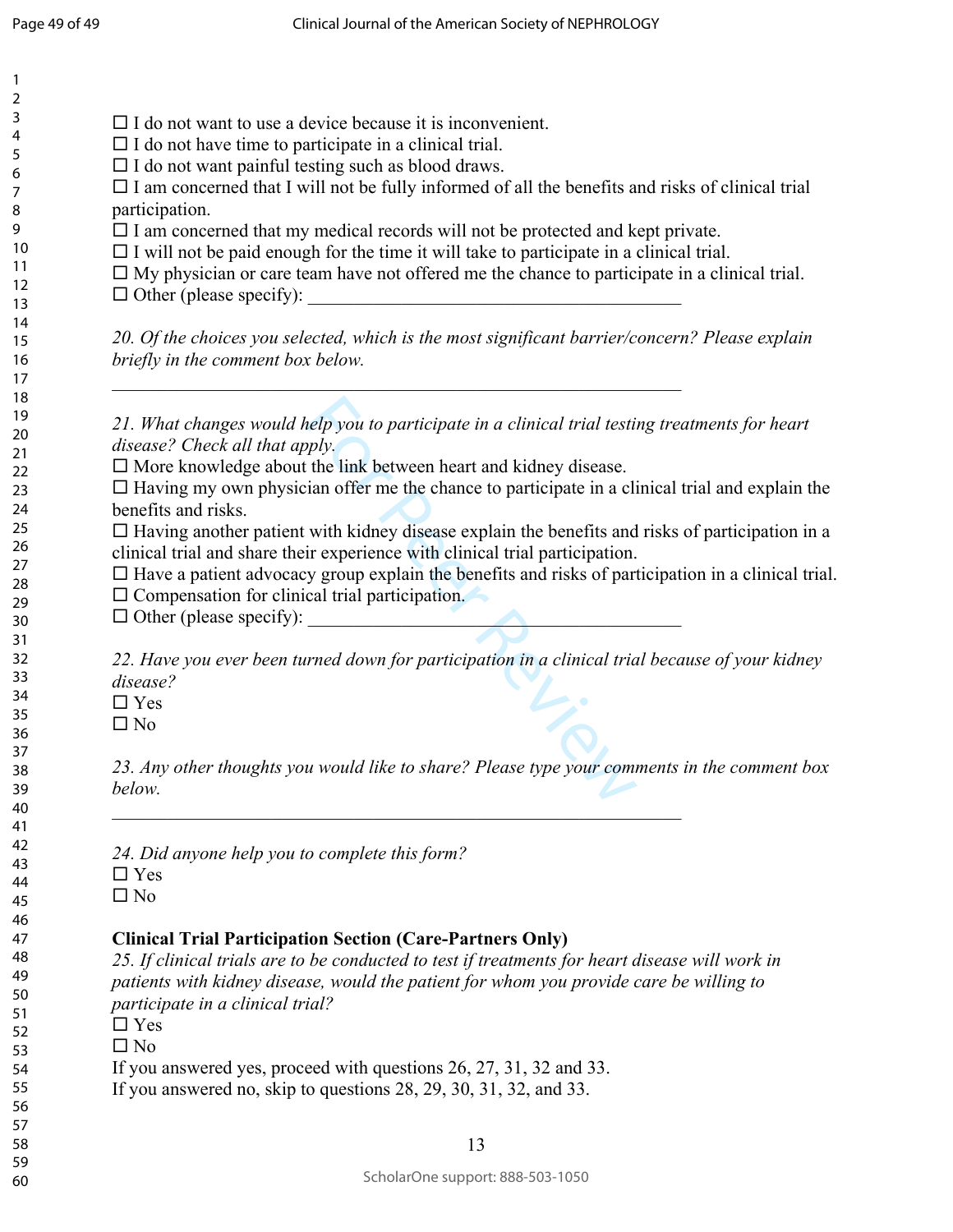☐ I do not want to use a device because it is inconvenient.
☐ I do not have time to participate in a clinical trial.
☐ I do not want painful testing such as blood draws.
☐ I am concerned that I will not be fully informed of all the benefits and risks of clinical trial participation.
☐ I am concerned that my medical records will not be protected and kept private.
☐ I will not be paid enough for the time it will take to participate in a clinical trial.
☐ My physician or care team have not offered me the chance to participate in a clinical trial.
☐ Other (please specify): ________________________________________

*20. Of the choices you selected, which is the most significant barrier/concern? Please explain briefly in the comment box below.*

________________________________________________________________

*21. What changes would help you to participate in a clinical trial testing treatments for heart disease? Check all that apply.*
☐ More knowledge about the link between heart and kidney disease.
☐ Having my own physician offer me the chance to participate in a clinical trial and explain the benefits and risks.
☐ Having another patient with kidney disease explain the benefits and risks of participation in a clinical trial and share their experience with clinical trial participation.
☐ Have a patient advocacy group explain the benefits and risks of participation in a clinical trial.
☐ Compensation for clinical trial participation.
☐ Other (please specify): ________________________________________

*22. Have you ever been turned down for participation in a clinical trial because of your kidney disease?*
☐ Yes
☐ No

*23. Any other thoughts you would like to share? Please type your comments in the comment box below.*

________________________________________________________________

*24. Did anyone help you to complete this form?*
☐ Yes
☐ No

**Clinical Trial Participation Section (Care-Partners Only)**

*25. If clinical trials are to be conducted to test if treatments for heart disease will work in patients with kidney disease, would the patient for whom you provide care be willing to participate in a clinical trial?*
☐ Yes
☐ No
If you answered yes, proceed with questions 26, 27, 31, 32 and 33.
If you answered no, skip to questions 28, 29, 30, 31, 32, and 33.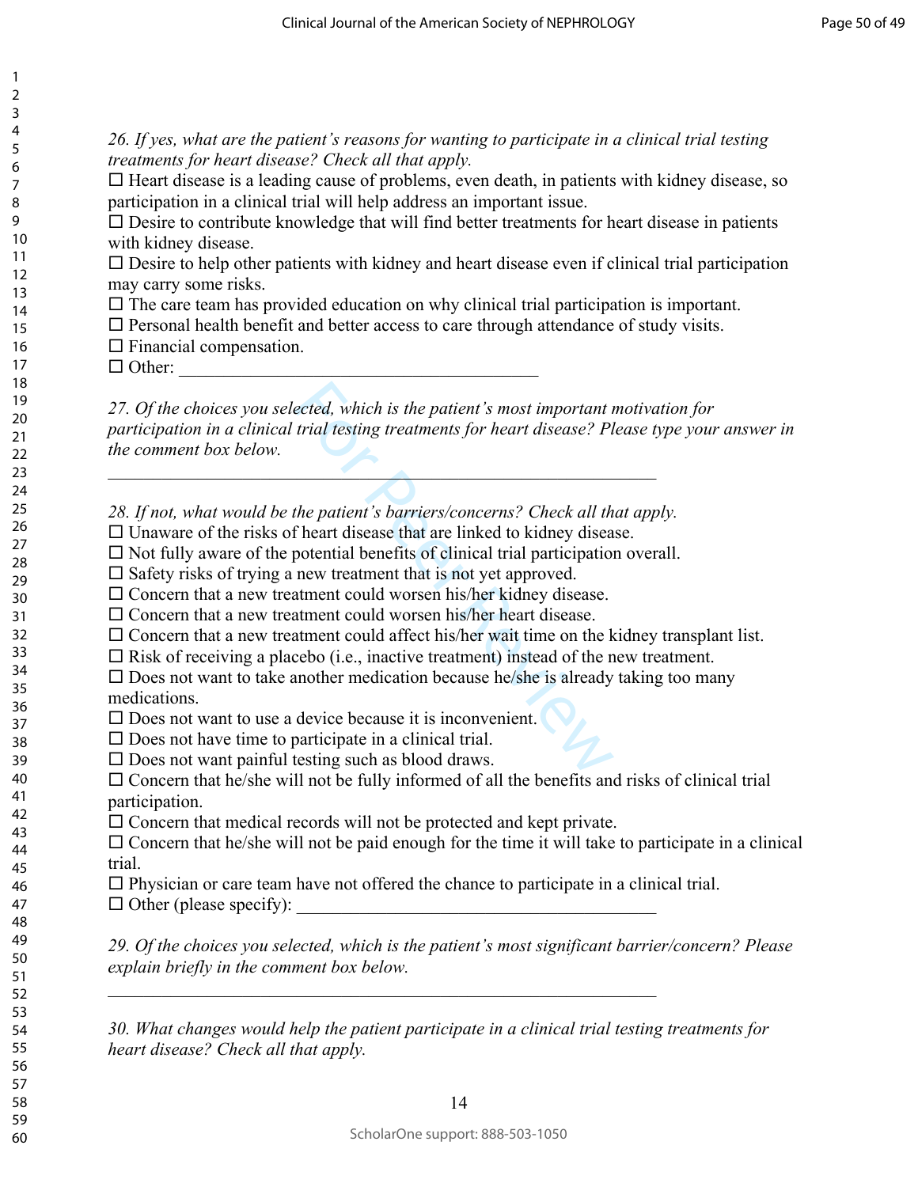*26. If yes, what are the patient's reasons for wanting to participate in a clinical trial testing treatments for heart disease? Check all that apply.*

☐ Heart disease is a leading cause of problems, even death, in patients with kidney disease, so participation in a clinical trial will help address an important issue.
☐ Desire to contribute knowledge that will find better treatments for heart disease in patients with kidney disease.
☐ Desire to help other patients with kidney and heart disease even if clinical trial participation may carry some risks.
☐ The care team has provided education on why clinical trial participation is important.
☐ Personal health benefit and better access to care through attendance of study visits.
☐ Financial compensation.
☐ Other: ________________________________________

*27. Of the choices you selected, which is the patient's most important motivation for participation in a clinical trial testing treatments for heart disease? Please type your answer in the comment box below.*

______________________________________________________________

*28. If not, what would be the patient's barriers/concerns? Check all that apply.*

☐ Unaware of the risks of heart disease that are linked to kidney disease.
☐ Not fully aware of the potential benefits of clinical trial participation overall.
☐ Safety risks of trying a new treatment that is not yet approved.
☐ Concern that a new treatment could worsen his/her kidney disease.
☐ Concern that a new treatment could worsen his/her heart disease.
☐ Concern that a new treatment could affect his/her wait time on the kidney transplant list.
☐ Risk of receiving a placebo (i.e., inactive treatment) instead of the new treatment.
☐ Does not want to take another medication because he/she is already taking too many medications.
☐ Does not want to use a device because it is inconvenient.
☐ Does not have time to participate in a clinical trial.
☐ Does not want painful testing such as blood draws.
☐ Concern that he/she will not be fully informed of all the benefits and risks of clinical trial participation.
☐ Concern that medical records will not be protected and kept private.
☐ Concern that he/she will not be paid enough for the time it will take to participate in a clinical trial.
☐ Physician or care team have not offered the chance to participate in a clinical trial.
☐ Other (please specify): ________________________________________

*29. Of the choices you selected, which is the patient's most significant barrier/concern? Please explain briefly in the comment box below.*

______________________________________________________________

*30. What changes would help the patient participate in a clinical trial testing treatments for heart disease? Check all that apply.*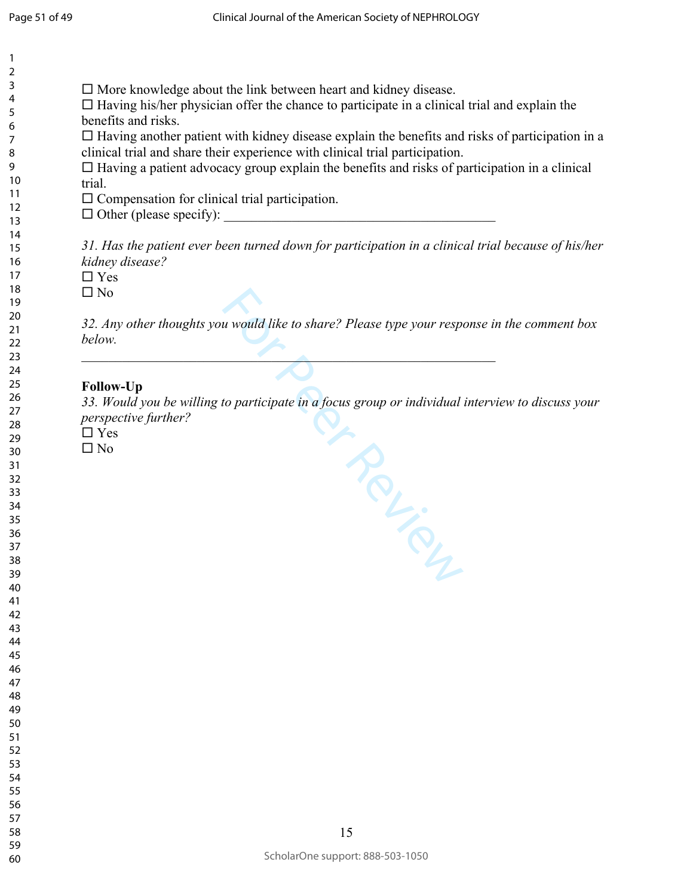☐ More knowledge about the link between heart and kidney disease.
☐ Having his/her physician offer the chance to participate in a clinical trial and explain the benefits and risks.
☐ Having another patient with kidney disease explain the benefits and risks of participation in a clinical trial and share their experience with clinical trial participation.
☐ Having a patient advocacy group explain the benefits and risks of participation in a clinical trial.
☐ Compensation for clinical trial participation.
☐ Other (please specify): ________________________________________

*31. Has the patient ever been turned down for participation in a clinical trial because of his/her kidney disease?*
☐ Yes
☐ No

*32. Any other thoughts you would like to share? Please type your response in the comment box below.*

______________________________________________________________

**Follow-Up**
*33. Would you be willing to participate in a focus group or individual interview to discuss your perspective further?*
☐ Yes
☐ No